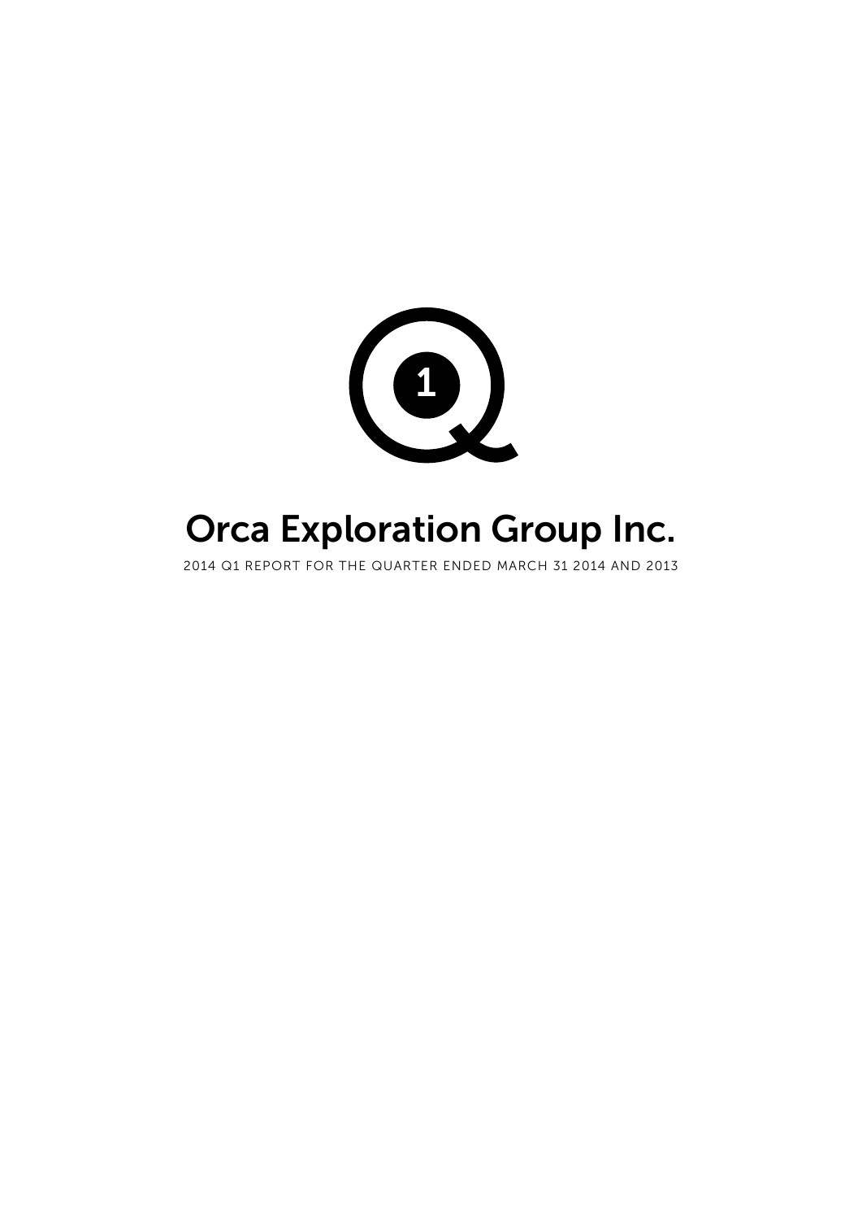# Orca Exploration Group Inc.

2014 Q1 REPORT FOR THE QUARTER ENDED MARCH 31 2014 AND 2013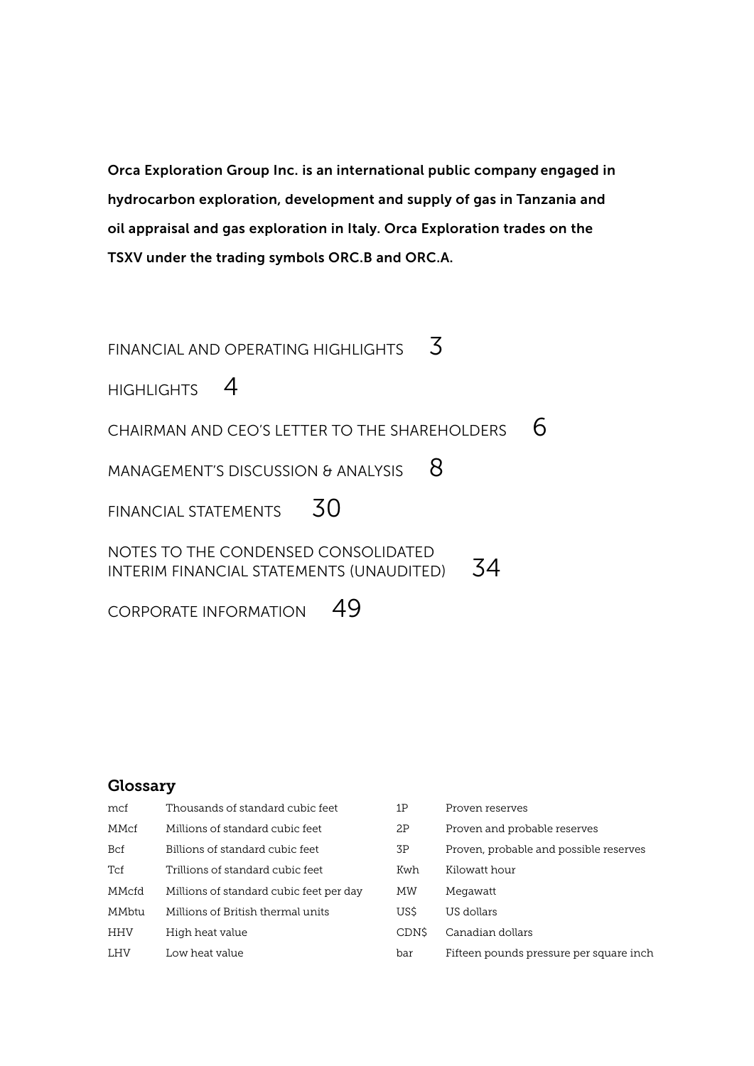**Orca Exploration Group Inc. is an international public company engaged in hydrocarbon exploration, development and supply of gas in Tanzania and oil appraisal and gas exploration in Italy. Orca Exploration trades on the TSXV under the trading symbols ORC.B and ORC.A.**

FINANCIAL AND OPERATING HIGHLIGHTS 3

HIGHLIGHTS 4

CHAIRMAN AND CEO'S LETTER TO THE SHAREHOLDERS 6

MANAGEMENT'S DISCUSSION & ANALYSIS 8

FINANCIAL STATEMENTS 30

NOTES TO THE CONDENSED CONSOLIDATED INTERIM FINANCIAL STATEMENTS (UNAUDITED) 34

CORPORATE INFORMATION 49

## Glossary

| | | | |
|---|---|---|---|
| mcf | Thousands of standard cubic feet | 1P | Proven reserves |
| MMcf | Millions of standard cubic feet | 2P | Proven and probable reserves |
| Bcf | Billions of standard cubic feet | 3P | Proven, probable and possible reserves |
| Tcf | Trillions of standard cubic feet | Kwh | Kilowatt hour |
| MMcfd | Millions of standard cubic feet per day | MW | Megawatt |
| MMbtu | Millions of British thermal units | US$ | US dollars |
| HHV | High heat value | CDN$ | Canadian dollars |
| LHV | Low heat value | bar | Fifteen pounds pressure per square inch |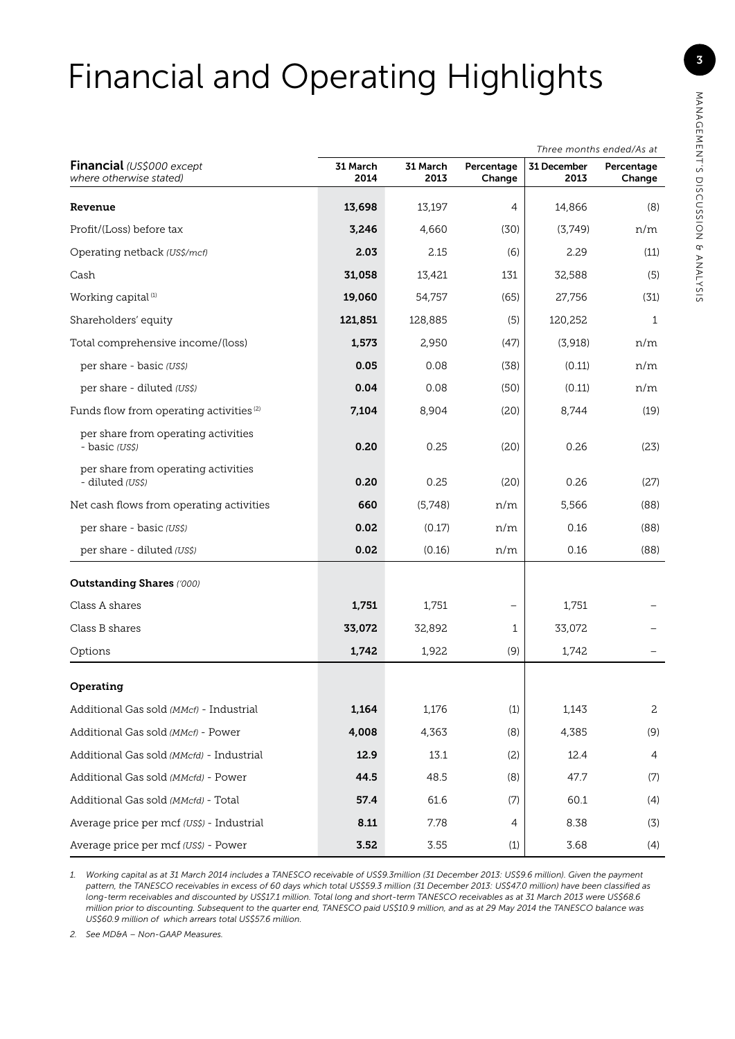# Financial and Operating Highlights

| Financial *(US$000 except where otherwise stated)* | 31 March 2014 | 31 March 2013 | Percentage Change | 31 December 2013 | Percentage Change |
|---|---|---|---|---|---|
| | | | | *Three months ended/As at* | |
| **Revenue** | **13,698** | 13,197 | 4 | 14,866 | (8) |
| Profit/(Loss) before tax | **3,246** | 4,660 | (30) | (3,749) | n/m |
| Operating netback *(US$/mcf)* | **2.03** | 2.15 | (6) | 2.29 | (11) |
| Cash | **31,058** | 13,421 | 131 | 32,588 | (5) |
| Working capital [1] | **19,060** | 54,757 | (65) | 27,756 | (31) |
| Shareholders' equity | **121,851** | 128,885 | (5) | 120,252 | 1 |
| Total comprehensive income/(loss) | **1,573** | 2,950 | (47) | (3,918) | n/m |
| per share - basic *(US$)* | **0.05** | 0.08 | (38) | (0.11) | n/m |
| per share - diluted *(US$)* | **0.04** | 0.08 | (50) | (0.11) | n/m |
| Funds flow from operating activities [2] | **7,104** | 8,904 | (20) | 8,744 | (19) |
| per share from operating activities - basic *(US$)* | **0.20** | 0.25 | (20) | 0.26 | (23) |
| per share from operating activities - diluted *(US$)* | **0.20** | 0.25 | (20) | 0.26 | (27) |
| Net cash flows from operating activities | **660** | (5,748) | n/m | 5,566 | (88) |
| per share - basic *(US$)* | **0.02** | (0.17) | n/m | 0.16 | (88) |
| per share - diluted *(US$)* | **0.02** | (0.16) | n/m | 0.16 | (88) |
| **Outstanding Shares** *('000)* | | | | | |
| Class A shares | **1,751** | 1,751 | – | 1,751 | – |
| Class B shares | **33,072** | 32,892 | 1 | 33,072 | – |
| Options | **1,742** | 1,922 | (9) | 1,742 | – |
| **Operating** | | | | | |
| Additional Gas sold *(MMcf)* - Industrial | **1,164** | 1,176 | (1) | 1,143 | 2 |
| Additional Gas sold *(MMcf)* - Power | **4,008** | 4,363 | (8) | 4,385 | (9) |
| Additional Gas sold *(MMcfd)* - Industrial | **12.9** | 13.1 | (2) | 12.4 | 4 |
| Additional Gas sold *(MMcfd)* - Power | **44.5** | 48.5 | (8) | 47.7 | (7) |
| Additional Gas sold *(MMcfd)* - Total | **57.4** | 61.6 | (7) | 60.1 | (4) |
| Average price per mcf *(US$)* - Industrial | **8.11** | 7.78 | 4 | 8.38 | (3) |
| Average price per mcf *(US$)* - Power | **3.52** | 3.55 | (1) | 3.68 | (4) |

1. *Working capital as at 31 March 2014 includes a TANESCO receivable of US$9.3million (31 December 2013: US$9.6 million). Given the payment pattern, the TANESCO receivables in excess of 60 days which total US$59.3 million (31 December 2013: US$47.0 million) have been classified as long-term receivables and discounted by US$17.1 million. Total long and short-term TANESCO receivables as at 31 March 2013 were US$68.6 million prior to discounting. Subsequent to the quarter end, TANESCO paid US$10.9 million, and as at 29 May 2014 the TANESCO balance was US$60.9 million of which arrears total US$57.6 million.*
2. *See MD&A – Non-GAAP Measures.*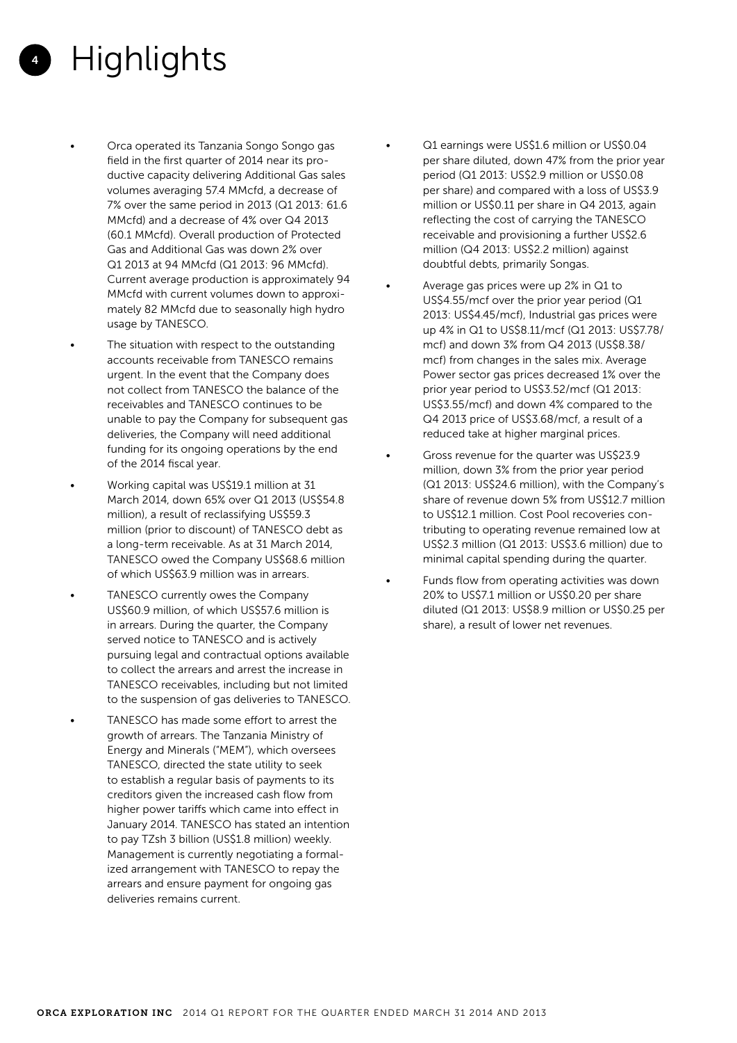# Highlights

- Orca operated its Tanzania Songo Songo gas field in the first quarter of 2014 near its productive capacity delivering Additional Gas sales volumes averaging 57.4 MMcfd, a decrease of 7% over the same period in 2013 (Q1 2013: 61.6 MMcfd) and a decrease of 4% over Q4 2013 (60.1 MMcfd). Overall production of Protected Gas and Additional Gas was down 2% over Q1 2013 at 94 MMcfd (Q1 2013: 96 MMcfd). Current average production is approximately 94 MMcfd with current volumes down to approximately 82 MMcfd due to seasonally high hydro usage by TANESCO.
- The situation with respect to the outstanding accounts receivable from TANESCO remains urgent. In the event that the Company does not collect from TANESCO the balance of the receivables and TANESCO continues to be unable to pay the Company for subsequent gas deliveries, the Company will need additional funding for its ongoing operations by the end of the 2014 fiscal year.
- Working capital was US$19.1 million at 31 March 2014, down 65% over Q1 2013 (US$54.8 million), a result of reclassifying US$59.3 million (prior to discount) of TANESCO debt as a long-term receivable. As at 31 March 2014, TANESCO owed the Company US$68.6 million of which US$63.9 million was in arrears.
- TANESCO currently owes the Company US$60.9 million, of which US$57.6 million is in arrears. During the quarter, the Company served notice to TANESCO and is actively pursuing legal and contractual options available to collect the arrears and arrest the increase in TANESCO receivables, including but not limited to the suspension of gas deliveries to TANESCO.
- TANESCO has made some effort to arrest the growth of arrears. The Tanzania Ministry of Energy and Minerals ("MEM"), which oversees TANESCO, directed the state utility to seek to establish a regular basis of payments to its creditors given the increased cash flow from higher power tariffs which came into effect in January 2014. TANESCO has stated an intention to pay TZsh 3 billion (US$1.8 million) weekly. Management is currently negotiating a formalized arrangement with TANESCO to repay the arrears and ensure payment for ongoing gas deliveries remains current.
- Q1 earnings were US$1.6 million or US$0.04 per share diluted, down 47% from the prior year period (Q1 2013: US$2.9 million or US$0.08 per share) and compared with a loss of US$3.9 million or US$0.11 per share in Q4 2013, again reflecting the cost of carrying the TANESCO receivable and provisioning a further US$2.6 million (Q4 2013: US$2.2 million) against doubtful debts, primarily Songas.
- Average gas prices were up 2% in Q1 to US$4.55/mcf over the prior year period (Q1 2013: US$4.45/mcf), Industrial gas prices were up 4% in Q1 to US$8.11/mcf (Q1 2013: US$7.78/mcf) and down 3% from Q4 2013 (US$8.38/mcf) from changes in the sales mix. Average Power sector gas prices decreased 1% over the prior year period to US$3.52/mcf (Q1 2013: US$3.55/mcf) and down 4% compared to the Q4 2013 price of US$3.68/mcf, a result of a reduced take at higher marginal prices.
- Gross revenue for the quarter was US$23.9 million, down 3% from the prior year period (Q1 2013: US$24.6 million), with the Company's share of revenue down 5% from US$12.7 million to US$12.1 million. Cost Pool recoveries contributing to operating revenue remained low at US$2.3 million (Q1 2013: US$3.6 million) due to minimal capital spending during the quarter.
- Funds flow from operating activities was down 20% to US$7.1 million or US$0.20 per share diluted (Q1 2013: US$8.9 million or US$0.25 per share), a result of lower net revenues.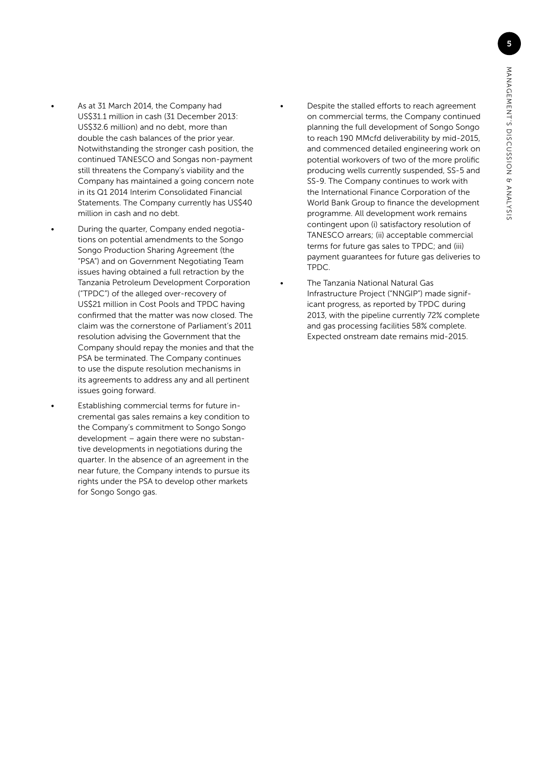- As at 31 March 2014, the Company had US$31.1 million in cash (31 December 2013: US$32.6 million) and no debt, more than double the cash balances of the prior year. Notwithstanding the stronger cash position, the continued TANESCO and Songas non-payment still threatens the Company's viability and the Company has maintained a going concern note in its Q1 2014 Interim Consolidated Financial Statements. The Company currently has US$40 million in cash and no debt.
- During the quarter, Company ended negotiations on potential amendments to the Songo Songo Production Sharing Agreement (the "PSA") and on Government Negotiating Team issues having obtained a full retraction by the Tanzania Petroleum Development Corporation ("TPDC") of the alleged over-recovery of US$21 million in Cost Pools and TPDC having confirmed that the matter was now closed. The claim was the cornerstone of Parliament's 2011 resolution advising the Government that the Company should repay the monies and that the PSA be terminated. The Company continues to use the dispute resolution mechanisms in its agreements to address any and all pertinent issues going forward.
- Establishing commercial terms for future incremental gas sales remains a key condition to the Company's commitment to Songo Songo development – again there were no substantive developments in negotiations during the quarter. In the absence of an agreement in the near future, the Company intends to pursue its rights under the PSA to develop other markets for Songo Songo gas.
- Despite the stalled efforts to reach agreement on commercial terms, the Company continued planning the full development of Songo Songo to reach 190 MMcfd deliverability by mid-2015, and commenced detailed engineering work on potential workovers of two of the more prolific producing wells currently suspended, SS-5 and SS-9. The Company continues to work with the International Finance Corporation of the World Bank Group to finance the development programme. All development work remains contingent upon (i) satisfactory resolution of TANESCO arrears; (ii) acceptable commercial terms for future gas sales to TPDC; and (iii) payment guarantees for future gas deliveries to TPDC.
- The Tanzania National Natural Gas Infrastructure Project ("NNGIP") made significant progress, as reported by TPDC during 2013, with the pipeline currently 72% complete and gas processing facilities 58% complete. Expected onstream date remains mid-2015.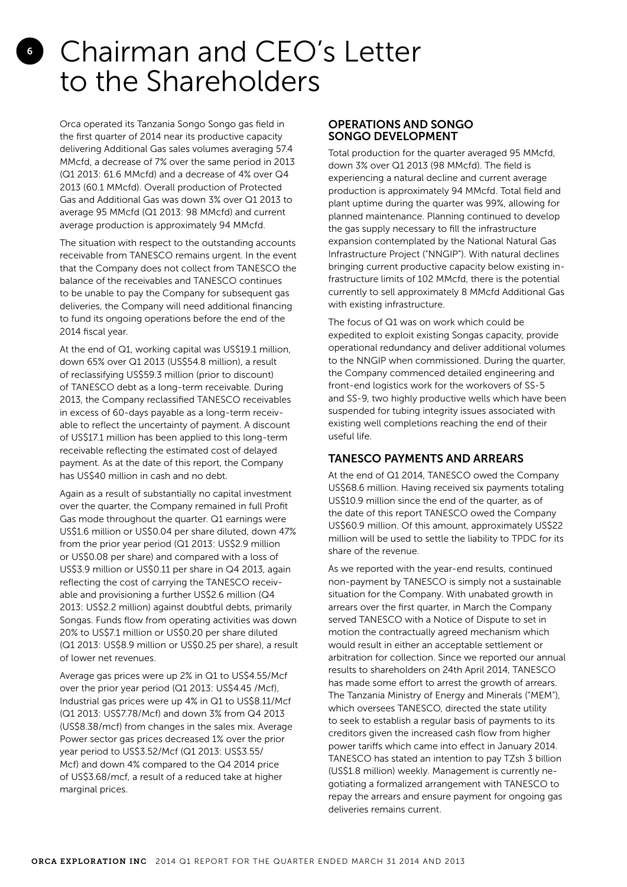# Chairman and CEO's Letter to the Shareholders

Orca operated its Tanzania Songo Songo gas field in the first quarter of 2014 near its productive capacity delivering Additional Gas sales volumes averaging 57.4 MMcfd, a decrease of 7% over the same period in 2013 (Q1 2013: 61.6 MMcfd) and a decrease of 4% over Q4 2013 (60.1 MMcfd). Overall production of Protected Gas and Additional Gas was down 3% over Q1 2013 to average 95 MMcfd (Q1 2013: 98 MMcfd) and current average production is approximately 94 MMcfd.

The situation with respect to the outstanding accounts receivable from TANESCO remains urgent. In the event that the Company does not collect from TANESCO the balance of the receivables and TANESCO continues to be unable to pay the Company for subsequent gas deliveries, the Company will need additional financing to fund its ongoing operations before the end of the 2014 fiscal year.

At the end of Q1, working capital was US$19.1 million, down 65% over Q1 2013 (US$54.8 million), a result of reclassifying US$59.3 million (prior to discount) of TANESCO debt as a long-term receivable. During 2013, the Company reclassified TANESCO receivables in excess of 60-days payable as a long-term receivable to reflect the uncertainty of payment. A discount of US$17.1 million has been applied to this long-term receivable reflecting the estimated cost of delayed payment. As at the date of this report, the Company has US$40 million in cash and no debt.

Again as a result of substantially no capital investment over the quarter, the Company remained in full Profit Gas mode throughout the quarter. Q1 earnings were US$1.6 million or US$0.04 per share diluted, down 47% from the prior year period (Q1 2013: US$2.9 million or US$0.08 per share) and compared with a loss of US$3.9 million or US$0.11 per share in Q4 2013, again reflecting the cost of carrying the TANESCO receivable and provisioning a further US$2.6 million (Q4 2013: US$2.2 million) against doubtful debts, primarily Songas. Funds flow from operating activities was down 20% to US$7.1 million or US$0.20 per share diluted (Q1 2013: US$8.9 million or US$0.25 per share), a result of lower net revenues.

Average gas prices were up 2% in Q1 to US$4.55/Mcf over the prior year period (Q1 2013: US$4.45 /Mcf), Industrial gas prices were up 4% in Q1 to US$8.11/Mcf (Q1 2013: US$7.78/Mcf) and down 3% from Q4 2013 (US$8.38/mcf) from changes in the sales mix. Average Power sector gas prices decreased 1% over the prior year period to US$3.52/Mcf (Q1 2013: US$3.55/ Mcf) and down 4% compared to the Q4 2014 price of US$3.68/mcf, a result of a reduced take at higher marginal prices.

## OPERATIONS AND SONGO SONGO DEVELOPMENT

Total production for the quarter averaged 95 MMcfd, down 3% over Q1 2013 (98 MMcfd). The field is experiencing a natural decline and current average production is approximately 94 MMcfd. Total field and plant uptime during the quarter was 99%, allowing for planned maintenance. Planning continued to develop the gas supply necessary to fill the infrastructure expansion contemplated by the National Natural Gas Infrastructure Project ("NNGIP"). With natural declines bringing current productive capacity below existing infrastructure limits of 102 MMcfd, there is the potential currently to sell approximately 8 MMcfd Additional Gas with existing infrastructure.

The focus of Q1 was on work which could be expedited to exploit existing Songas capacity, provide operational redundancy and deliver additional volumes to the NNGIP when commissioned. During the quarter, the Company commenced detailed engineering and front-end logistics work for the workovers of SS-5 and SS-9, two highly productive wells which have been suspended for tubing integrity issues associated with existing well completions reaching the end of their useful life.

## TANESCO PAYMENTS AND ARREARS

At the end of Q1 2014, TANESCO owed the Company US$68.6 million. Having received six payments totaling US$10.9 million since the end of the quarter, as of the date of this report TANESCO owed the Company US$60.9 million. Of this amount, approximately US$22 million will be used to settle the liability to TPDC for its share of the revenue.

As we reported with the year-end results, continued non-payment by TANESCO is simply not a sustainable situation for the Company. With unabated growth in arrears over the first quarter, in March the Company served TANESCO with a Notice of Dispute to set in motion the contractually agreed mechanism which would result in either an acceptable settlement or arbitration for collection. Since we reported our annual results to shareholders on 24th April 2014, TANESCO has made some effort to arrest the growth of arrears. The Tanzania Ministry of Energy and Minerals ("MEM"), which oversees TANESCO, directed the state utility to seek to establish a regular basis of payments to its creditors given the increased cash flow from higher power tariffs which came into effect in January 2014. TANESCO has stated an intention to pay TZsh 3 billion (US$1.8 million) weekly. Management is currently negotiating a formalized arrangement with TANESCO to repay the arrears and ensure payment for ongoing gas deliveries remains current.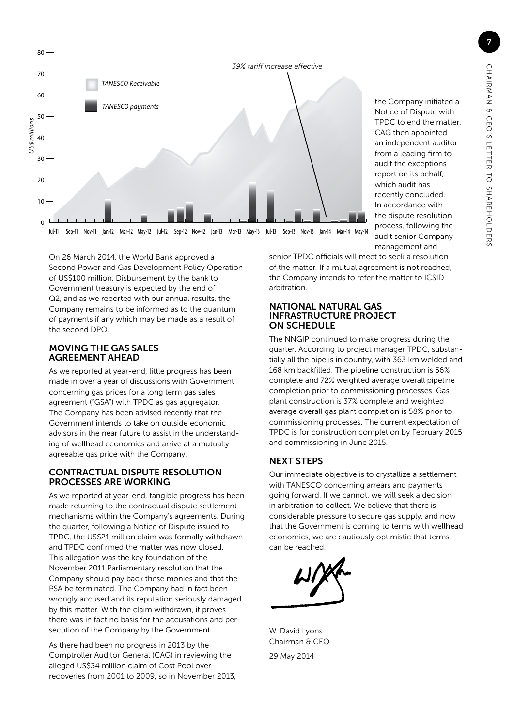the Company initiated a Notice of Dispute with TPDC to end the matter. CAG then appointed an independent auditor from a leading firm to audit the exceptions report on its behalf, which audit has recently concluded. In accordance with the dispute resolution process, following the audit senior Company management and senior TPDC officials will meet to seek a resolution of the matter. If a mutual agreement is not reached, the Company intends to refer the matter to ICSID arbitration.

On 26 March 2014, the World Bank approved a Second Power and Gas Development Policy Operation of US$100 million. Disbursement by the bank to Government treasury is expected by the end of Q2, and as we reported with our annual results, the Company remains to be informed as to the quantum of payments if any which may be made as a result of the second DPO.

## MOVING THE GAS SALES AGREEMENT AHEAD

As we reported at year-end, little progress has been made in over a year of discussions with Government concerning gas prices for a long term gas sales agreement ("GSA") with TPDC as gas aggregator. The Company has been advised recently that the Government intends to take on outside economic advisors in the near future to assist in the understanding of wellhead economics and arrive at a mutually agreeable gas price with the Company.

## CONTRACTUAL DISPUTE RESOLUTION PROCESSES ARE WORKING

As we reported at year-end, tangible progress has been made returning to the contractual dispute settlement mechanisms within the Company's agreements. During the quarter, following a Notice of Dispute issued to TPDC, the US$21 million claim was formally withdrawn and TPDC confirmed the matter was now closed. This allegation was the key foundation of the November 2011 Parliamentary resolution that the Company should pay back these monies and that the PSA be terminated. The Company had in fact been wrongly accused and its reputation seriously damaged by this matter. With the claim withdrawn, it proves there was in fact no basis for the accusations and persecution of the Company by the Government.

As there had been no progress in 2013 by the Comptroller Auditor General (CAG) in reviewing the alleged US$34 million claim of Cost Pool over-recoveries from 2001 to 2009, so in November 2013, the Company initiated a Notice of Dispute with TPDC to end the matter.

## NATIONAL NATURAL GAS INFRASTRUCTURE PROJECT ON SCHEDULE

The NNGIP continued to make progress during the quarter. According to project manager TPDC, substantially all the pipe is in country, with 363 km welded and 168 km backfilled. The pipeline construction is 56% complete and 72% weighted average overall pipeline completion prior to commissioning processes. Gas plant construction is 37% complete and weighted average overall gas plant completion is 58% prior to commissioning processes. The current expectation of TPDC is for construction completion by February 2015 and commissioning in June 2015.

## NEXT STEPS

Our immediate objective is to crystallize a settlement with TANESCO concerning arrears and payments going forward. If we cannot, we will seek a decision in arbitration to collect. We believe that there is considerable pressure to secure gas supply, and now that the Government is coming to terms with wellhead economics, we are cautiously optimistic that terms can be reached.

W. David Lyons
Chairman & CEO

29 May 2014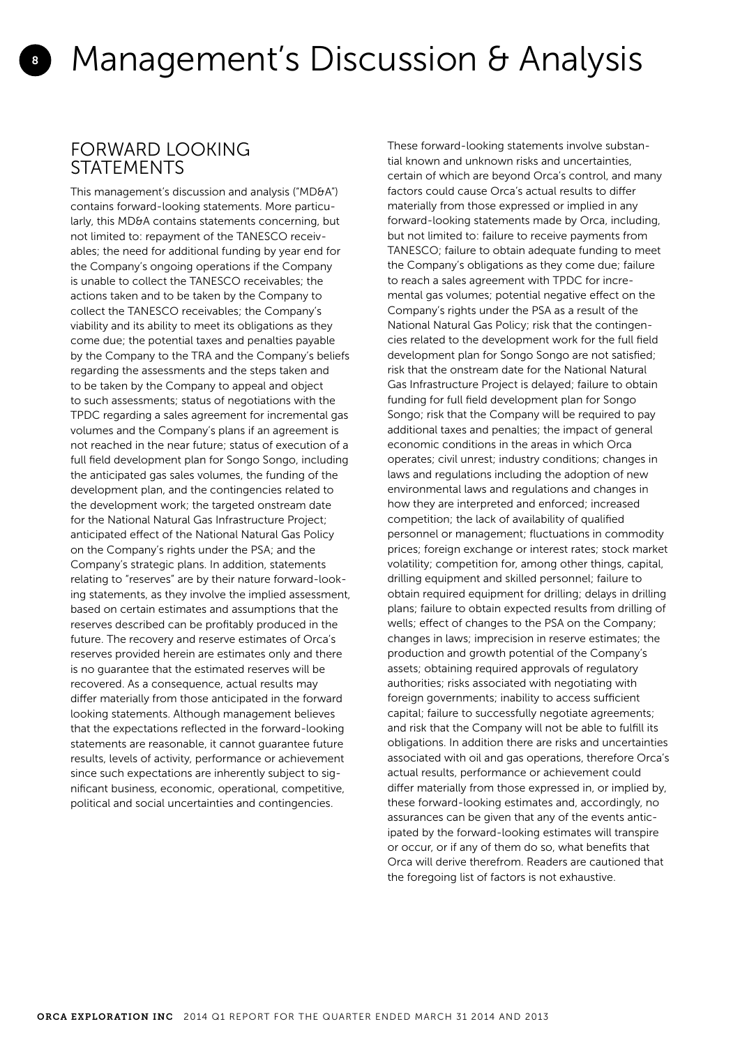# Management's Discussion & Analysis

## FORWARD LOOKING STATEMENTS

This management's discussion and analysis ("MD&A") contains forward-looking statements. More particularly, this MD&A contains statements concerning, but not limited to: repayment of the TANESCO receivables; the need for additional funding by year end for the Company's ongoing operations if the Company is unable to collect the TANESCO receivables; the actions taken and to be taken by the Company to collect the TANESCO receivables; the Company's viability and its ability to meet its obligations as they come due; the potential taxes and penalties payable by the Company to the TRA and the Company's beliefs regarding the assessments and the steps taken and to be taken by the Company to appeal and object to such assessments; status of negotiations with the TPDC regarding a sales agreement for incremental gas volumes and the Company's plans if an agreement is not reached in the near future; status of execution of a full field development plan for Songo Songo, including the anticipated gas sales volumes, the funding of the development plan, and the contingencies related to the development work; the targeted onstream date for the National Natural Gas Infrastructure Project; anticipated effect of the National Natural Gas Policy on the Company's rights under the PSA; and the Company's strategic plans. In addition, statements relating to "reserves" are by their nature forward-looking statements, as they involve the implied assessment, based on certain estimates and assumptions that the reserves described can be profitably produced in the future. The recovery and reserve estimates of Orca's reserves provided herein are estimates only and there is no guarantee that the estimated reserves will be recovered. As a consequence, actual results may differ materially from those anticipated in the forward looking statements. Although management believes that the expectations reflected in the forward-looking statements are reasonable, it cannot guarantee future results, levels of activity, performance or achievement since such expectations are inherently subject to significant business, economic, operational, competitive, political and social uncertainties and contingencies.

These forward-looking statements involve substantial known and unknown risks and uncertainties, certain of which are beyond Orca's control, and many factors could cause Orca's actual results to differ materially from those expressed or implied in any forward-looking statements made by Orca, including, but not limited to: failure to receive payments from TANESCO; failure to obtain adequate funding to meet the Company's obligations as they come due; failure to reach a sales agreement with TPDC for incremental gas volumes; potential negative effect on the Company's rights under the PSA as a result of the National Natural Gas Policy; risk that the contingencies related to the development work for the full field development plan for Songo Songo are not satisfied; risk that the onstream date for the National Natural Gas Infrastructure Project is delayed; failure to obtain funding for full field development plan for Songo Songo; risk that the Company will be required to pay additional taxes and penalties; the impact of general economic conditions in the areas in which Orca operates; civil unrest; industry conditions; changes in laws and regulations including the adoption of new environmental laws and regulations and changes in how they are interpreted and enforced; increased competition; the lack of availability of qualified personnel or management; fluctuations in commodity prices; foreign exchange or interest rates; stock market volatility; competition for, among other things, capital, drilling equipment and skilled personnel; failure to obtain required equipment for drilling; delays in drilling plans; failure to obtain expected results from drilling of wells; effect of changes to the PSA on the Company; changes in laws; imprecision in reserve estimates; the production and growth potential of the Company's assets; obtaining required approvals of regulatory authorities; risks associated with negotiating with foreign governments; inability to access sufficient capital; failure to successfully negotiate agreements; and risk that the Company will not be able to fulfill its obligations. In addition there are risks and uncertainties associated with oil and gas operations, therefore Orca's actual results, performance or achievement could differ materially from those expressed in, or implied by, these forward-looking estimates and, accordingly, no assurances can be given that any of the events anticipated by the forward-looking estimates will transpire or occur, or if any of them do so, what benefits that Orca will derive therefrom. Readers are cautioned that the foregoing list of factors is not exhaustive.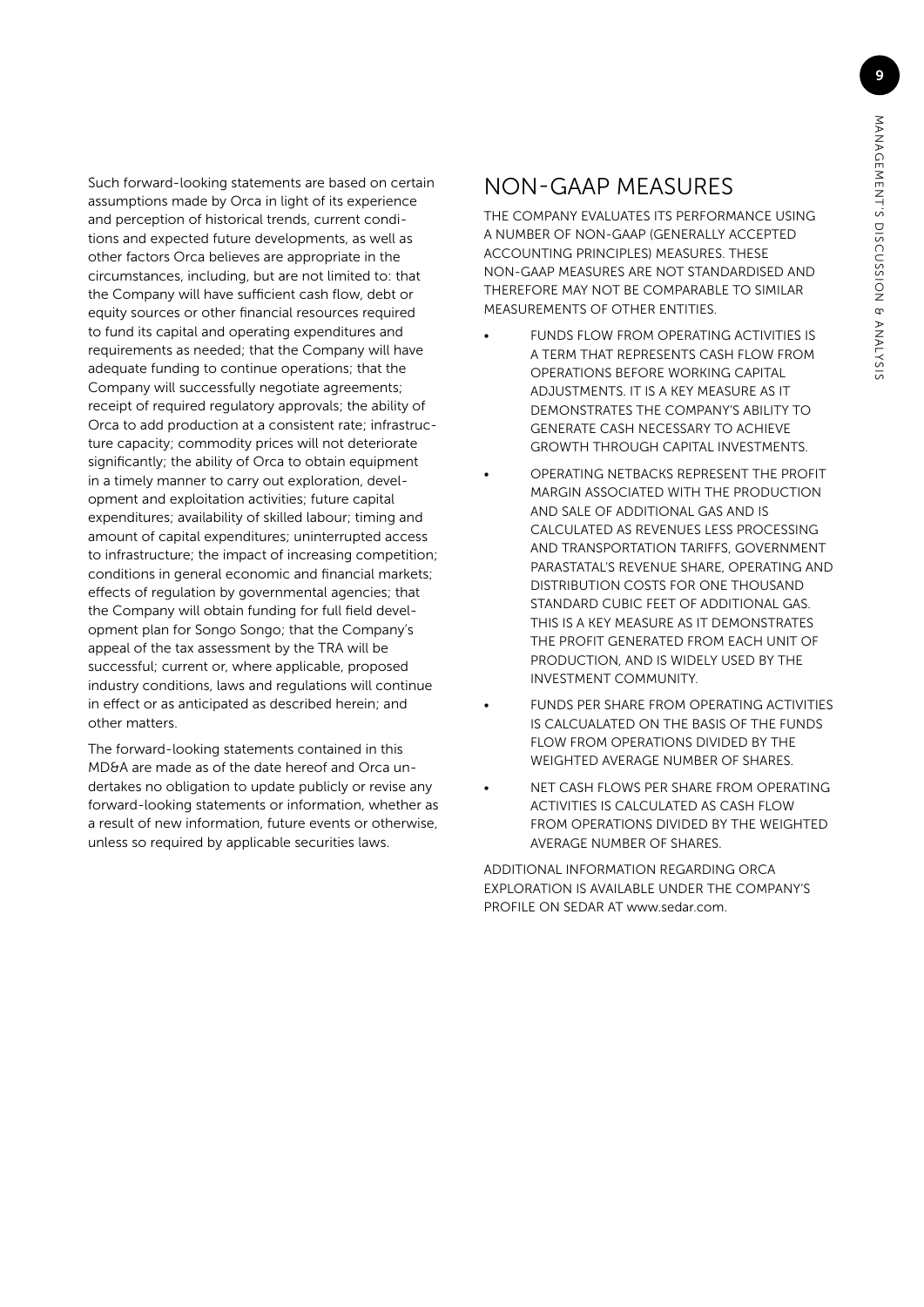Such forward-looking statements are based on certain assumptions made by Orca in light of its experience and perception of historical trends, current conditions and expected future developments, as well as other factors Orca believes are appropriate in the circumstances, including, but are not limited to: that the Company will have sufficient cash flow, debt or equity sources or other financial resources required to fund its capital and operating expenditures and requirements as needed; that the Company will have adequate funding to continue operations; that the Company will successfully negotiate agreements; receipt of required regulatory approvals; the ability of Orca to add production at a consistent rate; infrastructure capacity; commodity prices will not deteriorate significantly; the ability of Orca to obtain equipment in a timely manner to carry out exploration, development and exploitation activities; future capital expenditures; availability of skilled labour; timing and amount of capital expenditures; uninterrupted access to infrastructure; the impact of increasing competition; conditions in general economic and financial markets; effects of regulation by governmental agencies; that the Company will obtain funding for full field development plan for Songo Songo; that the Company's appeal of the tax assessment by the TRA will be successful; current or, where applicable, proposed industry conditions, laws and regulations will continue in effect or as anticipated as described herein; and other matters.

The forward-looking statements contained in this MD&A are made as of the date hereof and Orca undertakes no obligation to update publicly or revise any forward-looking statements or information, whether as a result of new information, future events or otherwise, unless so required by applicable securities laws.

## NON-GAAP MEASURES

THE COMPANY EVALUATES ITS PERFORMANCE USING A NUMBER OF NON-GAAP (GENERALLY ACCEPTED ACCOUNTING PRINCIPLES) MEASURES. THESE NON-GAAP MEASURES ARE NOT STANDARDISED AND THEREFORE MAY NOT BE COMPARABLE TO SIMILAR MEASUREMENTS OF OTHER ENTITIES.

- FUNDS FLOW FROM OPERATING ACTIVITIES IS A TERM THAT REPRESENTS CASH FLOW FROM OPERATIONS BEFORE WORKING CAPITAL ADJUSTMENTS. IT IS A KEY MEASURE AS IT DEMONSTRATES THE COMPANY'S ABILITY TO GENERATE CASH NECESSARY TO ACHIEVE GROWTH THROUGH CAPITAL INVESTMENTS.
- OPERATING NETBACKS REPRESENT THE PROFIT MARGIN ASSOCIATED WITH THE PRODUCTION AND SALE OF ADDITIONAL GAS AND IS CALCULATED AS REVENUES LESS PROCESSING AND TRANSPORTATION TARIFFS, GOVERNMENT PARASTATAL'S REVENUE SHARE, OPERATING AND DISTRIBUTION COSTS FOR ONE THOUSAND STANDARD CUBIC FEET OF ADDITIONAL GAS. THIS IS A KEY MEASURE AS IT DEMONSTRATES THE PROFIT GENERATED FROM EACH UNIT OF PRODUCTION, AND IS WIDELY USED BY THE INVESTMENT COMMUNITY.
- FUNDS PER SHARE FROM OPERATING ACTIVITIES IS CALCUALATED ON THE BASIS OF THE FUNDS FLOW FROM OPERATIONS DIVIDED BY THE WEIGHTED AVERAGE NUMBER OF SHARES.
- NET CASH FLOWS PER SHARE FROM OPERATING ACTIVITIES IS CALCULATED AS CASH FLOW FROM OPERATIONS DIVIDED BY THE WEIGHTED AVERAGE NUMBER OF SHARES.

ADDITIONAL INFORMATION REGARDING ORCA EXPLORATION IS AVAILABLE UNDER THE COMPANY'S PROFILE ON SEDAR AT www.sedar.com.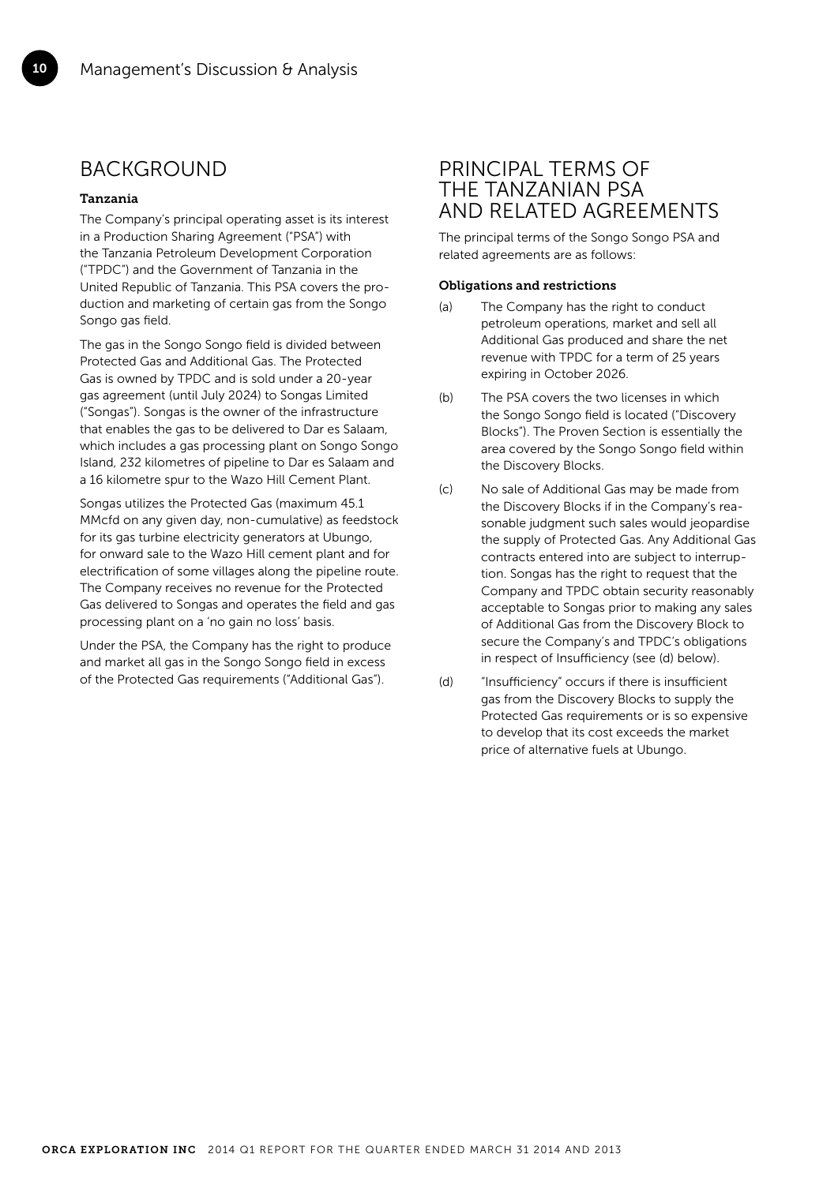## BACKGROUND

**Tanzania**

The Company's principal operating asset is its interest in a Production Sharing Agreement ("PSA") with the Tanzania Petroleum Development Corporation ("TPDC") and the Government of Tanzania in the United Republic of Tanzania. This PSA covers the production and marketing of certain gas from the Songo Songo gas field.

The gas in the Songo Songo field is divided between Protected Gas and Additional Gas. The Protected Gas is owned by TPDC and is sold under a 20-year gas agreement (until July 2024) to Songas Limited ("Songas"). Songas is the owner of the infrastructure that enables the gas to be delivered to Dar es Salaam, which includes a gas processing plant on Songo Songo Island, 232 kilometres of pipeline to Dar es Salaam and a 16 kilometre spur to the Wazo Hill Cement Plant.

Songas utilizes the Protected Gas (maximum 45.1 MMcfd on any given day, non-cumulative) as feedstock for its gas turbine electricity generators at Ubungo, for onward sale to the Wazo Hill cement plant and for electrification of some villages along the pipeline route. The Company receives no revenue for the Protected Gas delivered to Songas and operates the field and gas processing plant on a 'no gain no loss' basis.

Under the PSA, the Company has the right to produce and market all gas in the Songo Songo field in excess of the Protected Gas requirements ("Additional Gas").

## PRINCIPAL TERMS OF THE TANZANIAN PSA AND RELATED AGREEMENTS

The principal terms of the Songo Songo PSA and related agreements are as follows:

**Obligations and restrictions**

(a) The Company has the right to conduct petroleum operations, market and sell all Additional Gas produced and share the net revenue with TPDC for a term of 25 years expiring in October 2026.

(b) The PSA covers the two licenses in which the Songo Songo field is located ("Discovery Blocks"). The Proven Section is essentially the area covered by the Songo Songo field within the Discovery Blocks.

(c) No sale of Additional Gas may be made from the Discovery Blocks if in the Company's reasonable judgment such sales would jeopardise the supply of Protected Gas. Any Additional Gas contracts entered into are subject to interruption. Songas has the right to request that the Company and TPDC obtain security reasonably acceptable to Songas prior to making any sales of Additional Gas from the Discovery Block to secure the Company's and TPDC's obligations in respect of Insufficiency (see (d) below).

(d) "Insufficiency" occurs if there is insufficient gas from the Discovery Blocks to supply the Protected Gas requirements or is so expensive to develop that its cost exceeds the market price of alternative fuels at Ubungo.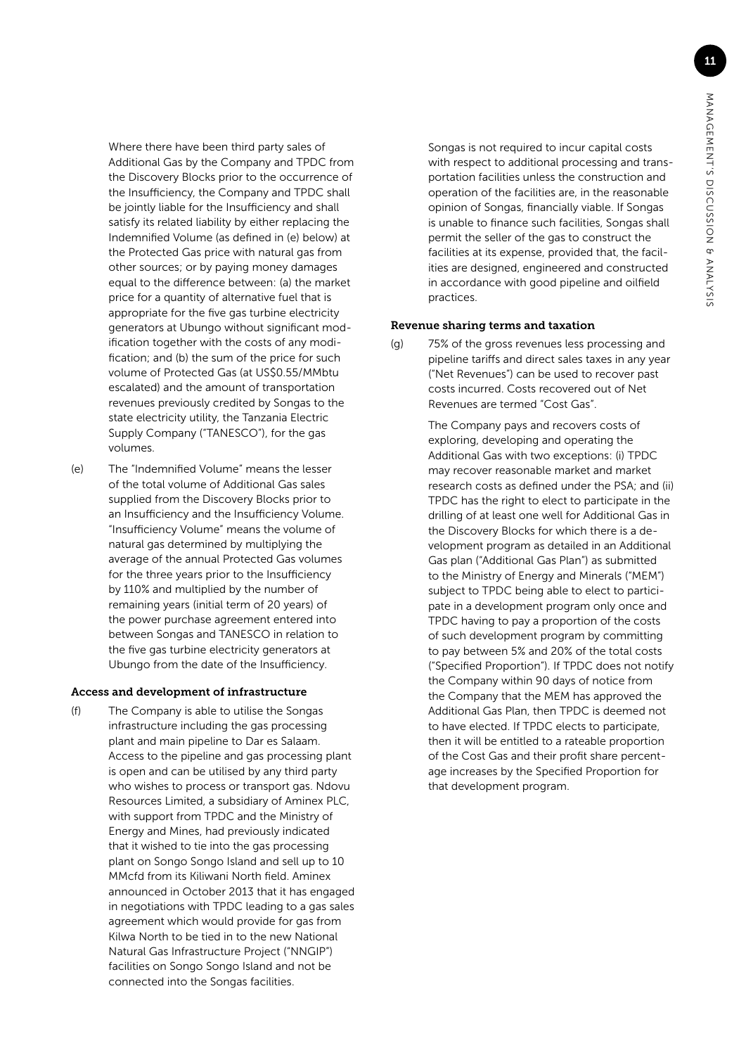Where there have been third party sales of Additional Gas by the Company and TPDC from the Discovery Blocks prior to the occurrence of the Insufficiency, the Company and TPDC shall be jointly liable for the Insufficiency and shall satisfy its related liability by either replacing the Indemnified Volume (as defined in (e) below) at the Protected Gas price with natural gas from other sources; or by paying money damages equal to the difference between: (a) the market price for a quantity of alternative fuel that is appropriate for the five gas turbine electricity generators at Ubungo without significant modification together with the costs of any modification; and (b) the sum of the price for such volume of Protected Gas (at US$0.55/MMbtu escalated) and the amount of transportation revenues previously credited by Songas to the state electricity utility, the Tanzania Electric Supply Company ("TANESCO"), for the gas volumes.

(e) The "Indemnified Volume" means the lesser of the total volume of Additional Gas sales supplied from the Discovery Blocks prior to an Insufficiency and the Insufficiency Volume. "Insufficiency Volume" means the volume of natural gas determined by multiplying the average of the annual Protected Gas volumes for the three years prior to the Insufficiency by 110% and multiplied by the number of remaining years (initial term of 20 years) of the power purchase agreement entered into between Songas and TANESCO in relation to the five gas turbine electricity generators at Ubungo from the date of the Insufficiency.

### Access and development of infrastructure

(f) The Company is able to utilise the Songas infrastructure including the gas processing plant and main pipeline to Dar es Salaam. Access to the pipeline and gas processing plant is open and can be utilised by any third party who wishes to process or transport gas. Ndovu Resources Limited, a subsidiary of Aminex PLC, with support from TPDC and the Ministry of Energy and Mines, had previously indicated that it wished to tie into the gas processing plant on Songo Songo Island and sell up to 10 MMcfd from its Kiliwani North field. Aminex announced in October 2013 that it has engaged in negotiations with TPDC leading to a gas sales agreement which would provide for gas from Kilwa North to be tied in to the new National Natural Gas Infrastructure Project ("NNGIP") facilities on Songo Songo Island and not be connected into the Songas facilities.

Songas is not required to incur capital costs with respect to additional processing and transportation facilities unless the construction and operation of the facilities are, in the reasonable opinion of Songas, financially viable. If Songas is unable to finance such facilities, Songas shall permit the seller of the gas to construct the facilities at its expense, provided that, the facilities are designed, engineered and constructed in accordance with good pipeline and oilfield practices.

### Revenue sharing terms and taxation

(g) 75% of the gross revenues less processing and pipeline tariffs and direct sales taxes in any year ("Net Revenues") can be used to recover past costs incurred. Costs recovered out of Net Revenues are termed "Cost Gas".

The Company pays and recovers costs of exploring, developing and operating the Additional Gas with two exceptions: (i) TPDC may recover reasonable market and market research costs as defined under the PSA; and (ii) TPDC has the right to elect to participate in the drilling of at least one well for Additional Gas in the Discovery Blocks for which there is a development program as detailed in an Additional Gas plan ("Additional Gas Plan") as submitted to the Ministry of Energy and Minerals ("MEM") subject to TPDC being able to elect to participate in a development program only once and TPDC having to pay a proportion of the costs of such development program by committing to pay between 5% and 20% of the total costs ("Specified Proportion"). If TPDC does not notify the Company within 90 days of notice from the Company that the MEM has approved the Additional Gas Plan, then TPDC is deemed not to have elected. If TPDC elects to participate, then it will be entitled to a rateable proportion of the Cost Gas and their profit share percentage increases by the Specified Proportion for that development program.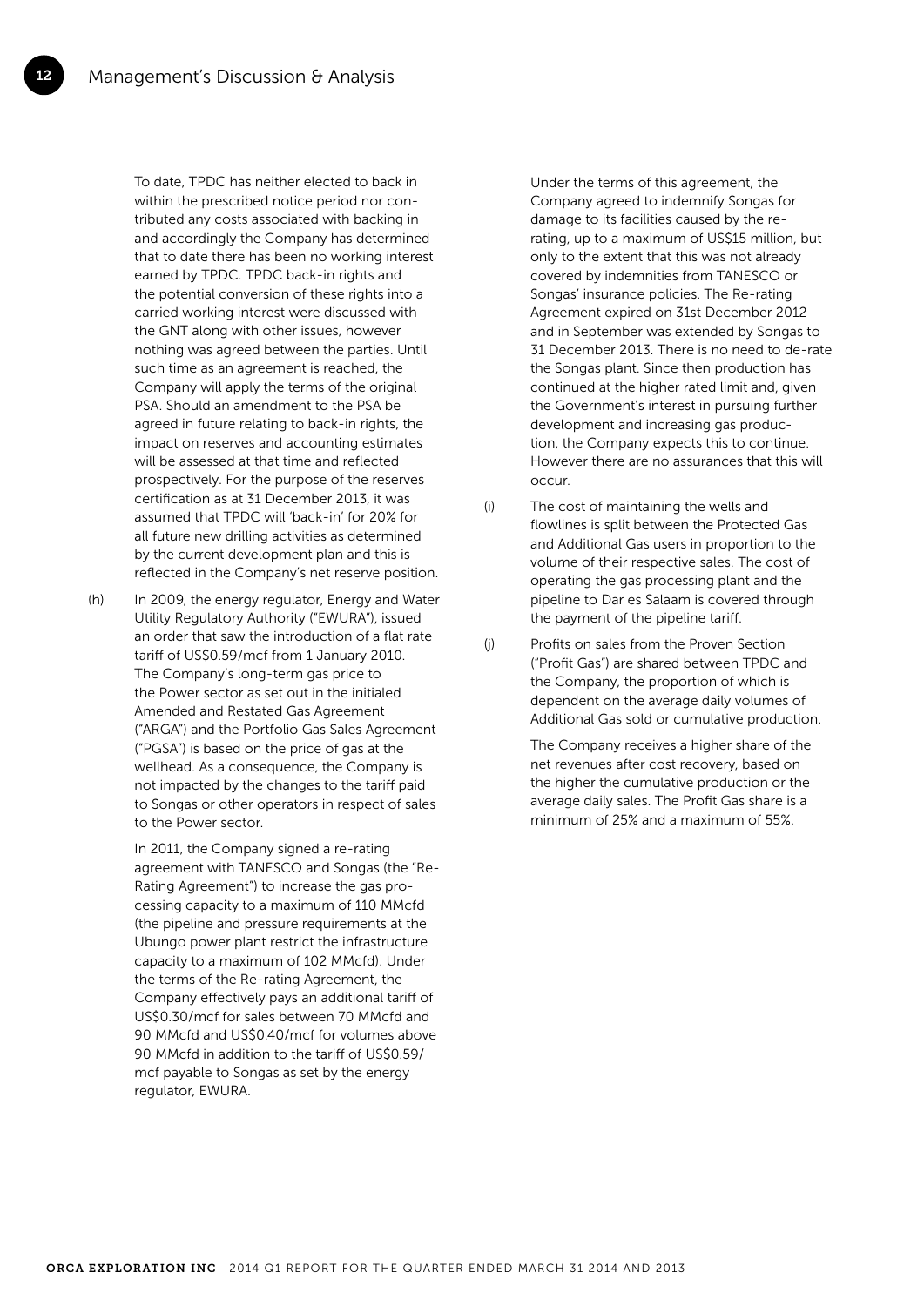To date, TPDC has neither elected to back in within the prescribed notice period nor contributed any costs associated with backing in and accordingly the Company has determined that to date there has been no working interest earned by TPDC. TPDC back-in rights and the potential conversion of these rights into a carried working interest were discussed with the GNT along with other issues, however nothing was agreed between the parties. Until such time as an agreement is reached, the Company will apply the terms of the original PSA. Should an amendment to the PSA be agreed in future relating to back-in rights, the impact on reserves and accounting estimates will be assessed at that time and reflected prospectively. For the purpose of the reserves certification as at 31 December 2013, it was assumed that TPDC will 'back-in' for 20% for all future new drilling activities as determined by the current development plan and this is reflected in the Company's net reserve position.

(h) In 2009, the energy regulator, Energy and Water Utility Regulatory Authority ("EWURA"), issued an order that saw the introduction of a flat rate tariff of US$0.59/mcf from 1 January 2010. The Company's long-term gas price to the Power sector as set out in the initialed Amended and Restated Gas Agreement ("ARGA") and the Portfolio Gas Sales Agreement ("PGSA") is based on the price of gas at the wellhead. As a consequence, the Company is not impacted by the changes to the tariff paid to Songas or other operators in respect of sales to the Power sector.

In 2011, the Company signed a re-rating agreement with TANESCO and Songas (the "Re-Rating Agreement") to increase the gas processing capacity to a maximum of 110 MMcfd (the pipeline and pressure requirements at the Ubungo power plant restrict the infrastructure capacity to a maximum of 102 MMcfd). Under the terms of the Re-rating Agreement, the Company effectively pays an additional tariff of US$0.30/mcf for sales between 70 MMcfd and 90 MMcfd and US$0.40/mcf for volumes above 90 MMcfd in addition to the tariff of US$0.59/mcf payable to Songas as set by the energy regulator, EWURA.

Under the terms of this agreement, the Company agreed to indemnify Songas for damage to its facilities caused by the re-rating, up to a maximum of US$15 million, but only to the extent that this was not already covered by indemnities from TANESCO or Songas' insurance policies. The Re-rating Agreement expired on 31st December 2012 and in September was extended by Songas to 31 December 2013. There is no need to de-rate the Songas plant. Since then production has continued at the higher rated limit and, given the Government's interest in pursuing further development and increasing gas production, the Company expects this to continue. However there are no assurances that this will occur.

(i) The cost of maintaining the wells and flowlines is split between the Protected Gas and Additional Gas users in proportion to the volume of their respective sales. The cost of operating the gas processing plant and the pipeline to Dar es Salaam is covered through the payment of the pipeline tariff.

(j) Profits on sales from the Proven Section ("Profit Gas") are shared between TPDC and the Company, the proportion of which is dependent on the average daily volumes of Additional Gas sold or cumulative production.

The Company receives a higher share of the net revenues after cost recovery, based on the higher the cumulative production or the average daily sales. The Profit Gas share is a minimum of 25% and a maximum of 55%.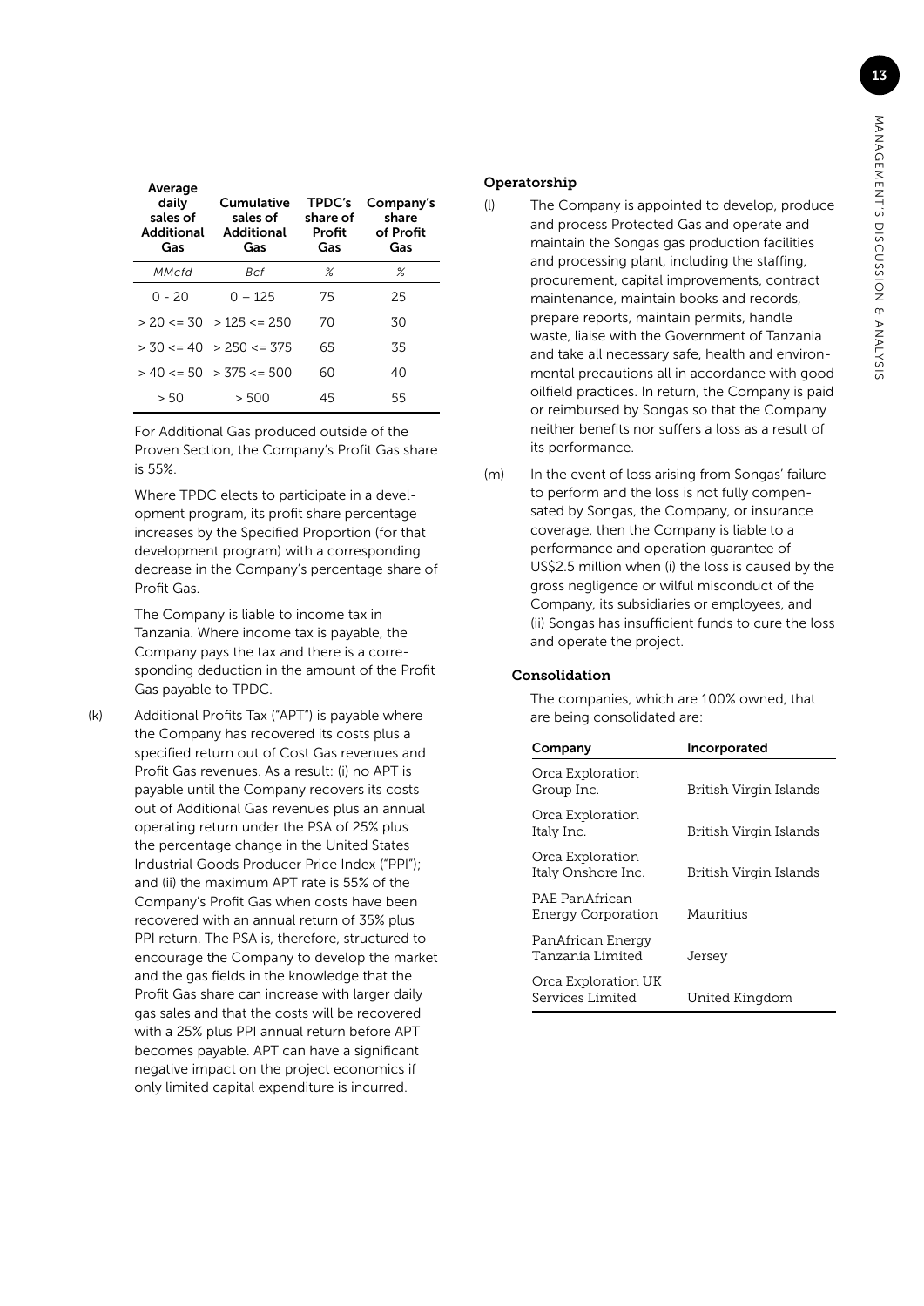| Average daily sales of Additional Gas | Cumulative sales of Additional Gas | TPDC's share of Profit Gas | Company's share of Profit Gas |
| --- | --- | --- | --- |
| *MMcfd* | *Bcf* | *%* | *%* |
| 0 - 20 | 0 – 125 | 75 | 25 |
| > 20 <= 30 | > 125 <= 250 | 70 | 30 |
| > 30 <= 40 | > 250 <= 375 | 65 | 35 |
| > 40 <= 50 | > 375 <= 500 | 60 | 40 |
| > 50 | > 500 | 45 | 55 |

For Additional Gas produced outside of the Proven Section, the Company's Profit Gas share is 55%.

Where TPDC elects to participate in a development program, its profit share percentage increases by the Specified Proportion (for that development program) with a corresponding decrease in the Company's percentage share of Profit Gas.

The Company is liable to income tax in Tanzania. Where income tax is payable, the Company pays the tax and there is a corresponding deduction in the amount of the Profit Gas payable to TPDC.

(k) Additional Profits Tax ("APT") is payable where the Company has recovered its costs plus a specified return out of Cost Gas revenues and Profit Gas revenues. As a result: (i) no APT is payable until the Company recovers its costs out of Additional Gas revenues plus an annual operating return under the PSA of 25% plus the percentage change in the United States Industrial Goods Producer Price Index ("PPI"); and (ii) the maximum APT rate is 55% of the Company's Profit Gas when costs have been recovered with an annual return of 35% plus PPI return. The PSA is, therefore, structured to encourage the Company to develop the market and the gas fields in the knowledge that the Profit Gas share can increase with larger daily gas sales and that the costs will be recovered with a 25% plus PPI annual return before APT becomes payable. APT can have a significant negative impact on the project economics if only limited capital expenditure is incurred.

### Operatorship

(l) The Company is appointed to develop, produce and process Protected Gas and operate and maintain the Songas gas production facilities and processing plant, including the staffing, procurement, capital improvements, contract maintenance, maintain books and records, prepare reports, maintain permits, handle waste, liaise with the Government of Tanzania and take all necessary safe, health and environmental precautions all in accordance with good oilfield practices. In return, the Company is paid or reimbursed by Songas so that the Company neither benefits nor suffers a loss as a result of its performance.

(m) In the event of loss arising from Songas' failure to perform and the loss is not fully compensated by Songas, the Company, or insurance coverage, then the Company is liable to a performance and operation guarantee of US$2.5 million when (i) the loss is caused by the gross negligence or wilful misconduct of the Company, its subsidiaries or employees, and (ii) Songas has insufficient funds to cure the loss and operate the project.

### Consolidation

The companies, which are 100% owned, that are being consolidated are:

| Company | Incorporated |
| --- | --- |
| Orca Exploration Group Inc. | British Virgin Islands |
| Orca Exploration Italy Inc. | British Virgin Islands |
| Orca Exploration Italy Onshore Inc. | British Virgin Islands |
| PAE PanAfrican Energy Corporation | Mauritius |
| PanAfrican Energy Tanzania Limited | Jersey |
| Orca Exploration UK Services Limited | United Kingdom |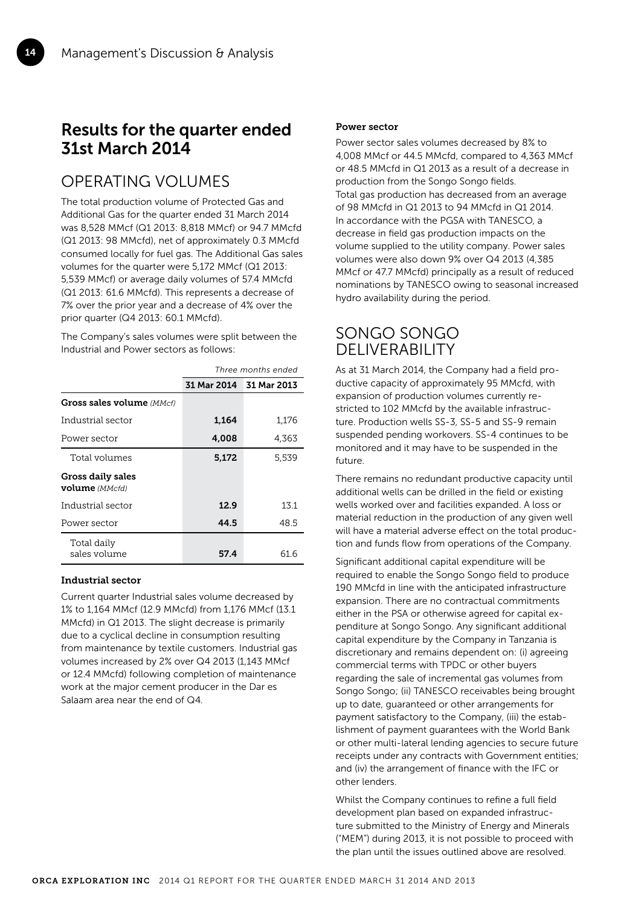## Results for the quarter ended 31st March 2014

## OPERATING VOLUMES

The total production volume of Protected Gas and Additional Gas for the quarter ended 31 March 2014 was 8,528 MMcf (Q1 2013: 8,818 MMcf) or 94.7 MMcfd (Q1 2013: 98 MMcfd), net of approximately 0.3 MMcfd consumed locally for fuel gas. The Additional Gas sales volumes for the quarter were 5,172 MMcf (Q1 2013: 5,539 MMcf) or average daily volumes of 57.4 MMcfd (Q1 2013: 61.6 MMcfd). This represents a decrease of 7% over the prior year and a decrease of 4% over the prior quarter (Q4 2013: 60.1 MMcfd).

The Company's sales volumes were split between the Industrial and Power sectors as follows:

| | *Three months ended* | |
|---|---|---|
| | **31 Mar 2014** | **31 Mar 2013** |
| **Gross sales volume** *(MMcf)* | | |
| Industrial sector | **1,164** | 1,176 |
| Power sector | **4,008** | 4,363 |
| Total volumes | **5,172** | 5,539 |
| **Gross daily sales volume** *(MMcfd)* | | |
| Industrial sector | **12.9** | 13.1 |
| Power sector | **44.5** | 48.5 |
| Total daily sales volume | **57.4** | 61.6 |

### Industrial sector

Current quarter Industrial sales volume decreased by 1% to 1,164 MMcf (12.9 MMcfd) from 1,176 MMcf (13.1 MMcfd) in Q1 2013. The slight decrease is primarily due to a cyclical decline in consumption resulting from maintenance by textile customers. Industrial gas volumes increased by 2% over Q4 2013 (1,143 MMcf or 12.4 MMcfd) following completion of maintenance work at the major cement producer in the Dar es Salaam area near the end of Q4.

### Power sector

Power sector sales volumes decreased by 8% to 4,008 MMcf or 44.5 MMcfd, compared to 4,363 MMcf or 48.5 MMcfd in Q1 2013 as a result of a decrease in production from the Songo Songo fields.
Total gas production has decreased from an average of 98 MMcfd in Q1 2013 to 94 MMcfd in Q1 2014. In accordance with the PGSA with TANESCO, a decrease in field gas production impacts on the volume supplied to the utility company. Power sales volumes were also down 9% over Q4 2013 (4,385 MMcf or 47.7 MMcfd) principally as a result of reduced nominations by TANESCO owing to seasonal increased hydro availability during the period.

## SONGO SONGO DELIVERABILITY

As at 31 March 2014, the Company had a field productive capacity of approximately 95 MMcfd, with expansion of production volumes currently restricted to 102 MMcfd by the available infrastructure. Production wells SS-3, SS-5 and SS-9 remain suspended pending workovers. SS-4 continues to be monitored and it may have to be suspended in the future.

There remains no redundant productive capacity until additional wells can be drilled in the field or existing wells worked over and facilities expanded. A loss or material reduction in the production of any given well will have a material adverse effect on the total production and funds flow from operations of the Company.

Significant additional capital expenditure will be required to enable the Songo Songo field to produce 190 MMcfd in line with the anticipated infrastructure expansion. There are no contractual commitments either in the PSA or otherwise agreed for capital expenditure at Songo Songo. Any significant additional capital expenditure by the Company in Tanzania is discretionary and remains dependent on: (i) agreeing commercial terms with TPDC or other buyers regarding the sale of incremental gas volumes from Songo Songo; (ii) TANESCO receivables being brought up to date, guaranteed or other arrangements for payment satisfactory to the Company, (iii) the establishment of payment guarantees with the World Bank or other multi-lateral lending agencies to secure future receipts under any contracts with Government entities; and (iv) the arrangement of finance with the IFC or other lenders.

Whilst the Company continues to refine a full field development plan based on expanded infrastructure submitted to the Ministry of Energy and Minerals ("MEM") during 2013, it is not possible to proceed with the plan until the issues outlined above are resolved.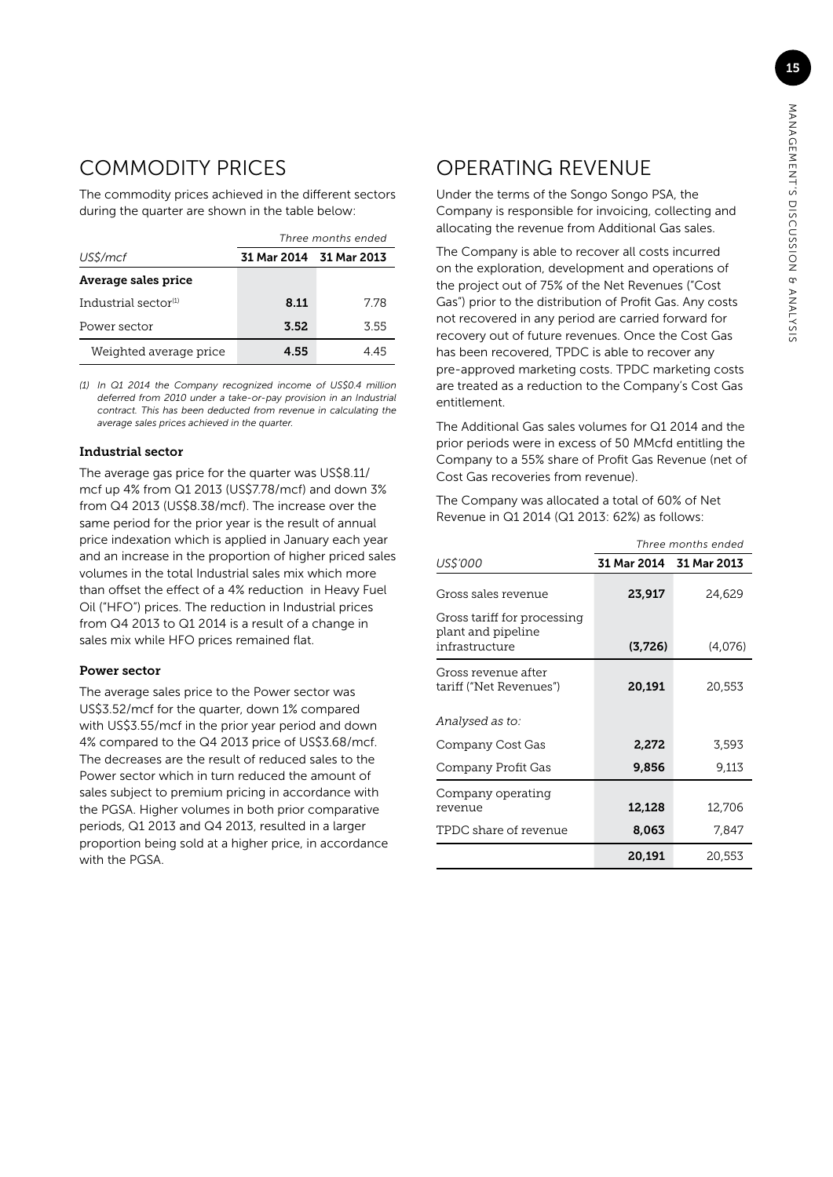## COMMODITY PRICES

The commodity prices achieved in the different sectors during the quarter are shown in the table below:

| | *Three months ended* | |
|---|---|---|
| *US$/mcf* | **31 Mar 2014** | **31 Mar 2013** |
| **Average sales price** | | |
| Industrial sector[1] | **8.11** | 7.78 |
| Power sector | **3.52** | 3.55 |
| Weighted average price | **4.55** | 4.45 |

*(1) In Q1 2014 the Company recognized income of US$0.4 million deferred from 2010 under a take-or-pay provision in an Industrial contract. This has been deducted from revenue in calculating the average sales prices achieved in the quarter.*

### Industrial sector

The average gas price for the quarter was US$8.11/mcf up 4% from Q1 2013 (US$7.78/mcf) and down 3% from Q4 2013 (US$8.38/mcf). The increase over the same period for the prior year is the result of annual price indexation which is applied in January each year and an increase in the proportion of higher priced sales volumes in the total Industrial sales mix which more than offset the effect of a 4% reduction in Heavy Fuel Oil ("HFO") prices. The reduction in Industrial prices from Q4 2013 to Q1 2014 is a result of a change in sales mix while HFO prices remained flat.

### Power sector

The average sales price to the Power sector was US$3.52/mcf for the quarter, down 1% compared with US$3.55/mcf in the prior year period and down 4% compared to the Q4 2013 price of US$3.68/mcf. The decreases are the result of reduced sales to the Power sector which in turn reduced the amount of sales subject to premium pricing in accordance with the PGSA. Higher volumes in both prior comparative periods, Q1 2013 and Q4 2013, resulted in a larger proportion being sold at a higher price, in accordance with the PGSA.

## OPERATING REVENUE

Under the terms of the Songo Songo PSA, the Company is responsible for invoicing, collecting and allocating the revenue from Additional Gas sales.

The Company is able to recover all costs incurred on the exploration, development and operations of the project out of 75% of the Net Revenues ("Cost Gas") prior to the distribution of Profit Gas. Any costs not recovered in any period are carried forward for recovery out of future revenues. Once the Cost Gas has been recovered, TPDC is able to recover any pre-approved marketing costs. TPDC marketing costs are treated as a reduction to the Company's Cost Gas entitlement.

The Additional Gas sales volumes for Q1 2014 and the prior periods were in excess of 50 MMcfd entitling the Company to a 55% share of Profit Gas Revenue (net of Cost Gas recoveries from revenue).

The Company was allocated a total of 60% of Net Revenue in Q1 2014 (Q1 2013: 62%) as follows:

| | *Three months ended* | |
|---|---|---|
| *US$'000* | **31 Mar 2014** | **31 Mar 2013** |
| Gross sales revenue | **23,917** | 24,629 |
| Gross tariff for processing plant and pipeline infrastructure | **(3,726)** | (4,076) |
| Gross revenue after tariff ("Net Revenues") | **20,191** | 20,553 |
| *Analysed as to:* | | |
| Company Cost Gas | **2,272** | 3,593 |
| Company Profit Gas | **9,856** | 9,113 |
| Company operating revenue | **12,128** | 12,706 |
| TPDC share of revenue | **8,063** | 7,847 |
| | **20,191** | 20,553 |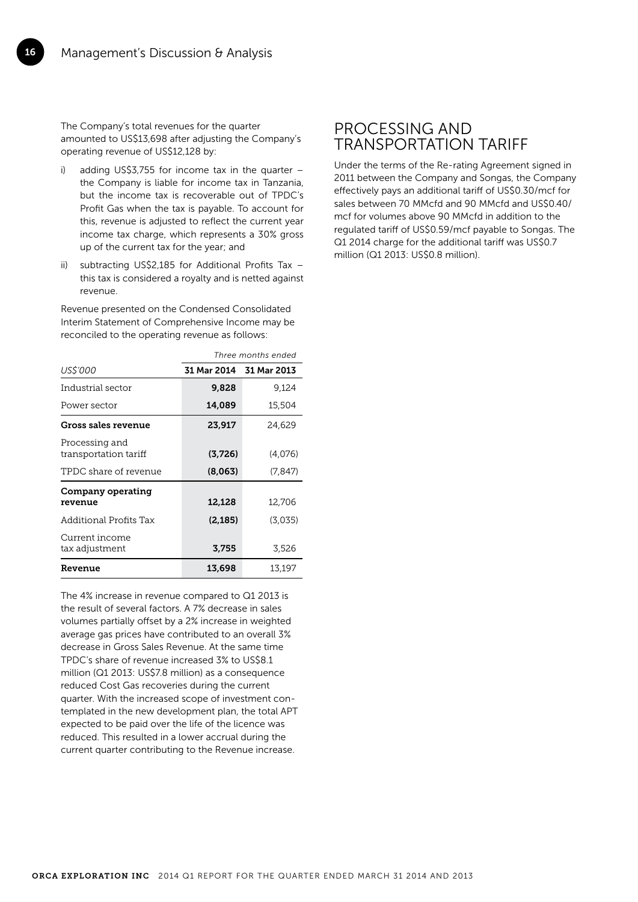The Company's total revenues for the quarter amounted to US$13,698 after adjusting the Company's operating revenue of US$12,128 by:

i) adding US$3,755 for income tax in the quarter – the Company is liable for income tax in Tanzania, but the income tax is recoverable out of TPDC's Profit Gas when the tax is payable. To account for this, revenue is adjusted to reflect the current year income tax charge, which represents a 30% gross up of the current tax for the year; and

ii) subtracting US$2,185 for Additional Profits Tax – this tax is considered a royalty and is netted against revenue.

Revenue presented on the Condensed Consolidated Interim Statement of Comprehensive Income may be reconciled to the operating revenue as follows:

| | *Three months ended* | |
|---|---|---|
| *US$'000* | **31 Mar 2014** | **31 Mar 2013** |
| Industrial sector | **9,828** | 9,124 |
| Power sector | **14,089** | 15,504 |
| **Gross sales revenue** | **23,917** | 24,629 |
| Processing and transportation tariff | **(3,726)** | (4,076) |
| TPDC share of revenue | **(8,063)** | (7,847) |
| **Company operating revenue** | **12,128** | 12,706 |
| Additional Profits Tax | **(2,185)** | (3,035) |
| Current income tax adjustment | **3,755** | 3,526 |
| **Revenue** | **13,698** | 13,197 |

The 4% increase in revenue compared to Q1 2013 is the result of several factors. A 7% decrease in sales volumes partially offset by a 2% increase in weighted average gas prices have contributed to an overall 3% decrease in Gross Sales Revenue. At the same time TPDC's share of revenue increased 3% to US$8.1 million (Q1 2013: US$7.8 million) as a consequence reduced Cost Gas recoveries during the current quarter. With the increased scope of investment contemplated in the new development plan, the total APT expected to be paid over the life of the licence was reduced. This resulted in a lower accrual during the current quarter contributing to the Revenue increase.

## PROCESSING AND TRANSPORTATION TARIFF

Under the terms of the Re-rating Agreement signed in 2011 between the Company and Songas, the Company effectively pays an additional tariff of US$0.30/mcf for sales between 70 MMcfd and 90 MMcfd and US$0.40/mcf for volumes above 90 MMcfd in addition to the regulated tariff of US$0.59/mcf payable to Songas. The Q1 2014 charge for the additional tariff was US$0.7 million (Q1 2013: US$0.8 million).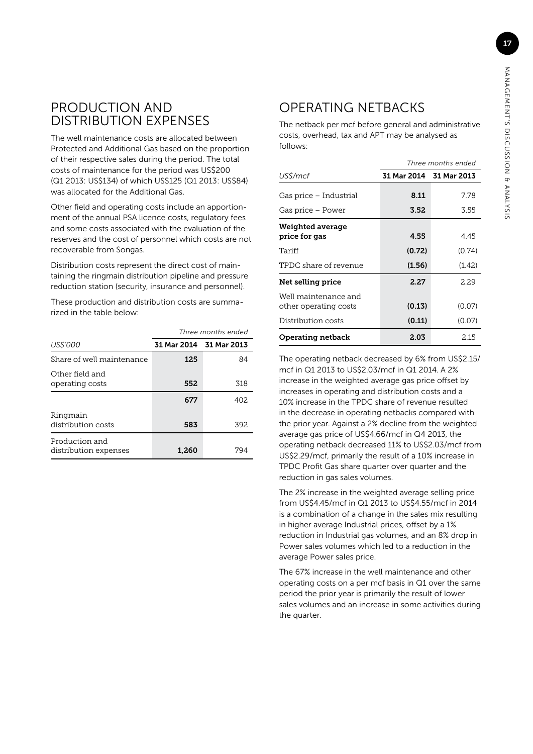## PRODUCTION AND DISTRIBUTION EXPENSES

The well maintenance costs are allocated between Protected and Additional Gas based on the proportion of their respective sales during the period. The total costs of maintenance for the period was US$200 (Q1 2013: US$134) of which US$125 (Q1 2013: US$84) was allocated for the Additional Gas.

Other field and operating costs include an apportionment of the annual PSA licence costs, regulatory fees and some costs associated with the evaluation of the reserves and the cost of personnel which costs are not recoverable from Songas.

Distribution costs represent the direct cost of maintaining the ringmain distribution pipeline and pressure reduction station (security, insurance and personnel).

These production and distribution costs are summarized in the table below:

| | *Three months ended* | |
|---|---|---|
| *US$'000* | **31 Mar 2014** | **31 Mar 2013** |
| Share of well maintenance | **125** | 84 |
| Other field and operating costs | **552** | 318 |
| | **677** | 402 |
| Ringmain distribution costs | **583** | 392 |
| Production and distribution expenses | **1,260** | 794 |

## OPERATING NETBACKS

The netback per mcf before general and administrative costs, overhead, tax and APT may be analysed as follows:

| | *Three months ended* | |
|---|---|---|
| *US$/mcf* | **31 Mar 2014** | **31 Mar 2013** |
| Gas price – Industrial | **8.11** | 7.78 |
| Gas price – Power | **3.52** | 3.55 |
| **Weighted average price for gas** | **4.55** | 4.45 |
| Tariff | **(0.72)** | (0.74) |
| TPDC share of revenue | **(1.56)** | (1.42) |
| **Net selling price** | **2.27** | 2.29 |
| Well maintenance and other operating costs | **(0.13)** | (0.07) |
| Distribution costs | **(0.11)** | (0.07) |
| **Operating netback** | **2.03** | 2.15 |

The operating netback decreased by 6% from US$2.15/mcf in Q1 2013 to US$2.03/mcf in Q1 2014. A 2% increase in the weighted average gas price offset by increases in operating and distribution costs and a 10% increase in the TPDC share of revenue resulted in the decrease in operating netbacks compared with the prior year. Against a 2% decline from the weighted average gas price of US$4.66/mcf in Q4 2013, the operating netback decreased 11% to US$2.03/mcf from US$2.29/mcf, primarily the result of a 10% increase in TPDC Profit Gas share quarter over quarter and the reduction in gas sales volumes.

The 2% increase in the weighted average selling price from US$4.45/mcf in Q1 2013 to US$4.55/mcf in 2014 is a combination of a change in the sales mix resulting in higher average Industrial prices, offset by a 1% reduction in Industrial gas volumes, and an 8% drop in Power sales volumes which led to a reduction in the average Power sales price.

The 67% increase in the well maintenance and other operating costs on a per mcf basis in Q1 over the same period the prior year is primarily the result of lower sales volumes and an increase in some activities during the quarter.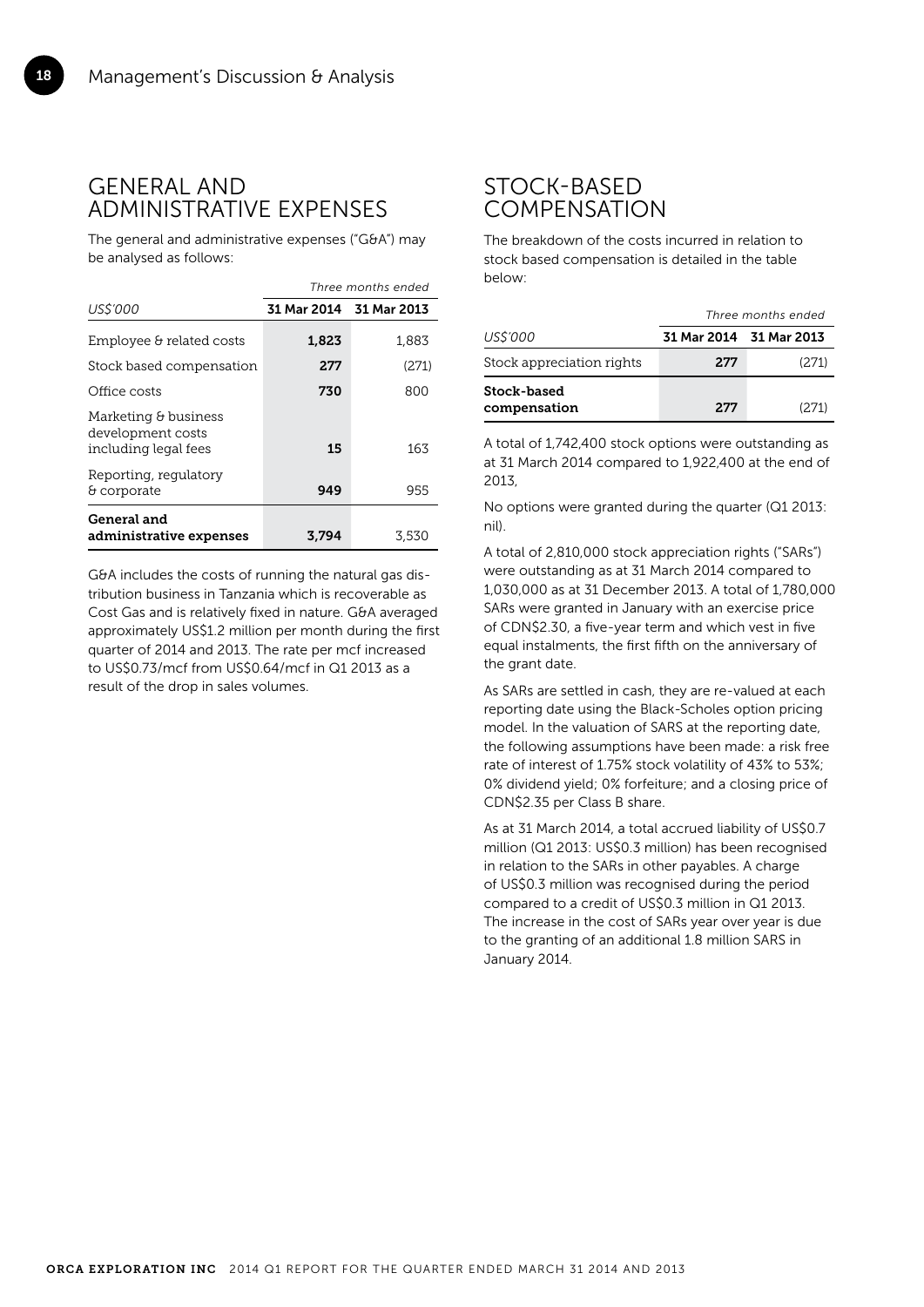# GENERAL AND ADMINISTRATIVE EXPENSES

The general and administrative expenses ("G&A") may be analysed as follows:

| | *Three months ended* | |
|---|---|---|
| *US$'000* | **31 Mar 2014** | **31 Mar 2013** |
| Employee & related costs | **1,823** | 1,883 |
| Stock based compensation | **277** | (271) |
| Office costs | **730** | 800 |
| Marketing & business development costs including legal fees | **15** | 163 |
| Reporting, regulatory & corporate | **949** | 955 |
| **General and administrative expenses** | **3,794** | 3,530 |

G&A includes the costs of running the natural gas distribution business in Tanzania which is recoverable as Cost Gas and is relatively fixed in nature. G&A averaged approximately US$1.2 million per month during the first quarter of 2014 and 2013. The rate per mcf increased to US$0.73/mcf from US$0.64/mcf in Q1 2013 as a result of the drop in sales volumes.

# STOCK-BASED COMPENSATION

The breakdown of the costs incurred in relation to stock based compensation is detailed in the table below:

| | *Three months ended* | |
|---|---|---|
| *US$'000* | **31 Mar 2014** | **31 Mar 2013** |
| Stock appreciation rights | **277** | (271) |
| **Stock-based compensation** | **277** | (271) |

A total of 1,742,400 stock options were outstanding as at 31 March 2014 compared to 1,922,400 at the end of 2013,

No options were granted during the quarter (Q1 2013: nil).

A total of 2,810,000 stock appreciation rights ("SARs") were outstanding as at 31 March 2014 compared to 1,030,000 as at 31 December 2013. A total of 1,780,000 SARs were granted in January with an exercise price of CDN$2.30, a five-year term and which vest in five equal instalments, the first fifth on the anniversary of the grant date.

As SARs are settled in cash, they are re-valued at each reporting date using the Black-Scholes option pricing model. In the valuation of SARS at the reporting date, the following assumptions have been made: a risk free rate of interest of 1.75% stock volatility of 43% to 53%; 0% dividend yield; 0% forfeiture; and a closing price of CDN$2.35 per Class B share.

As at 31 March 2014, a total accrued liability of US$0.7 million (Q1 2013: US$0.3 million) has been recognised in relation to the SARs in other payables. A charge of US$0.3 million was recognised during the period compared to a credit of US$0.3 million in Q1 2013. The increase in the cost of SARs year over year is due to the granting of an additional 1.8 million SARS in January 2014.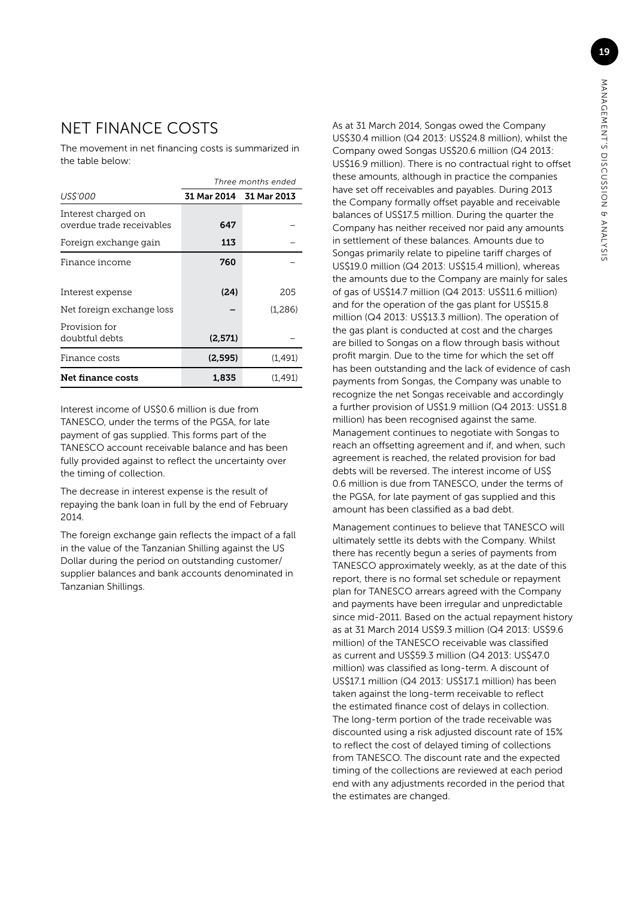## NET FINANCE COSTS

The movement in net financing costs is summarized in the table below:

| | Three months ended | |
|---|---|---|
| *US$'000* | **31 Mar 2014** | **31 Mar 2013** |
| Interest charged on overdue trade receivables | **647** | – |
| Foreign exchange gain | **113** | – |
| Finance income | **760** | – |
| Interest expense | **(24)** | 205 |
| Net foreign exchange loss | **–** | (1,286) |
| Provision for doubtful debts | **(2,571)** | – |
| Finance costs | **(2,595)** | (1,491) |
| **Net finance costs** | **1,835** | (1,491) |

Interest income of US$0.6 million is due from TANESCO, under the terms of the PGSA, for late payment of gas supplied. This forms part of the TANESCO account receivable balance and has been fully provided against to reflect the uncertainty over the timing of collection.

The decrease in interest expense is the result of repaying the bank loan in full by the end of February 2014.

The foreign exchange gain reflects the impact of a fall in the value of the Tanzanian Shilling against the US Dollar during the period on outstanding customer/supplier balances and bank accounts denominated in Tanzanian Shillings.

As at 31 March 2014, Songas owed the Company US$30.4 million (Q4 2013: US$24.8 million), whilst the Company owed Songas US$20.6 million (Q4 2013: US$16.9 million). There is no contractual right to offset these amounts, although in practice the companies have set off receivables and payables. During 2013 the Company formally offset payable and receivable balances of US$17.5 million. During the quarter the Company has neither received nor paid any amounts in settlement of these balances. Amounts due to Songas primarily relate to pipeline tariff charges of US$19.0 million (Q4 2013: US$15.4 million), whereas the amounts due to the Company are mainly for sales of gas of US$14.7 million (Q4 2013: US$11.6 million) and for the operation of the gas plant for US$15.8 million (Q4 2013: US$13.3 million). The operation of the gas plant is conducted at cost and the charges are billed to Songas on a flow through basis without profit margin. Due to the time for which the set off has been outstanding and the lack of evidence of cash payments from Songas, the Company was unable to recognize the net Songas receivable and accordingly a further provision of US$1.9 million (Q4 2013: US$1.8 million) has been recognised against the same. Management continues to negotiate with Songas to reach an offsetting agreement and if, and when, such agreement is reached, the related provision for bad debts will be reversed. The interest income of US$ 0.6 million is due from TANESCO, under the terms of the PGSA, for late payment of gas supplied and this amount has been classified as a bad debt.

Management continues to believe that TANESCO will ultimately settle its debts with the Company. Whilst there has recently begun a series of payments from TANESCO approximately weekly, as at the date of this report, there is no formal set schedule or repayment plan for TANESCO arrears agreed with the Company and payments have been irregular and unpredictable since mid-2011. Based on the actual repayment history as at 31 March 2014 US$9.3 million (Q4 2013: US$9.6 million) of the TANESCO receivable was classified as current and US$59.3 million (Q4 2013: US$47.0 million) was classified as long-term. A discount of US$17.1 million (Q4 2013: US$17.1 million) has been taken against the long-term receivable to reflect the estimated finance cost of delays in collection. The long-term portion of the trade receivable was discounted using a risk adjusted discount rate of 15% to reflect the cost of delayed timing of collections from TANESCO. The discount rate and the expected timing of the collections are reviewed at each period end with any adjustments recorded in the period that the estimates are changed.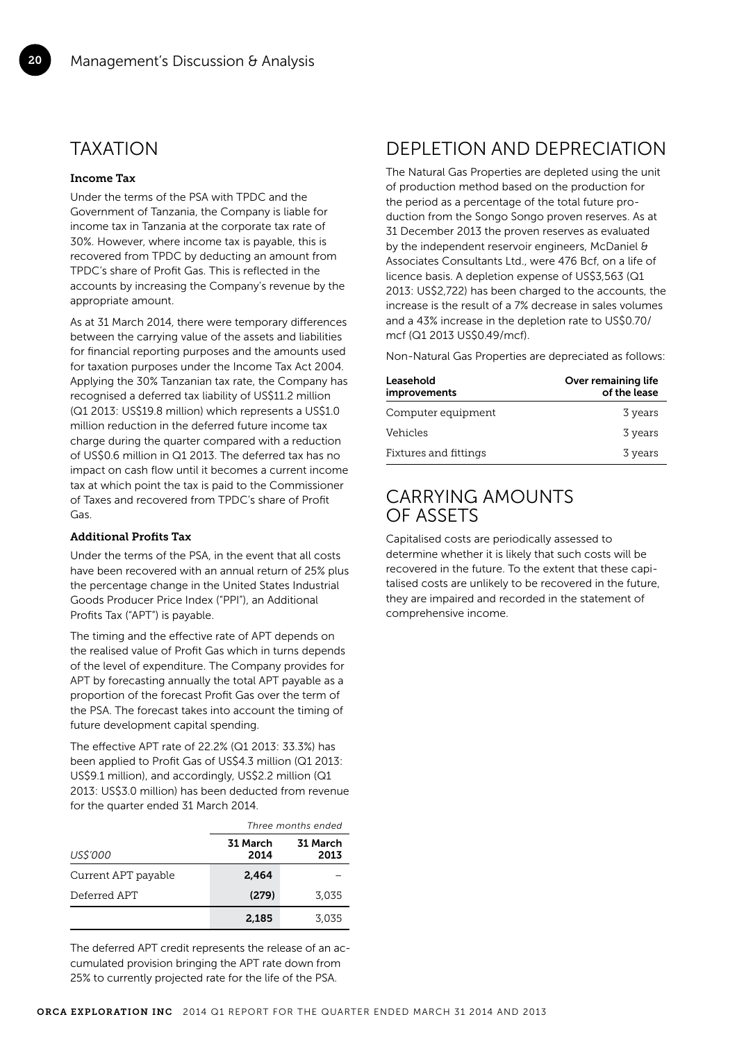## TAXATION

### Income Tax

Under the terms of the PSA with TPDC and the Government of Tanzania, the Company is liable for income tax in Tanzania at the corporate tax rate of 30%. However, where income tax is payable, this is recovered from TPDC by deducting an amount from TPDC's share of Profit Gas. This is reflected in the accounts by increasing the Company's revenue by the appropriate amount.

As at 31 March 2014, there were temporary differences between the carrying value of the assets and liabilities for financial reporting purposes and the amounts used for taxation purposes under the Income Tax Act 2004. Applying the 30% Tanzanian tax rate, the Company has recognised a deferred tax liability of US$11.2 million (Q1 2013: US$19.8 million) which represents a US$1.0 million reduction in the deferred future income tax charge during the quarter compared with a reduction of US$0.6 million in Q1 2013. The deferred tax has no impact on cash flow until it becomes a current income tax at which point the tax is paid to the Commissioner of Taxes and recovered from TPDC's share of Profit Gas.

### Additional Profits Tax

Under the terms of the PSA, in the event that all costs have been recovered with an annual return of 25% plus the percentage change in the United States Industrial Goods Producer Price Index ("PPI"), an Additional Profits Tax ("APT") is payable.

The timing and the effective rate of APT depends on the realised value of Profit Gas which in turns depends of the level of expenditure. The Company provides for APT by forecasting annually the total APT payable as a proportion of the forecast Profit Gas over the term of the PSA. The forecast takes into account the timing of future development capital spending.

The effective APT rate of 22.2% (Q1 2013: 33.3%) has been applied to Profit Gas of US$4.3 million (Q1 2013: US$9.1 million), and accordingly, US$2.2 million (Q1 2013: US$3.0 million) has been deducted from revenue for the quarter ended 31 March 2014.

| | *Three months ended* | |
|---|---|---|
| *US$'000* | **31 March 2014** | **31 March 2013** |
| Current APT payable | **2,464** | – |
| Deferred APT | **(279)** | 3,035 |
| | **2,185** | 3,035 |

The deferred APT credit represents the release of an accumulated provision bringing the APT rate down from 25% to currently projected rate for the life of the PSA.

## DEPLETION AND DEPRECIATION

The Natural Gas Properties are depleted using the unit of production method based on the production for the period as a percentage of the total future production from the Songo Songo proven reserves. As at 31 December 2013 the proven reserves as evaluated by the independent reservoir engineers, McDaniel & Associates Consultants Ltd., were 476 Bcf, on a life of licence basis. A depletion expense of US$3,563 (Q1 2013: US$2,722) has been charged to the accounts, the increase is the result of a 7% decrease in sales volumes and a 43% increase in the depletion rate to US$0.70/mcf (Q1 2013 US$0.49/mcf).

Non-Natural Gas Properties are depreciated as follows:

| Leasehold improvements | Over remaining life of the lease |
|---|---|
| Computer equipment | 3 years |
| Vehicles | 3 years |
| Fixtures and fittings | 3 years |

## CARRYING AMOUNTS OF ASSETS

Capitalised costs are periodically assessed to determine whether it is likely that such costs will be recovered in the future. To the extent that these capitalised costs are unlikely to be recovered in the future, they are impaired and recorded in the statement of comprehensive income.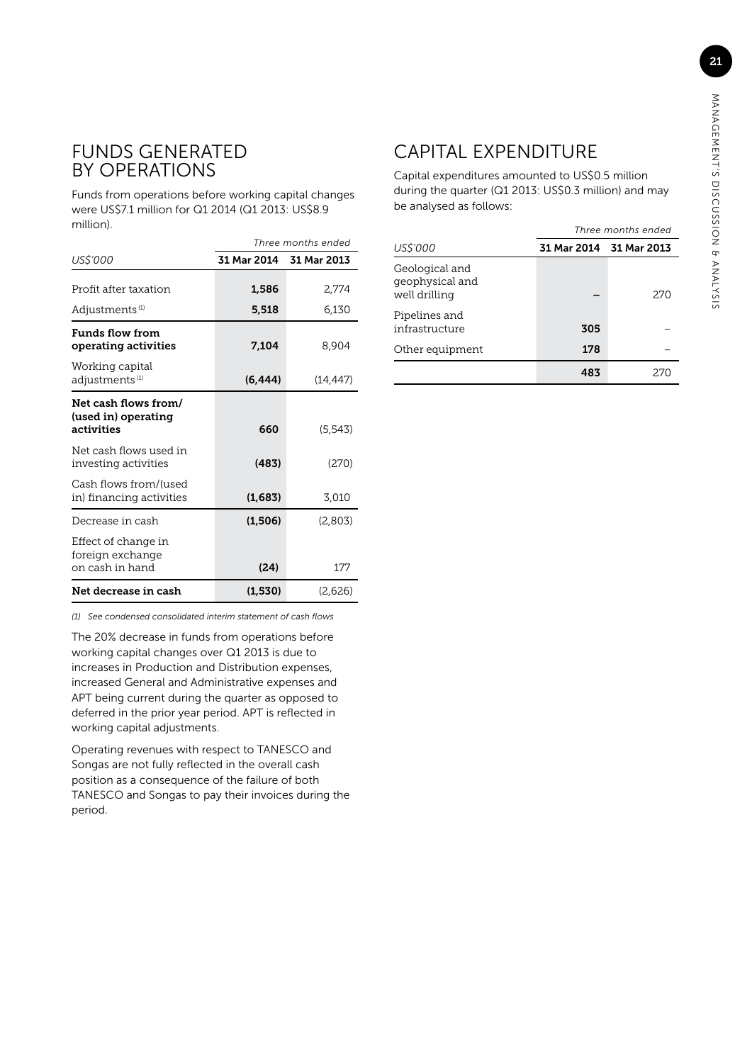## FUNDS GENERATED BY OPERATIONS

Funds from operations before working capital changes were US$7.1 million for Q1 2014 (Q1 2013: US$8.9 million).

| | *Three months ended* | |
|---|---|---|
| *US$'000* | **31 Mar 2014** | **31 Mar 2013** |
| Profit after taxation | **1,586** | 2,774 |
| Adjustments [1] | **5,518** | 6,130 |
| **Funds flow from operating activities** | **7,104** | 8,904 |
| Working capital adjustments [1] | **(6,444)** | (14,447) |
| **Net cash flows from/ (used in) operating activities** | **660** | (5,543) |
| Net cash flows used in investing activities | **(483)** | (270) |
| Cash flows from/(used in) financing activities | **(1,683)** | 3,010 |
| Decrease in cash | **(1,506)** | (2,803) |
| Effect of change in foreign exchange on cash in hand | **(24)** | 177 |
| **Net decrease in cash** | **(1,530)** | (2,626) |

*(1) See condensed consolidated interim statement of cash flows*

The 20% decrease in funds from operations before working capital changes over Q1 2013 is due to increases in Production and Distribution expenses, increased General and Administrative expenses and APT being current during the quarter as opposed to deferred in the prior year period. APT is reflected in working capital adjustments.

Operating revenues with respect to TANESCO and Songas are not fully reflected in the overall cash position as a consequence of the failure of both TANESCO and Songas to pay their invoices during the period.

## CAPITAL EXPENDITURE

Capital expenditures amounted to US$0.5 million during the quarter (Q1 2013: US$0.3 million) and may be analysed as follows:

| | *Three months ended* | |
|---|---|---|
| *US$'000* | **31 Mar 2014** | **31 Mar 2013** |
| Geological and geophysical and well drilling | **–** | 270 |
| Pipelines and infrastructure | **305** | – |
| Other equipment | **178** | – |
| | **483** | 270 |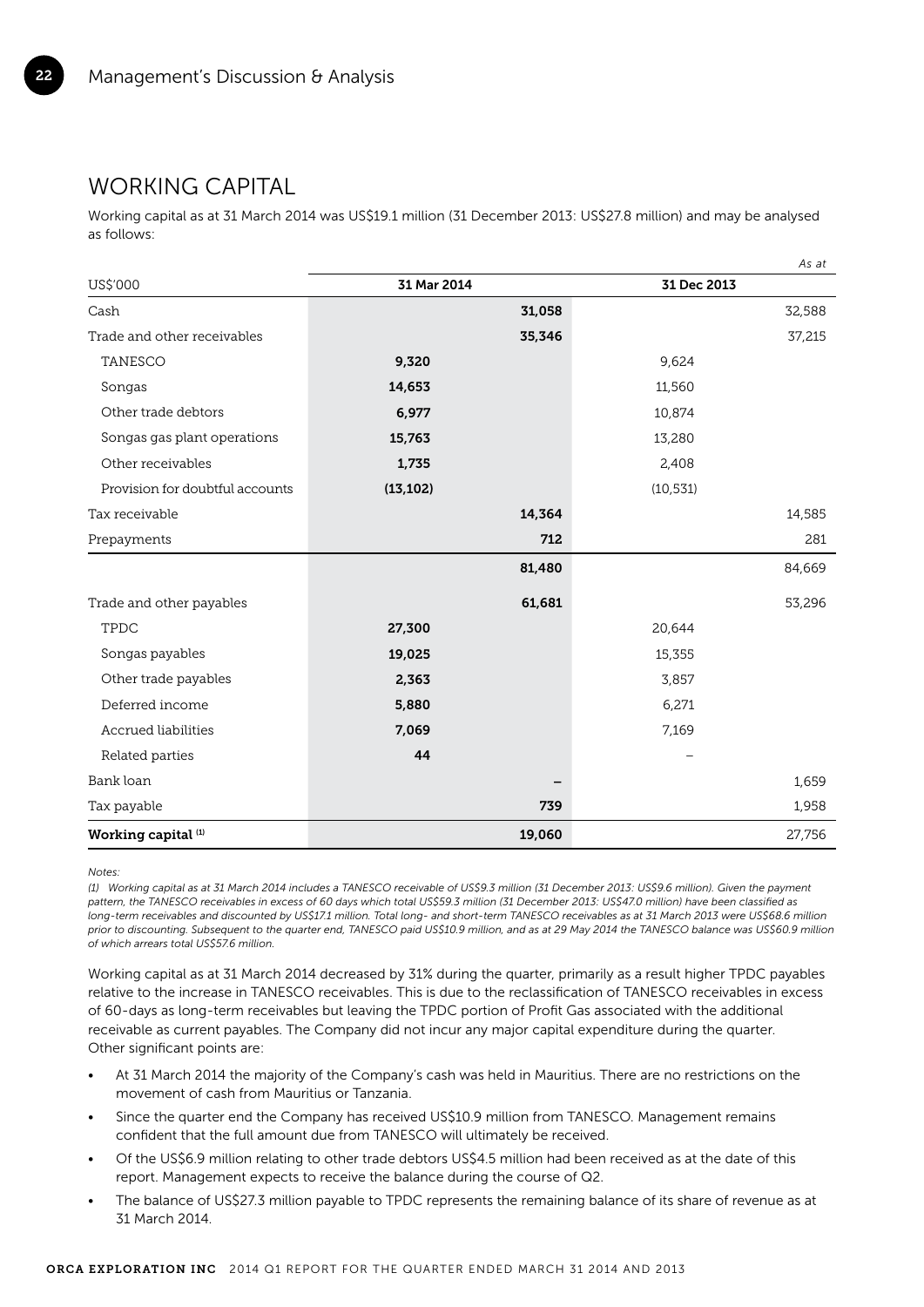## WORKING CAPITAL

Working capital as at 31 March 2014 was US$19.1 million (31 December 2013: US$27.8 million) and may be analysed as follows:

| US$'000 | 31 Mar 2014 | | 31 Dec 2013 | |
|---|---|---|---|---|
| | | | | *As at* |
| Cash | | 31,058 | | 32,588 |
| Trade and other receivables | | 35,346 | | 37,215 |
| TANESCO | 9,320 | | 9,624 | |
| Songas | 14,653 | | 11,560 | |
| Other trade debtors | 6,977 | | 10,874 | |
| Songas gas plant operations | 15,763 | | 13,280 | |
| Other receivables | 1,735 | | 2,408 | |
| Provision for doubtful accounts | (13,102) | | (10,531) | |
| Tax receivable | | 14,364 | | 14,585 |
| Prepayments | | 712 | | 281 |
| | | 81,480 | | 84,669 |
| Trade and other payables | | 61,681 | | 53,296 |
| TPDC | 27,300 | | 20,644 | |
| Songas payables | 19,025 | | 15,355 | |
| Other trade payables | 2,363 | | 3,857 | |
| Deferred income | 5,880 | | 6,271 | |
| Accrued liabilities | 7,069 | | 7,169 | |
| Related parties | 44 | | – | |
| Bank loan | | – | | 1,659 |
| Tax payable | | 739 | | 1,958 |
| **Working capital (1)** | | **19,060** | | **27,756** |

*Notes:*

*(1) Working capital as at 31 March 2014 includes a TANESCO receivable of US$9.3 million (31 December 2013: US$9.6 million). Given the payment pattern, the TANESCO receivables in excess of 60 days which total US$59.3 million (31 December 2013: US$47.0 million) have been classified as long-term receivables and discounted by US$17.1 million. Total long- and short-term TANESCO receivables as at 31 March 2013 were US$68.6 million prior to discounting. Subsequent to the quarter end, TANESCO paid US$10.9 million, and as at 29 May 2014 the TANESCO balance was US$60.9 million of which arrears total US$57.6 million.*

Working capital as at 31 March 2014 decreased by 31% during the quarter, primarily as a result higher TPDC payables relative to the increase in TANESCO receivables. This is due to the reclassification of TANESCO receivables in excess of 60-days as long-term receivables but leaving the TPDC portion of Profit Gas associated with the additional receivable as current payables. The Company did not incur any major capital expenditure during the quarter. Other significant points are:

- At 31 March 2014 the majority of the Company's cash was held in Mauritius. There are no restrictions on the movement of cash from Mauritius or Tanzania.
- Since the quarter end the Company has received US$10.9 million from TANESCO. Management remains confident that the full amount due from TANESCO will ultimately be received.
- Of the US$6.9 million relating to other trade debtors US$4.5 million had been received as at the date of this report. Management expects to receive the balance during the course of Q2.
- The balance of US$27.3 million payable to TPDC represents the remaining balance of its share of revenue as at 31 March 2014.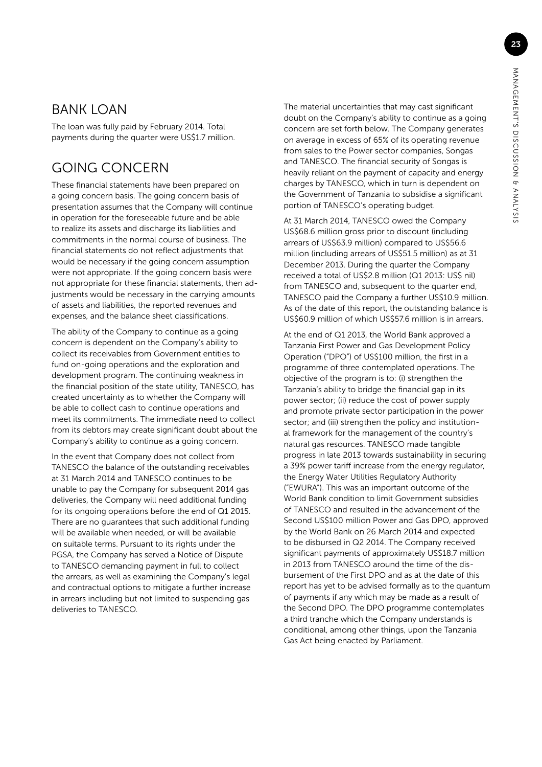## BANK LOAN

The loan was fully paid by February 2014. Total payments during the quarter were US$1.7 million.

## GOING CONCERN

These financial statements have been prepared on a going concern basis. The going concern basis of presentation assumes that the Company will continue in operation for the foreseeable future and be able to realize its assets and discharge its liabilities and commitments in the normal course of business. The financial statements do not reflect adjustments that would be necessary if the going concern assumption were not appropriate. If the going concern basis were not appropriate for these financial statements, then adjustments would be necessary in the carrying amounts of assets and liabilities, the reported revenues and expenses, and the balance sheet classifications.

The ability of the Company to continue as a going concern is dependent on the Company's ability to collect its receivables from Government entities to fund on-going operations and the exploration and development program. The continuing weakness in the financial position of the state utility, TANESCO, has created uncertainty as to whether the Company will be able to collect cash to continue operations and meet its commitments. The immediate need to collect from its debtors may create significant doubt about the Company's ability to continue as a going concern.

In the event that Company does not collect from TANESCO the balance of the outstanding receivables at 31 March 2014 and TANESCO continues to be unable to pay the Company for subsequent 2014 gas deliveries, the Company will need additional funding for its ongoing operations before the end of Q1 2015. There are no guarantees that such additional funding will be available when needed, or will be available on suitable terms. Pursuant to its rights under the PGSA, the Company has served a Notice of Dispute to TANESCO demanding payment in full to collect the arrears, as well as examining the Company's legal and contractual options to mitigate a further increase in arrears including but not limited to suspending gas deliveries to TANESCO.

The material uncertainties that may cast significant doubt on the Company's ability to continue as a going concern are set forth below. The Company generates on average in excess of 65% of its operating revenue from sales to the Power sector companies, Songas and TANESCO. The financial security of Songas is heavily reliant on the payment of capacity and energy charges by TANESCO, which in turn is dependent on the Government of Tanzania to subsidise a significant portion of TANESCO's operating budget.

At 31 March 2014, TANESCO owed the Company US$68.6 million gross prior to discount (including arrears of US$63.9 million) compared to US$56.6 million (including arrears of US$51.5 million) as at 31 December 2013. During the quarter the Company received a total of US$2.8 million (Q1 2013: US$ nil) from TANESCO and, subsequent to the quarter end, TANESCO paid the Company a further US$10.9 million. As of the date of this report, the outstanding balance is US$60.9 million of which US$57.6 million is in arrears.

At the end of Q1 2013, the World Bank approved a Tanzania First Power and Gas Development Policy Operation ("DPO") of US$100 million, the first in a programme of three contemplated operations. The objective of the program is to: (i) strengthen the Tanzania's ability to bridge the financial gap in its power sector; (ii) reduce the cost of power supply and promote private sector participation in the power sector; and (iii) strengthen the policy and institutional framework for the management of the country's natural gas resources. TANESCO made tangible progress in late 2013 towards sustainability in securing a 39% power tariff increase from the energy regulator, the Energy Water Utilities Regulatory Authority ("EWURA"). This was an important outcome of the World Bank condition to limit Government subsidies of TANESCO and resulted in the advancement of the Second US$100 million Power and Gas DPO, approved by the World Bank on 26 March 2014 and expected to be disbursed in Q2 2014. The Company received significant payments of approximately US$18.7 million in 2013 from TANESCO around the time of the disbursement of the First DPO and as at the date of this report has yet to be advised formally as to the quantum of payments if any which may be made as a result of the Second DPO. The DPO programme contemplates a third tranche which the Company understands is conditional, among other things, upon the Tanzania Gas Act being enacted by Parliament.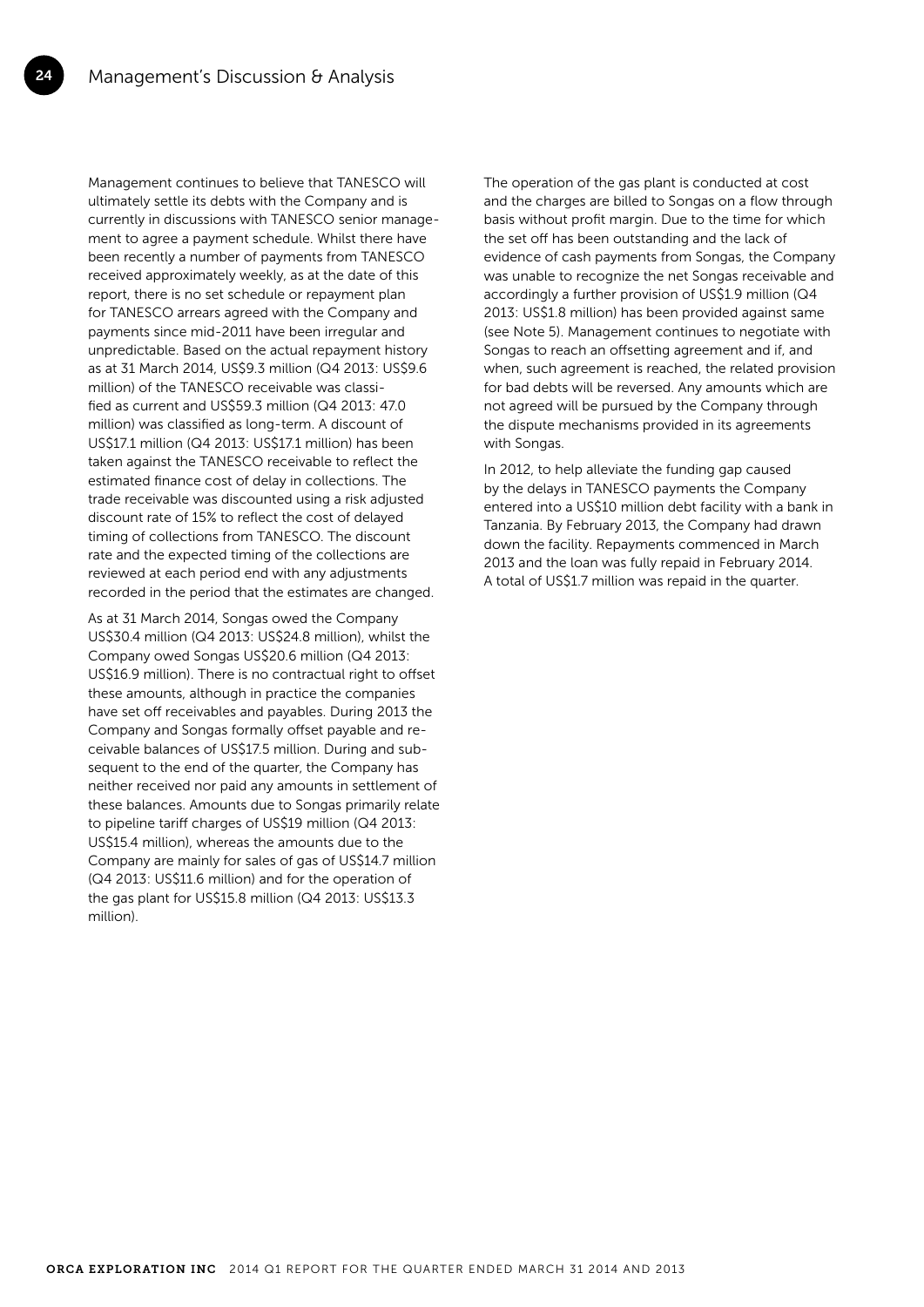Management continues to believe that TANESCO will ultimately settle its debts with the Company and is currently in discussions with TANESCO senior management to agree a payment schedule. Whilst there have been recently a number of payments from TANESCO received approximately weekly, as at the date of this report, there is no set schedule or repayment plan for TANESCO arrears agreed with the Company and payments since mid-2011 have been irregular and unpredictable. Based on the actual repayment history as at 31 March 2014, US$9.3 million (Q4 2013: US$9.6 million) of the TANESCO receivable was classified as current and US$59.3 million (Q4 2013: 47.0 million) was classified as long-term. A discount of US$17.1 million (Q4 2013: US$17.1 million) has been taken against the TANESCO receivable to reflect the estimated finance cost of delay in collections. The trade receivable was discounted using a risk adjusted discount rate of 15% to reflect the cost of delayed timing of collections from TANESCO. The discount rate and the expected timing of the collections are reviewed at each period end with any adjustments recorded in the period that the estimates are changed.

As at 31 March 2014, Songas owed the Company US$30.4 million (Q4 2013: US$24.8 million), whilst the Company owed Songas US$20.6 million (Q4 2013: US$16.9 million). There is no contractual right to offset these amounts, although in practice the companies have set off receivables and payables. During 2013 the Company and Songas formally offset payable and receivable balances of US$17.5 million. During and subsequent to the end of the quarter, the Company has neither received nor paid any amounts in settlement of these balances. Amounts due to Songas primarily relate to pipeline tariff charges of US$19 million (Q4 2013: US$15.4 million), whereas the amounts due to the Company are mainly for sales of gas of US$14.7 million (Q4 2013: US$11.6 million) and for the operation of the gas plant for US$15.8 million (Q4 2013: US$13.3 million).

The operation of the gas plant is conducted at cost and the charges are billed to Songas on a flow through basis without profit margin. Due to the time for which the set off has been outstanding and the lack of evidence of cash payments from Songas, the Company was unable to recognize the net Songas receivable and accordingly a further provision of US$1.9 million (Q4 2013: US$1.8 million) has been provided against same (see Note 5). Management continues to negotiate with Songas to reach an offsetting agreement and if, and when, such agreement is reached, the related provision for bad debts will be reversed. Any amounts which are not agreed will be pursued by the Company through the dispute mechanisms provided in its agreements with Songas.

In 2012, to help alleviate the funding gap caused by the delays in TANESCO payments the Company entered into a US$10 million debt facility with a bank in Tanzania. By February 2013, the Company had drawn down the facility. Repayments commenced in March 2013 and the loan was fully repaid in February 2014. A total of US$1.7 million was repaid in the quarter.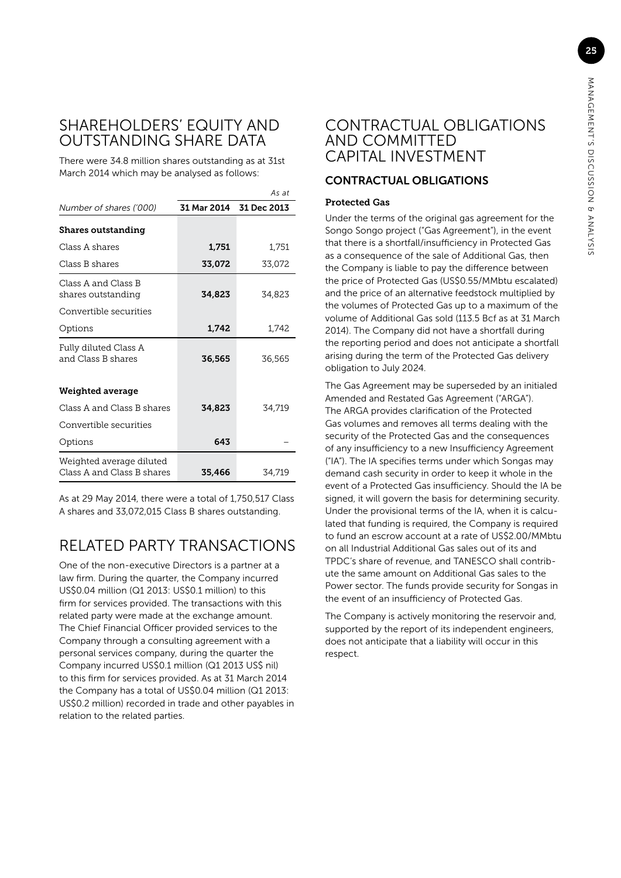# SHAREHOLDERS' EQUITY AND OUTSTANDING SHARE DATA

There were 34.8 million shares outstanding as at 31st March 2014 which may be analysed as follows:

| | *As at* | |
|---|---|---|
| *Number of shares ('000)* | **31 Mar 2014** | **31 Dec 2013** |
| **Shares outstanding** | | |
| Class A shares | **1,751** | 1,751 |
| Class B shares | **33,072** | 33,072 |
| Class A and Class B shares outstanding | **34,823** | 34,823 |
| Convertible securities | | |
| Options | **1,742** | 1,742 |
| Fully diluted Class A and Class B shares | **36,565** | 36,565 |
| **Weighted average** | | |
| Class A and Class B shares | **34,823** | 34,719 |
| Convertible securities | | |
| Options | **643** | – |
| Weighted average diluted Class A and Class B shares | **35,466** | 34,719 |

As at 29 May 2014, there were a total of 1,750,517 Class A shares and 33,072,015 Class B shares outstanding.

# RELATED PARTY TRANSACTIONS

One of the non-executive Directors is a partner at a law firm. During the quarter, the Company incurred US$0.04 million (Q1 2013: US$0.1 million) to this firm for services provided. The transactions with this related party were made at the exchange amount. The Chief Financial Officer provided services to the Company through a consulting agreement with a personal services company, during the quarter the Company incurred US$0.1 million (Q1 2013 US$ nil) to this firm for services provided. As at 31 March 2014 the Company has a total of US$0.04 million (Q1 2013: US$0.2 million) recorded in trade and other payables in relation to the related parties.

# CONTRACTUAL OBLIGATIONS AND COMMITTED CAPITAL INVESTMENT

## CONTRACTUAL OBLIGATIONS

### Protected Gas

Under the terms of the original gas agreement for the Songo Songo project ("Gas Agreement"), in the event that there is a shortfall/insufficiency in Protected Gas as a consequence of the sale of Additional Gas, then the Company is liable to pay the difference between the price of Protected Gas (US$0.55/MMbtu escalated) and the price of an alternative feedstock multiplied by the volumes of Protected Gas up to a maximum of the volume of Additional Gas sold (113.5 Bcf as at 31 March 2014). The Company did not have a shortfall during the reporting period and does not anticipate a shortfall arising during the term of the Protected Gas delivery obligation to July 2024.

The Gas Agreement may be superseded by an initialed Amended and Restated Gas Agreement ("ARGA"). The ARGA provides clarification of the Protected Gas volumes and removes all terms dealing with the security of the Protected Gas and the consequences of any insufficiency to a new Insufficiency Agreement ("IA"). The IA specifies terms under which Songas may demand cash security in order to keep it whole in the event of a Protected Gas insufficiency. Should the IA be signed, it will govern the basis for determining security. Under the provisional terms of the IA, when it is calculated that funding is required, the Company is required to fund an escrow account at a rate of US$2.00/MMbtu on all Industrial Additional Gas sales out of its and TPDC's share of revenue, and TANESCO shall contribute the same amount on Additional Gas sales to the Power sector. The funds provide security for Songas in the event of an insufficiency of Protected Gas.

The Company is actively monitoring the reservoir and, supported by the report of its independent engineers, does not anticipate that a liability will occur in this respect.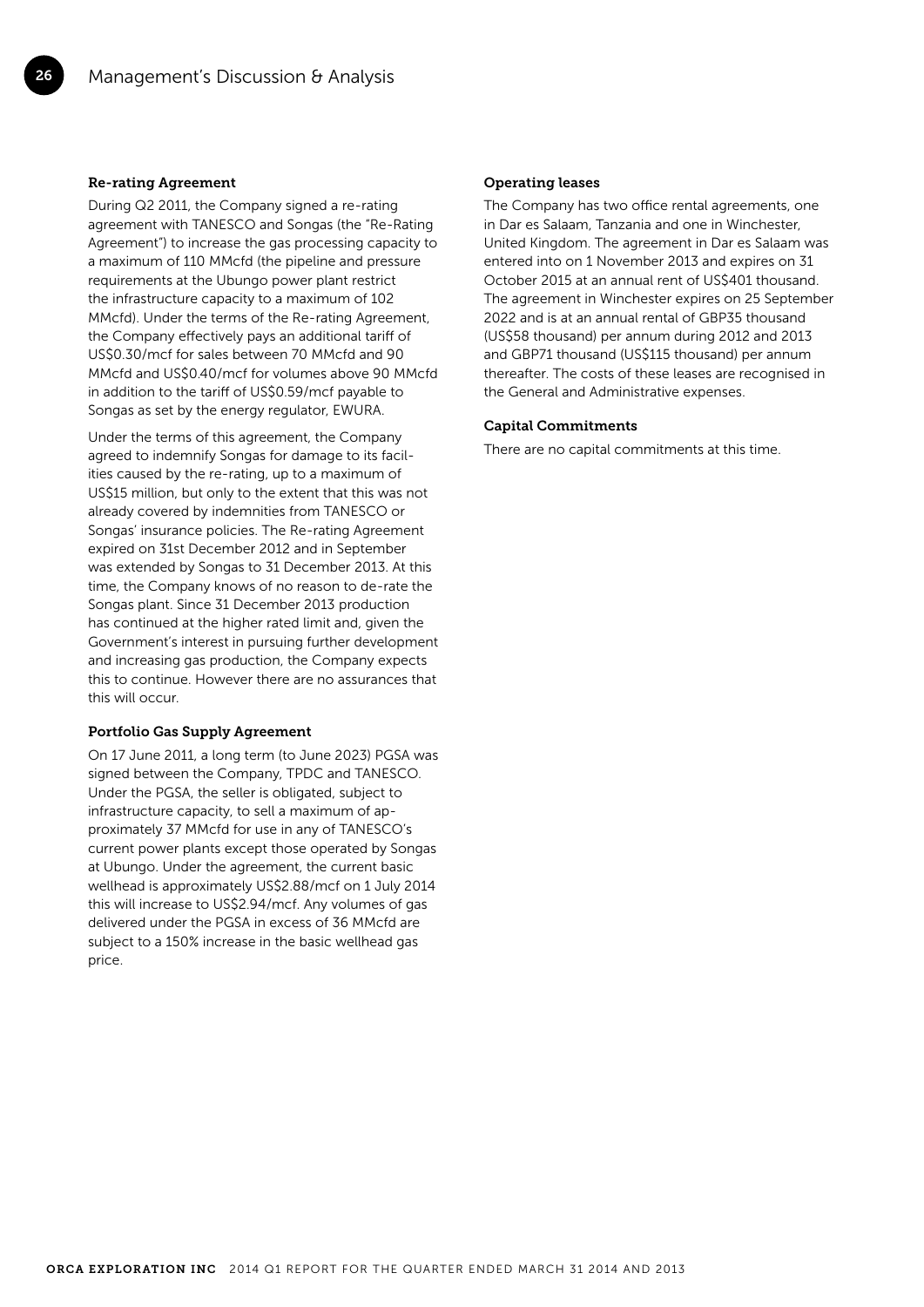#### Re-rating Agreement

During Q2 2011, the Company signed a re-rating agreement with TANESCO and Songas (the "Re-Rating Agreement") to increase the gas processing capacity to a maximum of 110 MMcfd (the pipeline and pressure requirements at the Ubungo power plant restrict the infrastructure capacity to a maximum of 102 MMcfd). Under the terms of the Re-rating Agreement, the Company effectively pays an additional tariff of US$0.30/mcf for sales between 70 MMcfd and 90 MMcfd and US$0.40/mcf for volumes above 90 MMcfd in addition to the tariff of US$0.59/mcf payable to Songas as set by the energy regulator, EWURA.

Under the terms of this agreement, the Company agreed to indemnify Songas for damage to its facilities caused by the re-rating, up to a maximum of US$15 million, but only to the extent that this was not already covered by indemnities from TANESCO or Songas' insurance policies. The Re-rating Agreement expired on 31st December 2012 and in September was extended by Songas to 31 December 2013. At this time, the Company knows of no reason to de-rate the Songas plant. Since 31 December 2013 production has continued at the higher rated limit and, given the Government's interest in pursuing further development and increasing gas production, the Company expects this to continue. However there are no assurances that this will occur.

#### Portfolio Gas Supply Agreement

On 17 June 2011, a long term (to June 2023) PGSA was signed between the Company, TPDC and TANESCO. Under the PGSA, the seller is obligated, subject to infrastructure capacity, to sell a maximum of approximately 37 MMcfd for use in any of TANESCO's current power plants except those operated by Songas at Ubungo. Under the agreement, the current basic wellhead is approximately US$2.88/mcf on 1 July 2014 this will increase to US$2.94/mcf. Any volumes of gas delivered under the PGSA in excess of 36 MMcfd are subject to a 150% increase in the basic wellhead gas price.

#### Operating leases

The Company has two office rental agreements, one in Dar es Salaam, Tanzania and one in Winchester, United Kingdom. The agreement in Dar es Salaam was entered into on 1 November 2013 and expires on 31 October 2015 at an annual rent of US$401 thousand. The agreement in Winchester expires on 25 September 2022 and is at an annual rental of GBP35 thousand (US$58 thousand) per annum during 2012 and 2013 and GBP71 thousand (US$115 thousand) per annum thereafter. The costs of these leases are recognised in the General and Administrative expenses.

#### Capital Commitments

There are no capital commitments at this time.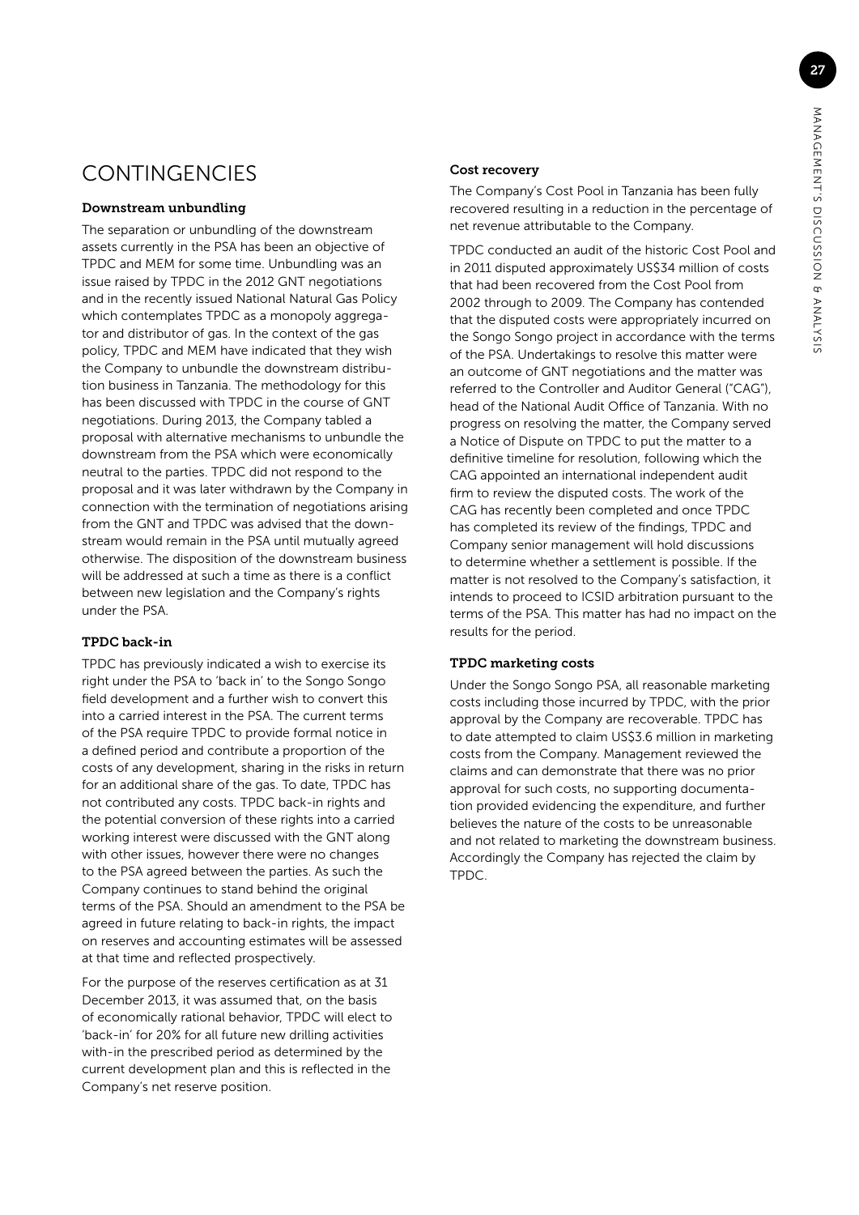# CONTINGENCIES

### Downstream unbundling

The separation or unbundling of the downstream assets currently in the PSA has been an objective of TPDC and MEM for some time. Unbundling was an issue raised by TPDC in the 2012 GNT negotiations and in the recently issued National Natural Gas Policy which contemplates TPDC as a monopoly aggregator and distributor of gas. In the context of the gas policy, TPDC and MEM have indicated that they wish the Company to unbundle the downstream distribution business in Tanzania. The methodology for this has been discussed with TPDC in the course of GNT negotiations. During 2013, the Company tabled a proposal with alternative mechanisms to unbundle the downstream from the PSA which were economically neutral to the parties. TPDC did not respond to the proposal and it was later withdrawn by the Company in connection with the termination of negotiations arising from the GNT and TPDC was advised that the downstream would remain in the PSA until mutually agreed otherwise. The disposition of the downstream business will be addressed at such a time as there is a conflict between new legislation and the Company's rights under the PSA.

### TPDC back-in

TPDC has previously indicated a wish to exercise its right under the PSA to 'back in' to the Songo Songo field development and a further wish to convert this into a carried interest in the PSA. The current terms of the PSA require TPDC to provide formal notice in a defined period and contribute a proportion of the costs of any development, sharing in the risks in return for an additional share of the gas. To date, TPDC has not contributed any costs. TPDC back-in rights and the potential conversion of these rights into a carried working interest were discussed with the GNT along with other issues, however there were no changes to the PSA agreed between the parties. As such the Company continues to stand behind the original terms of the PSA. Should an amendment to the PSA be agreed in future relating to back-in rights, the impact on reserves and accounting estimates will be assessed at that time and reflected prospectively.

For the purpose of the reserves certification as at 31 December 2013, it was assumed that, on the basis of economically rational behavior, TPDC will elect to 'back-in' for 20% for all future new drilling activities with-in the prescribed period as determined by the current development plan and this is reflected in the Company's net reserve position.

### Cost recovery

The Company's Cost Pool in Tanzania has been fully recovered resulting in a reduction in the percentage of net revenue attributable to the Company.

TPDC conducted an audit of the historic Cost Pool and in 2011 disputed approximately US$34 million of costs that had been recovered from the Cost Pool from 2002 through to 2009. The Company has contended that the disputed costs were appropriately incurred on the Songo Songo project in accordance with the terms of the PSA. Undertakings to resolve this matter were an outcome of GNT negotiations and the matter was referred to the Controller and Auditor General ("CAG"), head of the National Audit Office of Tanzania. With no progress on resolving the matter, the Company served a Notice of Dispute on TPDC to put the matter to a definitive timeline for resolution, following which the CAG appointed an international independent audit firm to review the disputed costs. The work of the CAG has recently been completed and once TPDC has completed its review of the findings, TPDC and Company senior management will hold discussions to determine whether a settlement is possible. If the matter is not resolved to the Company's satisfaction, it intends to proceed to ICSID arbitration pursuant to the terms of the PSA. This matter has had no impact on the results for the period.

### TPDC marketing costs

Under the Songo Songo PSA, all reasonable marketing costs including those incurred by TPDC, with the prior approval by the Company are recoverable. TPDC has to date attempted to claim US$3.6 million in marketing costs from the Company. Management reviewed the claims and can demonstrate that there was no prior approval for such costs, no supporting documentation provided evidencing the expenditure, and further believes the nature of the costs to be unreasonable and not related to marketing the downstream business. Accordingly the Company has rejected the claim by TPDC.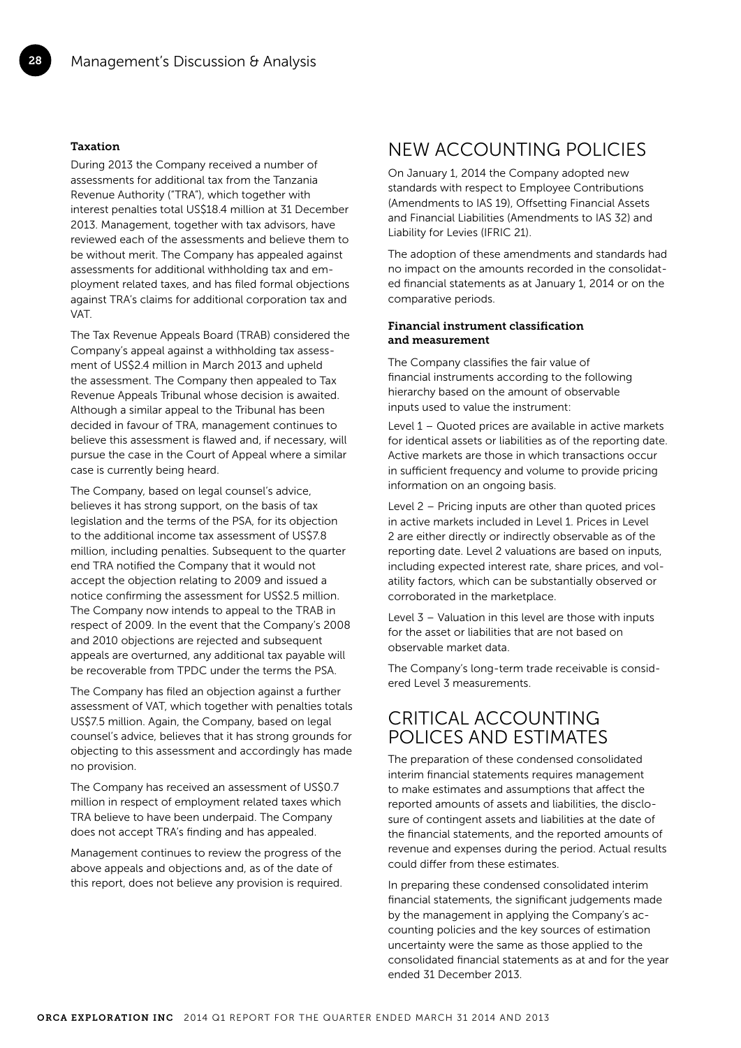#### Taxation

During 2013 the Company received a number of assessments for additional tax from the Tanzania Revenue Authority ("TRA"), which together with interest penalties total US$18.4 million at 31 December 2013. Management, together with tax advisors, have reviewed each of the assessments and believe them to be without merit. The Company has appealed against assessments for additional withholding tax and employment related taxes, and has filed formal objections against TRA's claims for additional corporation tax and VAT.

The Tax Revenue Appeals Board (TRAB) considered the Company's appeal against a withholding tax assessment of US$2.4 million in March 2013 and upheld the assessment. The Company then appealed to Tax Revenue Appeals Tribunal whose decision is awaited. Although a similar appeal to the Tribunal has been decided in favour of TRA, management continues to believe this assessment is flawed and, if necessary, will pursue the case in the Court of Appeal where a similar case is currently being heard.

The Company, based on legal counsel's advice, believes it has strong support, on the basis of tax legislation and the terms of the PSA, for its objection to the additional income tax assessment of US$7.8 million, including penalties. Subsequent to the quarter end TRA notified the Company that it would not accept the objection relating to 2009 and issued a notice confirming the assessment for US$2.5 million. The Company now intends to appeal to the TRAB in respect of 2009. In the event that the Company's 2008 and 2010 objections are rejected and subsequent appeals are overturned, any additional tax payable will be recoverable from TPDC under the terms the PSA.

The Company has filed an objection against a further assessment of VAT, which together with penalties totals US$7.5 million. Again, the Company, based on legal counsel's advice, believes that it has strong grounds for objecting to this assessment and accordingly has made no provision.

The Company has received an assessment of US$0.7 million in respect of employment related taxes which TRA believe to have been underpaid. The Company does not accept TRA's finding and has appealed.

Management continues to review the progress of the above appeals and objections and, as of the date of this report, does not believe any provision is required.

## NEW ACCOUNTING POLICIES

On January 1, 2014 the Company adopted new standards with respect to Employee Contributions (Amendments to IAS 19), Offsetting Financial Assets and Financial Liabilities (Amendments to IAS 32) and Liability for Levies (IFRIC 21).

The adoption of these amendments and standards had no impact on the amounts recorded in the consolidated financial statements as at January 1, 2014 or on the comparative periods.

#### Financial instrument classification and measurement

The Company classifies the fair value of financial instruments according to the following hierarchy based on the amount of observable inputs used to value the instrument:

Level 1 – Quoted prices are available in active markets for identical assets or liabilities as of the reporting date. Active markets are those in which transactions occur in sufficient frequency and volume to provide pricing information on an ongoing basis.

Level 2 – Pricing inputs are other than quoted prices in active markets included in Level 1. Prices in Level 2 are either directly or indirectly observable as of the reporting date. Level 2 valuations are based on inputs, including expected interest rate, share prices, and volatility factors, which can be substantially observed or corroborated in the marketplace.

Level 3 – Valuation in this level are those with inputs for the asset or liabilities that are not based on observable market data.

The Company's long-term trade receivable is considered Level 3 measurements.

## CRITICAL ACCOUNTING POLICES AND ESTIMATES

The preparation of these condensed consolidated interim financial statements requires management to make estimates and assumptions that affect the reported amounts of assets and liabilities, the disclosure of contingent assets and liabilities at the date of the financial statements, and the reported amounts of revenue and expenses during the period. Actual results could differ from these estimates.

In preparing these condensed consolidated interim financial statements, the significant judgements made by the management in applying the Company's accounting policies and the key sources of estimation uncertainty were the same as those applied to the consolidated financial statements as at and for the year ended 31 December 2013.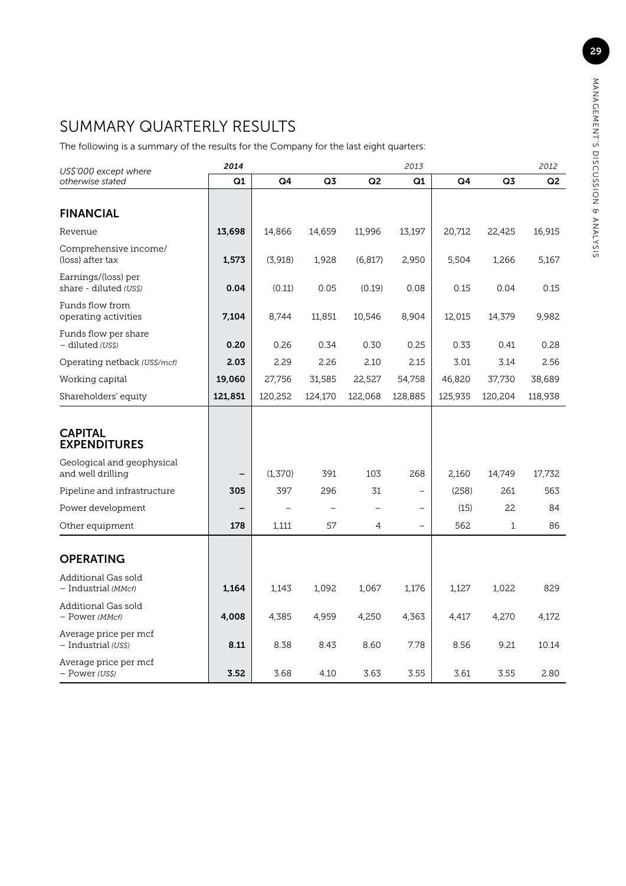# SUMMARY QUARTERLY RESULTS

The following is a summary of the results for the Company for the last eight quarters:

| *US$'000 except where otherwise stated* | *2014* | | | | *2013* | | | *2012* |
|---|---|---|---|---|---|---|---|---|
| | **Q1** | **Q4** | **Q3** | **Q2** | **Q1** | **Q4** | **Q3** | **Q2** |
| **FINANCIAL** | | | | | | | | |
| Revenue | **13,698** | 14,866 | 14,659 | 11,996 | 13,197 | 20,712 | 22,425 | 16,915 |
| Comprehensive income/(loss) after tax | **1,573** | (3,918) | 1,928 | (6,817) | 2,950 | 5,504 | 1,266 | 5,167 |
| Earnings/(loss) per share - diluted *(US$)* | **0.04** | (0.11) | 0.05 | (0.19) | 0.08 | 0.15 | 0.04 | 0.15 |
| Funds flow from operating activities | **7,104** | 8,744 | 11,851 | 10,546 | 8,904 | 12,015 | 14,379 | 9,982 |
| Funds flow per share – diluted *(US$)* | **0.20** | 0.26 | 0.34 | 0.30 | 0.25 | 0.33 | 0.41 | 0.28 |
| Operating netback *(US$/mcf)* | **2.03** | 2.29 | 2.26 | 2.10 | 2.15 | 3.01 | 3.14 | 2.56 |
| Working capital | **19,060** | 27,756 | 31,585 | 22,527 | 54,758 | 46,820 | 37,730 | 38,689 |
| Shareholders' equity | **121,851** | 120,252 | 124,170 | 122,068 | 128,885 | 125,935 | 120,204 | 118,938 |
| **CAPITAL EXPENDITURES** | | | | | | | | |
| Geological and geophysical and well drilling | **–** | (1,370) | 391 | 103 | 268 | 2,160 | 14,749 | 17,732 |
| Pipeline and infrastructure | **305** | 397 | 296 | 31 | – | (258) | 261 | 563 |
| Power development | **–** | – | – | – | – | (15) | 22 | 84 |
| Other equipment | **178** | 1,111 | 57 | 4 | – | 562 | 1 | 86 |
| **OPERATING** | | | | | | | | |
| Additional Gas sold – Industrial *(MMcf)* | **1,164** | 1,143 | 1,092 | 1,067 | 1,176 | 1,127 | 1,022 | 829 |
| Additional Gas sold – Power *(MMcf)* | **4,008** | 4,385 | 4,959 | 4,250 | 4,363 | 4,417 | 4,270 | 4,172 |
| Average price per mcf – Industrial *(US$)* | **8.11** | 8.38 | 8.43 | 8.60 | 7.78 | 8.56 | 9.21 | 10.14 |
| Average price per mcf – Power *(US$)* | **3.52** | 3.68 | 4.10 | 3.63 | 3.55 | 3.61 | 3.55 | 2.80 |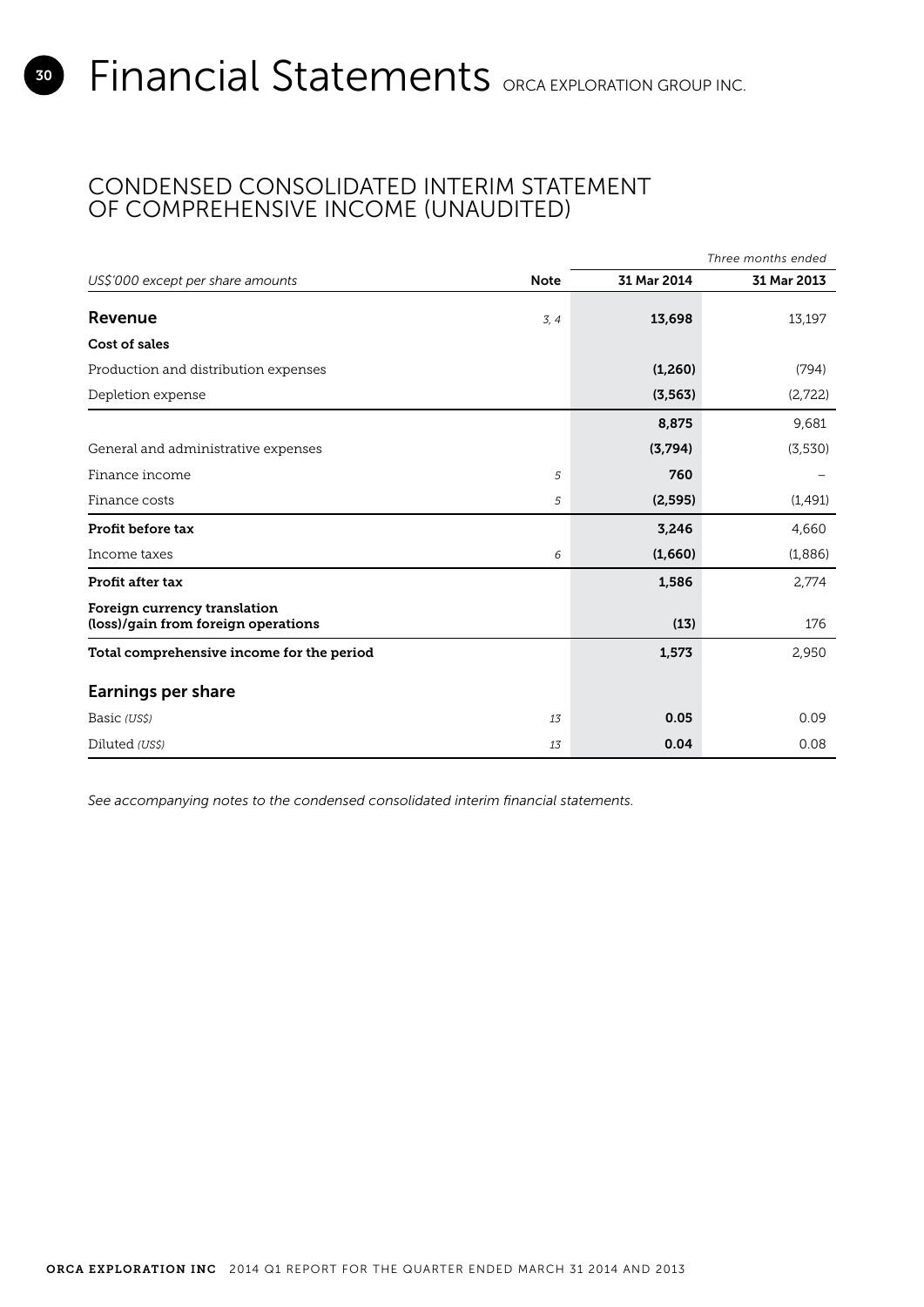# Financial Statements ORCA EXPLORATION GROUP INC.

## CONDENSED CONSOLIDATED INTERIM STATEMENT OF COMPREHENSIVE INCOME (UNAUDITED)

| | | Three months ended | |
|---|---|---|---|
| *US$'000 except per share amounts* | **Note** | **31 Mar 2014** | **31 Mar 2013** |
| **Revenue** | *3, 4* | **13,698** | 13,197 |
| **Cost of sales** | | | |
| Production and distribution expenses | | **(1,260)** | (794) |
| Depletion expense | | **(3,563)** | (2,722) |
| | | **8,875** | 9,681 |
| General and administrative expenses | | **(3,794)** | (3,530) |
| Finance income | *5* | **760** | – |
| Finance costs | *5* | **(2,595)** | (1,491) |
| **Profit before tax** | | **3,246** | 4,660 |
| Income taxes | *6* | **(1,660)** | (1,886) |
| **Profit after tax** | | **1,586** | 2,774 |
| **Foreign currency translation (loss)/gain from foreign operations** | | **(13)** | 176 |
| **Total comprehensive income for the period** | | **1,573** | 2,950 |
| **Earnings per share** | | | |
| Basic *(US$)* | *13* | **0.05** | 0.09 |
| Diluted *(US$)* | *13* | **0.04** | 0.08 |

*See accompanying notes to the condensed consolidated interim financial statements.*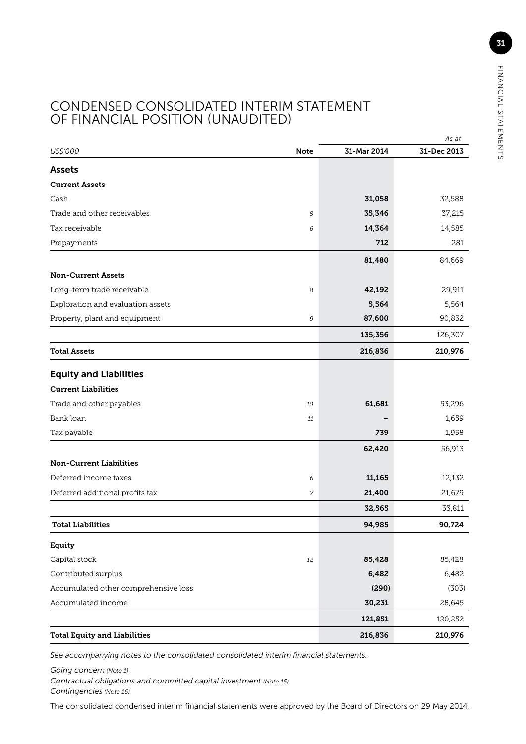# CONDENSED CONSOLIDATED INTERIM STATEMENT OF FINANCIAL POSITION (UNAUDITED)

| | | | *As at* |
|---|---|---|---|
| *US$'000* | **Note** | **31-Mar 2014** | **31-Dec 2013** |
| **Assets** | | | |
| **Current Assets** | | | |
| Cash | | **31,058** | 32,588 |
| Trade and other receivables | *8* | **35,346** | 37,215 |
| Tax receivable | *6* | **14,364** | 14,585 |
| Prepayments | | **712** | 281 |
| | | **81,480** | 84,669 |
| **Non-Current Assets** | | | |
| Long-term trade receivable | *8* | **42,192** | 29,911 |
| Exploration and evaluation assets | | **5,564** | 5,564 |
| Property, plant and equipment | *9* | **87,600** | 90,832 |
| | | **135,356** | 126,307 |
| **Total Assets** | | **216,836** | **210,976** |
| **Equity and Liabilities** | | | |
| **Current Liabilities** | | | |
| Trade and other payables | *10* | **61,681** | 53,296 |
| Bank loan | *11* | **–** | 1,659 |
| Tax payable | | **739** | 1,958 |
| | | **62,420** | 56,913 |
| **Non-Current Liabilities** | | | |
| Deferred income taxes | *6* | **11,165** | 12,132 |
| Deferred additional profits tax | *7* | **21,400** | 21,679 |
| | | **32,565** | 33,811 |
| **Total Liabilities** | | **94,985** | **90,724** |
| **Equity** | | | |
| Capital stock | *12* | **85,428** | 85,428 |
| Contributed surplus | | **6,482** | 6,482 |
| Accumulated other comprehensive loss | | **(290)** | (303) |
| Accumulated income | | **30,231** | 28,645 |
| | | **121,851** | 120,252 |
| **Total Equity and Liabilities** | | **216,836** | **210,976** |

*See accompanying notes to the consolidated consolidated interim financial statements.*

*Going concern (Note 1)*
*Contractual obligations and committed capital investment (Note 15)*
*Contingencies (Note 16)*

The consolidated condensed interim financial statements were approved by the Board of Directors on 29 May 2014.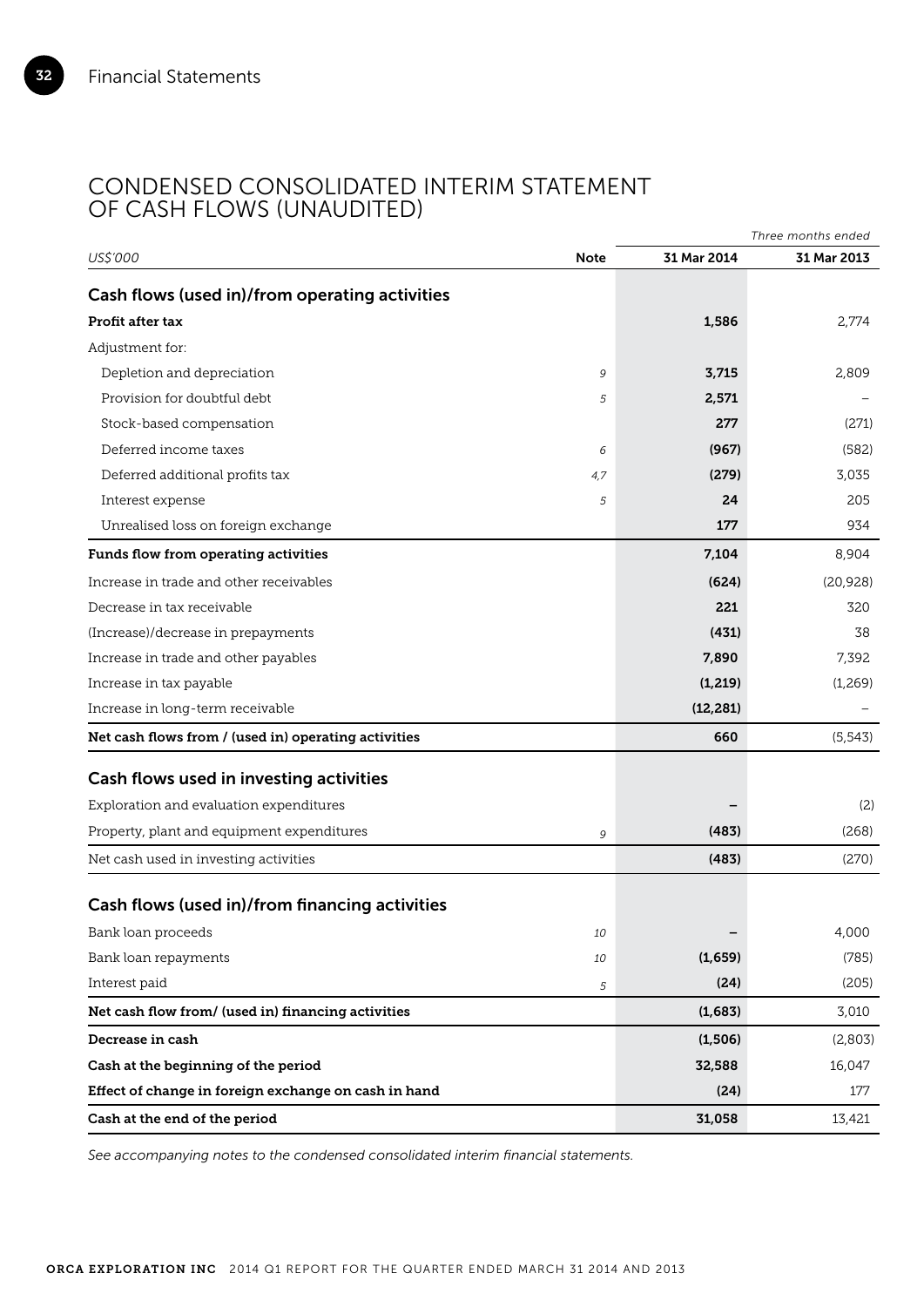## CONDENSED CONSOLIDATED INTERIM STATEMENT OF CASH FLOWS (UNAUDITED)

| | | Three months ended | |
|---|---|---|---|
| *US$'000* | **Note** | **31 Mar 2014** | **31 Mar 2013** |
| **Cash flows (used in)/from operating activities** | | | |
| **Profit after tax** | | **1,586** | 2,774 |
| Adjustment for: | | | |
| Depletion and depreciation | *9* | **3,715** | 2,809 |
| Provision for doubtful debt | *5* | **2,571** | – |
| Stock-based compensation | | **277** | (271) |
| Deferred income taxes | *6* | **(967)** | (582) |
| Deferred additional profits tax | *4,7* | **(279)** | 3,035 |
| Interest expense | *5* | **24** | 205 |
| Unrealised loss on foreign exchange | | **177** | 934 |
| **Funds flow from operating activities** | | **7,104** | 8,904 |
| Increase in trade and other receivables | | **(624)** | (20,928) |
| Decrease in tax receivable | | **221** | 320 |
| (Increase)/decrease in prepayments | | **(431)** | 38 |
| Increase in trade and other payables | | **7,890** | 7,392 |
| Increase in tax payable | | **(1,219)** | (1,269) |
| Increase in long-term receivable | | **(12,281)** | – |
| **Net cash flows from / (used in) operating activities** | | **660** | (5,543) |
| **Cash flows used in investing activities** | | | |
| Exploration and evaluation expenditures | | **–** | (2) |
| Property, plant and equipment expenditures | *9* | **(483)** | (268) |
| Net cash used in investing activities | | **(483)** | (270) |
| **Cash flows (used in)/from financing activities** | | | |
| Bank loan proceeds | *10* | **–** | 4,000 |
| Bank loan repayments | *10* | **(1,659)** | (785) |
| Interest paid | *5* | **(24)** | (205) |
| **Net cash flow from/ (used in) financing activities** | | **(1,683)** | 3,010 |
| **Decrease in cash** | | **(1,506)** | (2,803) |
| **Cash at the beginning of the period** | | **32,588** | 16,047 |
| **Effect of change in foreign exchange on cash in hand** | | **(24)** | 177 |
| **Cash at the end of the period** | | **31,058** | 13,421 |

*See accompanying notes to the condensed consolidated interim financial statements.*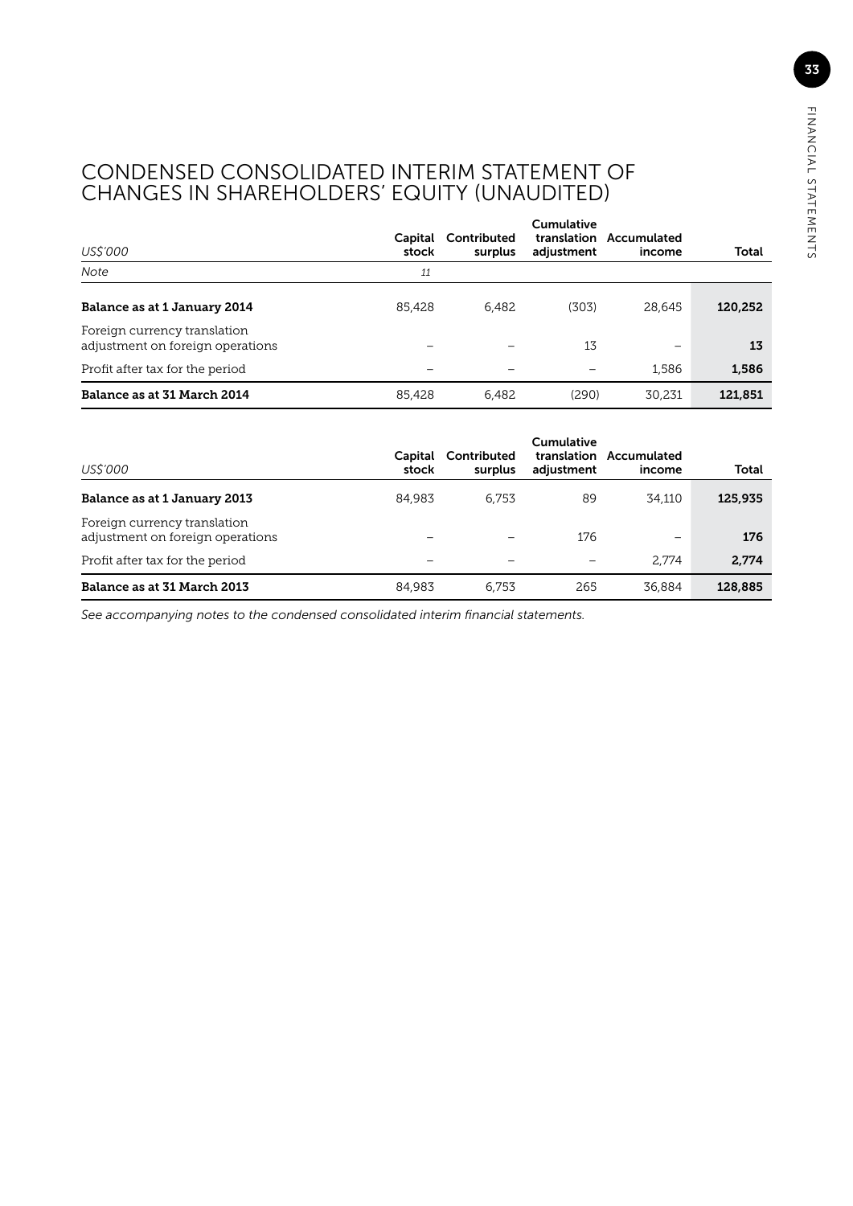# CONDENSED CONSOLIDATED INTERIM STATEMENT OF CHANGES IN SHAREHOLDERS' EQUITY (UNAUDITED)

| *US$'000* | Capital stock | Contributed surplus | Cumulative translation adjustment | Accumulated income | Total |
|---|---|---|---|---|---|
| *Note* | *11* | | | | |
| **Balance as at 1 January 2014** | 85,428 | 6,482 | (303) | 28,645 | **120,252** |
| Foreign currency translation adjustment on foreign operations | – | – | 13 | – | **13** |
| Profit after tax for the period | – | – | – | 1,586 | **1,586** |
| **Balance as at 31 March 2014** | 85,428 | 6,482 | (290) | 30,231 | **121,851** |

| *US$'000* | Capital stock | Contributed surplus | Cumulative translation adjustment | Accumulated income | Total |
|---|---|---|---|---|---|
| **Balance as at 1 January 2013** | 84,983 | 6,753 | 89 | 34,110 | **125,935** |
| Foreign currency translation adjustment on foreign operations | – | – | 176 | – | **176** |
| Profit after tax for the period | – | – | – | 2,774 | **2,774** |
| **Balance as at 31 March 2013** | 84,983 | 6,753 | 265 | 36,884 | **128,885** |

*See accompanying notes to the condensed consolidated interim financial statements.*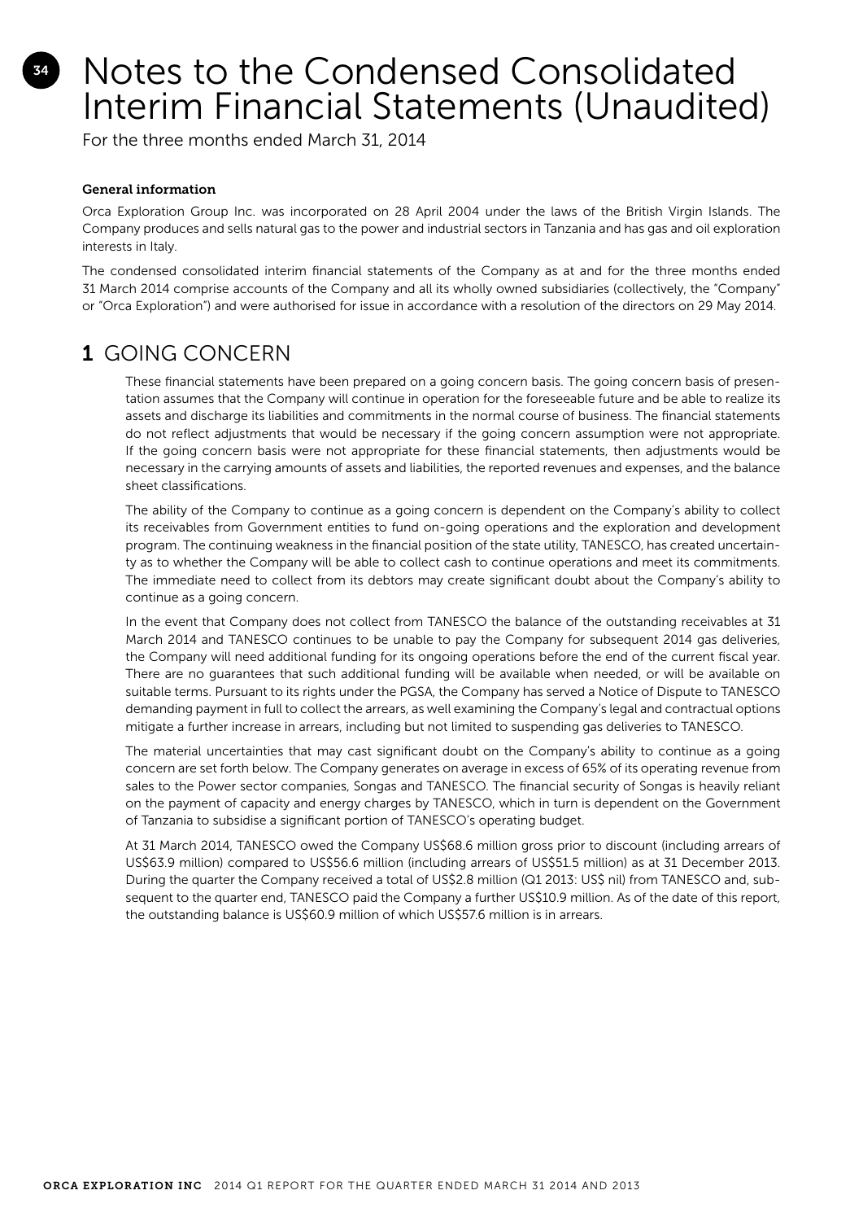# Notes to the Condensed Consolidated Interim Financial Statements (Unaudited)

For the three months ended March 31, 2014

**General information**

Orca Exploration Group Inc. was incorporated on 28 April 2004 under the laws of the British Virgin Islands. The Company produces and sells natural gas to the power and industrial sectors in Tanzania and has gas and oil exploration interests in Italy.

The condensed consolidated interim financial statements of the Company as at and for the three months ended 31 March 2014 comprise accounts of the Company and all its wholly owned subsidiaries (collectively, the "Company" or "Orca Exploration") and were authorised for issue in accordance with a resolution of the directors on 29 May 2014.

## 1 GOING CONCERN

These financial statements have been prepared on a going concern basis. The going concern basis of presentation assumes that the Company will continue in operation for the foreseeable future and be able to realize its assets and discharge its liabilities and commitments in the normal course of business. The financial statements do not reflect adjustments that would be necessary if the going concern assumption were not appropriate. If the going concern basis were not appropriate for these financial statements, then adjustments would be necessary in the carrying amounts of assets and liabilities, the reported revenues and expenses, and the balance sheet classifications.

The ability of the Company to continue as a going concern is dependent on the Company's ability to collect its receivables from Government entities to fund on-going operations and the exploration and development program. The continuing weakness in the financial position of the state utility, TANESCO, has created uncertainty as to whether the Company will be able to collect cash to continue operations and meet its commitments. The immediate need to collect from its debtors may create significant doubt about the Company's ability to continue as a going concern.

In the event that Company does not collect from TANESCO the balance of the outstanding receivables at 31 March 2014 and TANESCO continues to be unable to pay the Company for subsequent 2014 gas deliveries, the Company will need additional funding for its ongoing operations before the end of the current fiscal year. There are no guarantees that such additional funding will be available when needed, or will be available on suitable terms. Pursuant to its rights under the PGSA, the Company has served a Notice of Dispute to TANESCO demanding payment in full to collect the arrears, as well examining the Company's legal and contractual options mitigate a further increase in arrears, including but not limited to suspending gas deliveries to TANESCO.

The material uncertainties that may cast significant doubt on the Company's ability to continue as a going concern are set forth below. The Company generates on average in excess of 65% of its operating revenue from sales to the Power sector companies, Songas and TANESCO. The financial security of Songas is heavily reliant on the payment of capacity and energy charges by TANESCO, which in turn is dependent on the Government of Tanzania to subsidise a significant portion of TANESCO's operating budget.

At 31 March 2014, TANESCO owed the Company US$68.6 million gross prior to discount (including arrears of US$63.9 million) compared to US$56.6 million (including arrears of US$51.5 million) as at 31 December 2013. During the quarter the Company received a total of US$2.8 million (Q1 2013: US$ nil) from TANESCO and, subsequent to the quarter end, TANESCO paid the Company a further US$10.9 million. As of the date of this report, the outstanding balance is US$60.9 million of which US$57.6 million is in arrears.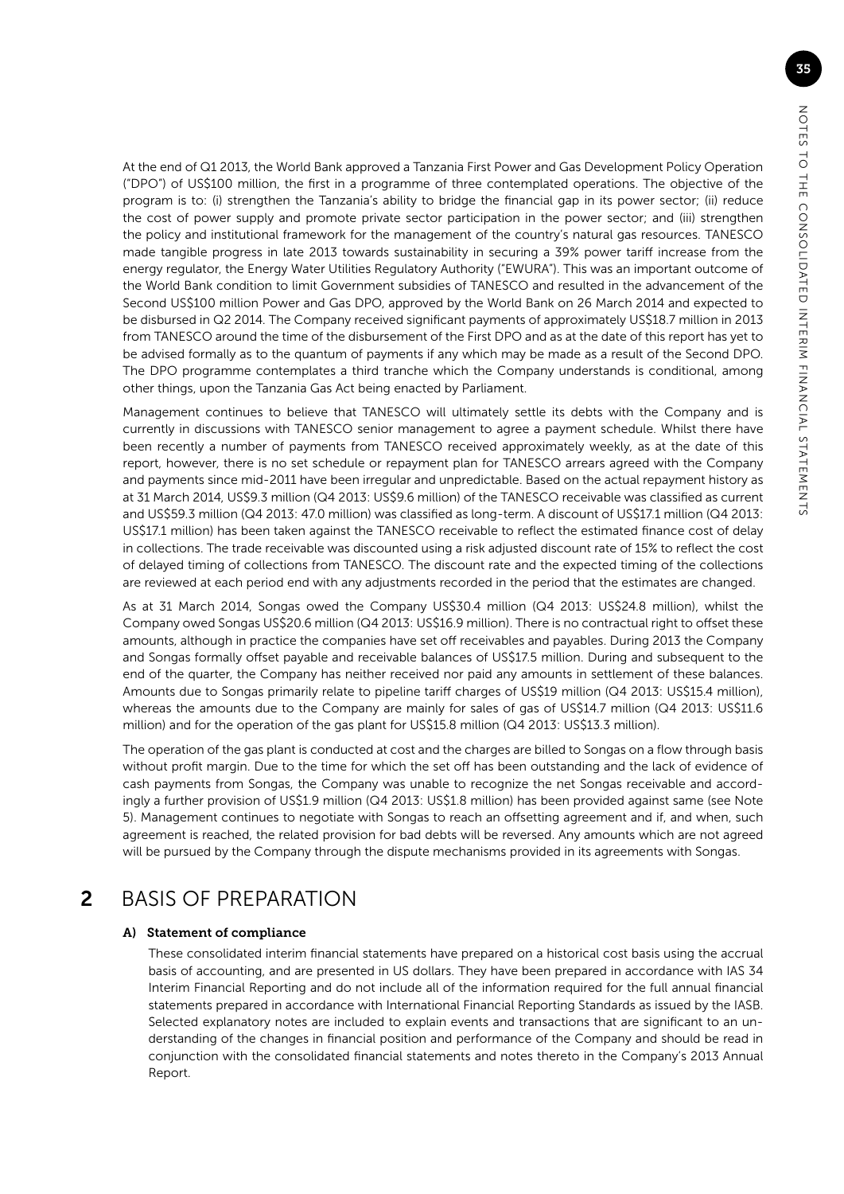At the end of Q1 2013, the World Bank approved a Tanzania First Power and Gas Development Policy Operation ("DPO") of US$100 million, the first in a programme of three contemplated operations. The objective of the program is to: (i) strengthen the Tanzania's ability to bridge the financial gap in its power sector; (ii) reduce the cost of power supply and promote private sector participation in the power sector; and (iii) strengthen the policy and institutional framework for the management of the country's natural gas resources. TANESCO made tangible progress in late 2013 towards sustainability in securing a 39% power tariff increase from the energy regulator, the Energy Water Utilities Regulatory Authority ("EWURA"). This was an important outcome of the World Bank condition to limit Government subsidies of TANESCO and resulted in the advancement of the Second US$100 million Power and Gas DPO, approved by the World Bank on 26 March 2014 and expected to be disbursed in Q2 2014. The Company received significant payments of approximately US$18.7 million in 2013 from TANESCO around the time of the disbursement of the First DPO and as at the date of this report has yet to be advised formally as to the quantum of payments if any which may be made as a result of the Second DPO. The DPO programme contemplates a third tranche which the Company understands is conditional, among other things, upon the Tanzania Gas Act being enacted by Parliament.

Management continues to believe that TANESCO will ultimately settle its debts with the Company and is currently in discussions with TANESCO senior management to agree a payment schedule. Whilst there have been recently a number of payments from TANESCO received approximately weekly, as at the date of this report, however, there is no set schedule or repayment plan for TANESCO arrears agreed with the Company and payments since mid-2011 have been irregular and unpredictable. Based on the actual repayment history as at 31 March 2014, US$9.3 million (Q4 2013: US$9.6 million) of the TANESCO receivable was classified as current and US$59.3 million (Q4 2013: 47.0 million) was classified as long-term. A discount of US$17.1 million (Q4 2013: US$17.1 million) has been taken against the TANESCO receivable to reflect the estimated finance cost of delay in collections. The trade receivable was discounted using a risk adjusted discount rate of 15% to reflect the cost of delayed timing of collections from TANESCO. The discount rate and the expected timing of the collections are reviewed at each period end with any adjustments recorded in the period that the estimates are changed.

As at 31 March 2014, Songas owed the Company US$30.4 million (Q4 2013: US$24.8 million), whilst the Company owed Songas US$20.6 million (Q4 2013: US$16.9 million). There is no contractual right to offset these amounts, although in practice the companies have set off receivables and payables. During 2013 the Company and Songas formally offset payable and receivable balances of US$17.5 million. During and subsequent to the end of the quarter, the Company has neither received nor paid any amounts in settlement of these balances. Amounts due to Songas primarily relate to pipeline tariff charges of US$19 million (Q4 2013: US$15.4 million), whereas the amounts due to the Company are mainly for sales of gas of US$14.7 million (Q4 2013: US$11.6 million) and for the operation of the gas plant for US$15.8 million (Q4 2013: US$13.3 million).

The operation of the gas plant is conducted at cost and the charges are billed to Songas on a flow through basis without profit margin. Due to the time for which the set off has been outstanding and the lack of evidence of cash payments from Songas, the Company was unable to recognize the net Songas receivable and accordingly a further provision of US$1.9 million (Q4 2013: US$1.8 million) has been provided against same (see Note 5). Management continues to negotiate with Songas to reach an offsetting agreement and if, and when, such agreement is reached, the related provision for bad debts will be reversed. Any amounts which are not agreed will be pursued by the Company through the dispute mechanisms provided in its agreements with Songas.

## 2 BASIS OF PREPARATION

### A) Statement of compliance

These consolidated interim financial statements have prepared on a historical cost basis using the accrual basis of accounting, and are presented in US dollars. They have been prepared in accordance with IAS 34 Interim Financial Reporting and do not include all of the information required for the full annual financial statements prepared in accordance with International Financial Reporting Standards as issued by the IASB. Selected explanatory notes are included to explain events and transactions that are significant to an understanding of the changes in financial position and performance of the Company and should be read in conjunction with the consolidated financial statements and notes thereto in the Company's 2013 Annual Report.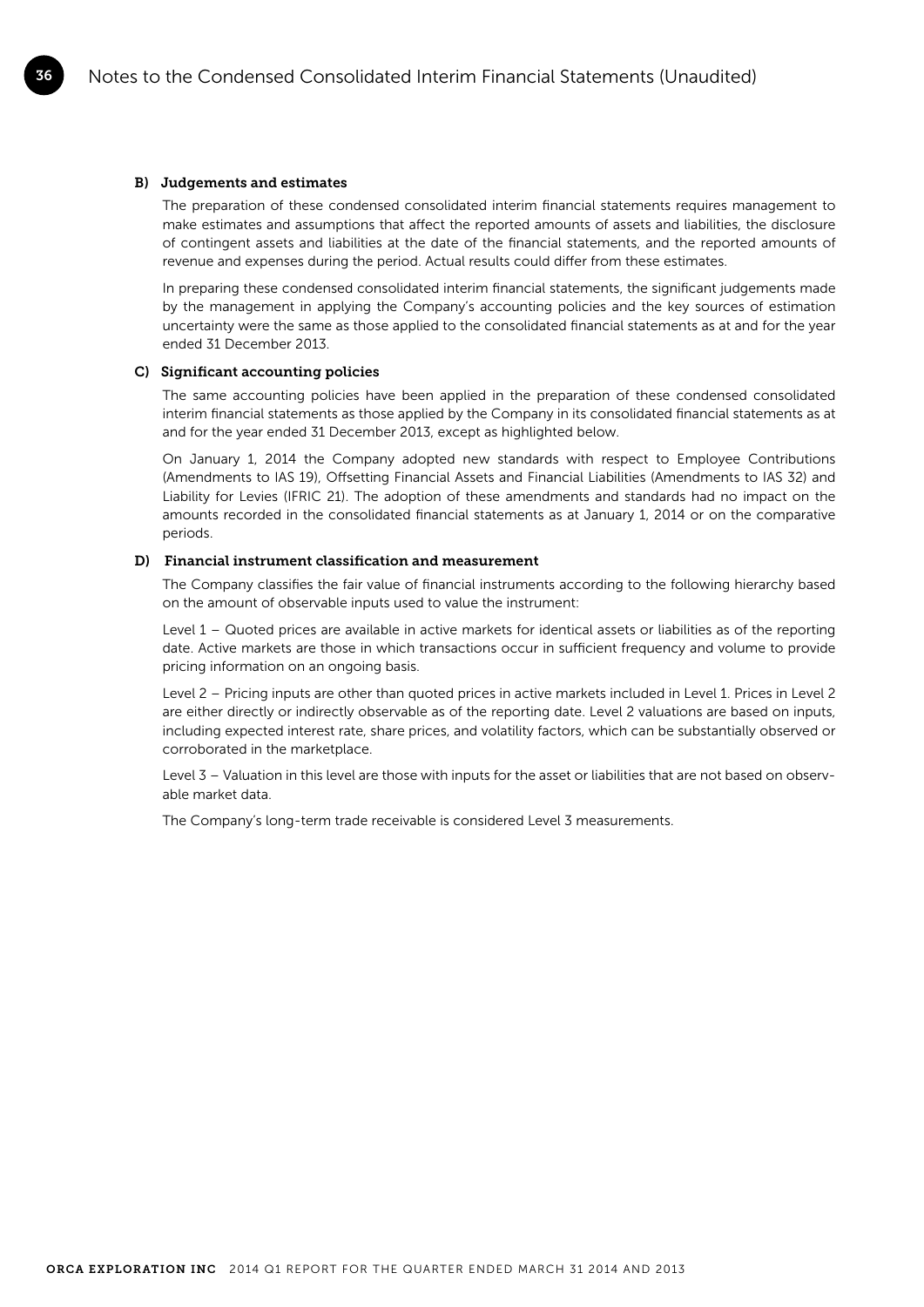#### B) Judgements and estimates

The preparation of these condensed consolidated interim financial statements requires management to make estimates and assumptions that affect the reported amounts of assets and liabilities, the disclosure of contingent assets and liabilities at the date of the financial statements, and the reported amounts of revenue and expenses during the period. Actual results could differ from these estimates.

In preparing these condensed consolidated interim financial statements, the significant judgements made by the management in applying the Company's accounting policies and the key sources of estimation uncertainty were the same as those applied to the consolidated financial statements as at and for the year ended 31 December 2013.

#### C) Significant accounting policies

The same accounting policies have been applied in the preparation of these condensed consolidated interim financial statements as those applied by the Company in its consolidated financial statements as at and for the year ended 31 December 2013, except as highlighted below.

On January 1, 2014 the Company adopted new standards with respect to Employee Contributions (Amendments to IAS 19), Offsetting Financial Assets and Financial Liabilities (Amendments to IAS 32) and Liability for Levies (IFRIC 21). The adoption of these amendments and standards had no impact on the amounts recorded in the consolidated financial statements as at January 1, 2014 or on the comparative periods.

#### D) Financial instrument classification and measurement

The Company classifies the fair value of financial instruments according to the following hierarchy based on the amount of observable inputs used to value the instrument:

Level 1 – Quoted prices are available in active markets for identical assets or liabilities as of the reporting date. Active markets are those in which transactions occur in sufficient frequency and volume to provide pricing information on an ongoing basis.

Level 2 – Pricing inputs are other than quoted prices in active markets included in Level 1. Prices in Level 2 are either directly or indirectly observable as of the reporting date. Level 2 valuations are based on inputs, including expected interest rate, share prices, and volatility factors, which can be substantially observed or corroborated in the marketplace.

Level 3 – Valuation in this level are those with inputs for the asset or liabilities that are not based on observable market data.

The Company's long-term trade receivable is considered Level 3 measurements.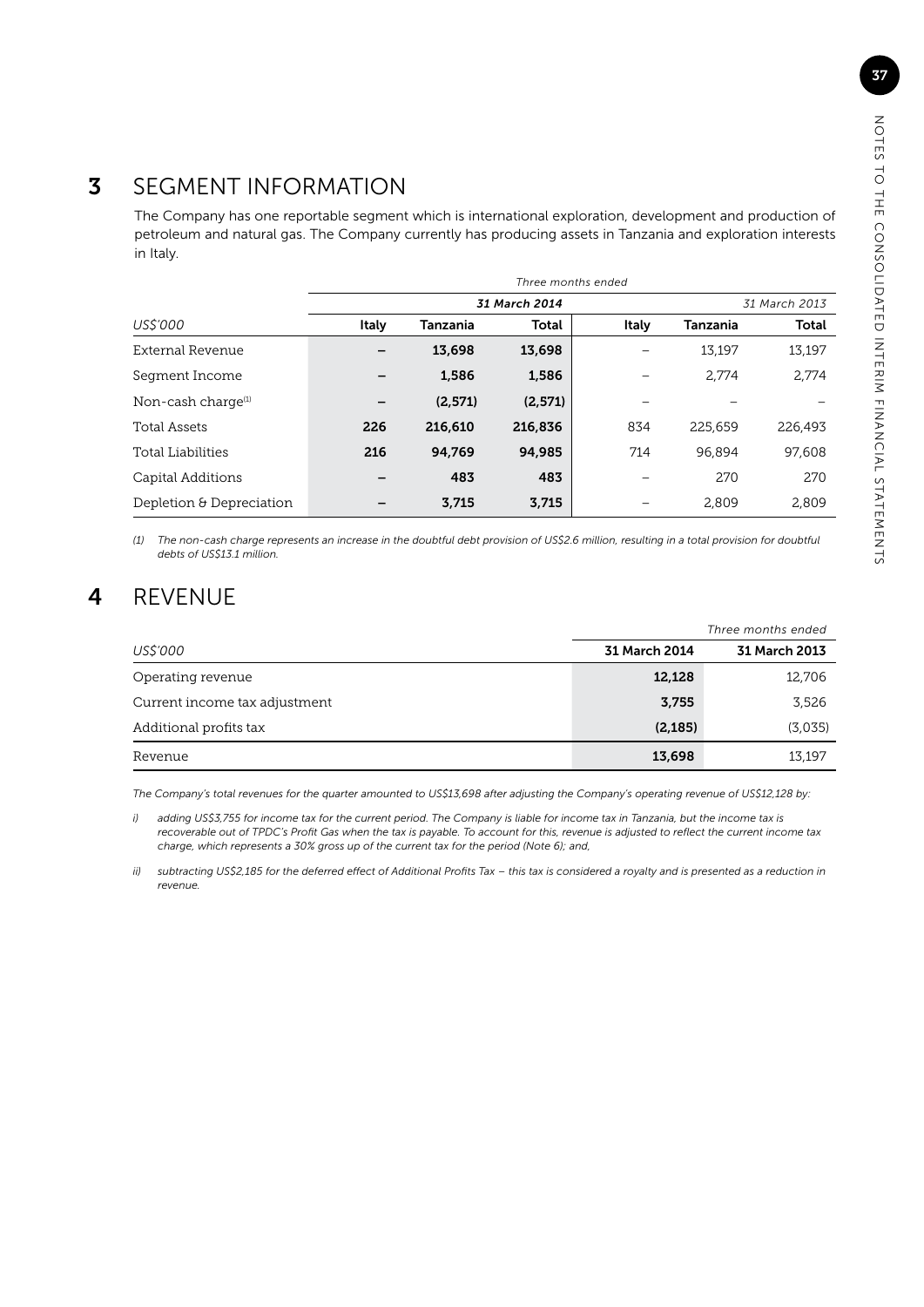# 3 SEGMENT INFORMATION

The Company has one reportable segment which is international exploration, development and production of petroleum and natural gas. The Company currently has producing assets in Tanzania and exploration interests in Italy.

| | *Three months ended* | | | | | |
|---|---|---|---|---|---|---|
| | | | ***31 March 2014*** | | | *31 March 2013* |
| *US$'000* | **Italy** | **Tanzania** | **Total** | **Italy** | **Tanzania** | **Total** |
| External Revenue | **–** | **13,698** | **13,698** | – | 13,197 | 13,197 |
| Segment Income | **–** | **1,586** | **1,586** | – | 2,774 | 2,774 |
| Non-cash charge[1] | **–** | **(2,571)** | **(2,571)** | – | – | – |
| Total Assets | **226** | **216,610** | **216,836** | 834 | 225,659 | 226,493 |
| Total Liabilities | **216** | **94,769** | **94,985** | 714 | 96,894 | 97,608 |
| Capital Additions | **–** | **483** | **483** | – | 270 | 270 |
| Depletion & Depreciation | **–** | **3,715** | **3,715** | – | 2,809 | 2,809 |

*(1) The non-cash charge represents an increase in the doubtful debt provision of US$2.6 million, resulting in a total provision for doubtful debts of US$13.1 million.*

# 4 REVENUE

| | *Three months ended* | |
|---|---|---|
| *US$'000* | **31 March 2014** | **31 March 2013** |
| Operating revenue | **12,128** | 12,706 |
| Current income tax adjustment | **3,755** | 3,526 |
| Additional profits tax | **(2,185)** | (3,035) |
| Revenue | **13,698** | 13,197 |

*The Company's total revenues for the quarter amounted to US$13,698 after adjusting the Company's operating revenue of US$12,128 by:*

*i) adding US$3,755 for income tax for the current period. The Company is liable for income tax in Tanzania, but the income tax is recoverable out of TPDC's Profit Gas when the tax is payable. To account for this, revenue is adjusted to reflect the current income tax charge, which represents a 30% gross up of the current tax for the period (Note 6); and,*

*ii) subtracting US$2,185 for the deferred effect of Additional Profits Tax – this tax is considered a royalty and is presented as a reduction in revenue.*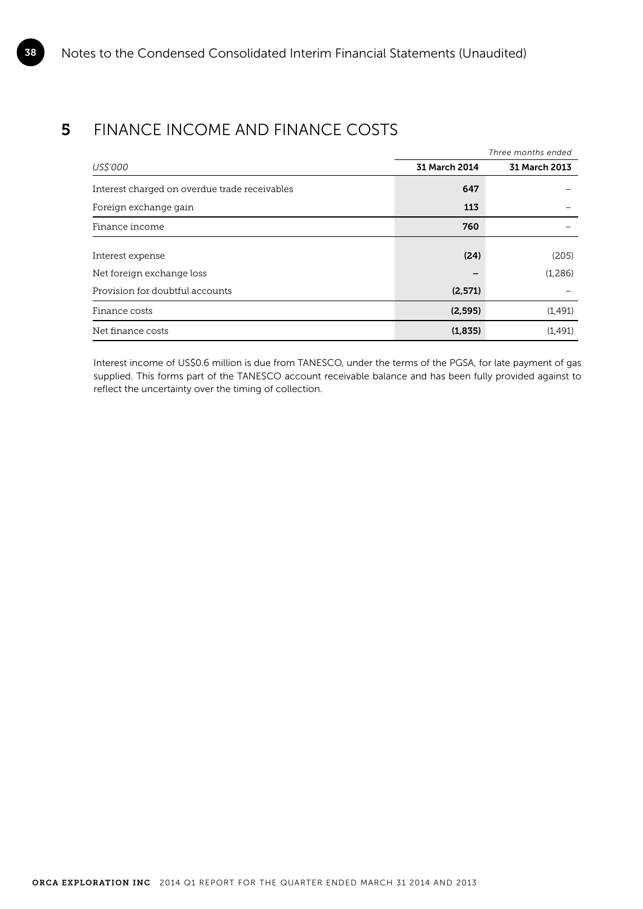## 5 FINANCE INCOME AND FINANCE COSTS

| | *Three months ended* | |
|---|---|---|
| *US$'000* | **31 March 2014** | **31 March 2013** |
| Interest charged on overdue trade receivables | **647** | – |
| Foreign exchange gain | **113** | – |
| Finance income | **760** | – |
| Interest expense | **(24)** | (205) |
| Net foreign exchange loss | **–** | (1,286) |
| Provision for doubtful accounts | **(2,571)** | – |
| Finance costs | **(2,595)** | (1,491) |
| Net finance costs | **(1,835)** | (1,491) |

Interest income of US$0.6 million is due from TANESCO, under the terms of the PGSA, for late payment of gas supplied. This forms part of the TANESCO account receivable balance and has been fully provided against to reflect the uncertainty over the timing of collection.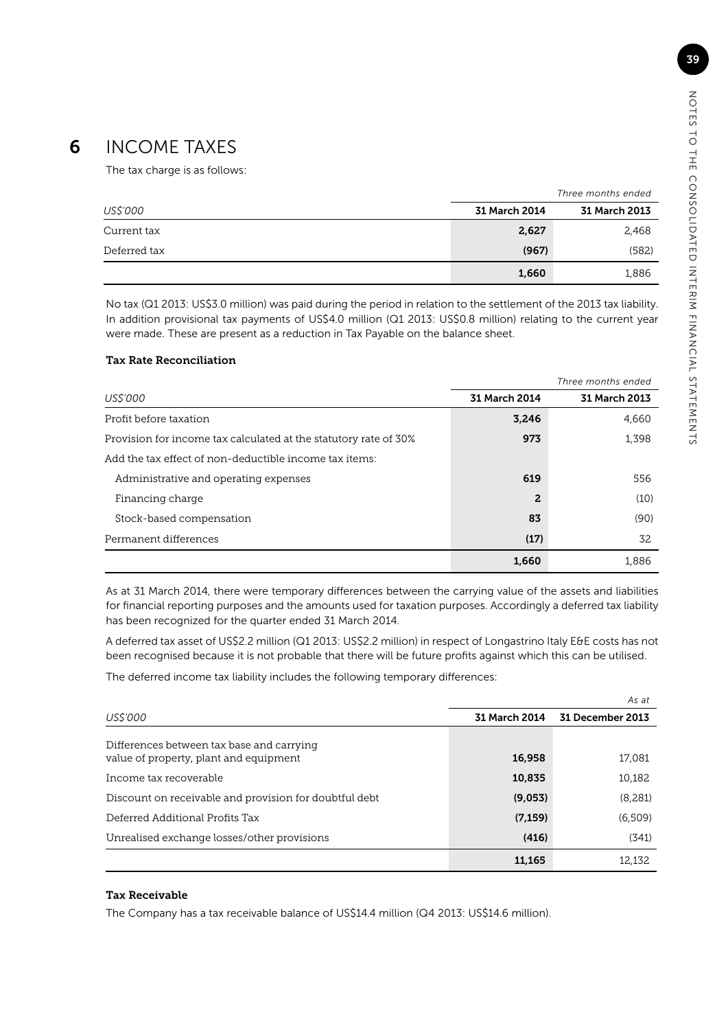# 6 INCOME TAXES

The tax charge is as follows:

| | *Three months ended* | |
|---|---|---|
| *US$'000* | **31 March 2014** | **31 March 2013** |
| Current tax | **2,627** | 2,468 |
| Deferred tax | **(967)** | (582) |
| | **1,660** | 1,886 |

No tax (Q1 2013: US$3.0 million) was paid during the period in relation to the settlement of the 2013 tax liability. In addition provisional tax payments of US$4.0 million (Q1 2013: US$0.8 million) relating to the current year were made. These are present as a reduction in Tax Payable on the balance sheet.

**Tax Rate Reconciliation**

| | *Three months ended* | |
|---|---|---|
| *US$'000* | **31 March 2014** | **31 March 2013** |
| Profit before taxation | **3,246** | 4,660 |
| Provision for income tax calculated at the statutory rate of 30% | **973** | 1,398 |
| Add the tax effect of non-deductible income tax items: | | |
| Administrative and operating expenses | **619** | 556 |
| Financing charge | **2** | (10) |
| Stock-based compensation | **83** | (90) |
| Permanent differences | **(17)** | 32 |
| | **1,660** | 1,886 |

As at 31 March 2014, there were temporary differences between the carrying value of the assets and liabilities for financial reporting purposes and the amounts used for taxation purposes. Accordingly a deferred tax liability has been recognized for the quarter ended 31 March 2014.

A deferred tax asset of US$2.2 million (Q1 2013: US$2.2 million) in respect of Longastrino Italy E&E costs has not been recognised because it is not probable that there will be future profits against which this can be utilised.

The deferred income tax liability includes the following temporary differences:

| | *As at* | |
|---|---|---|
| *US$'000* | **31 March 2014** | **31 December 2013** |
| Differences between tax base and carrying value of property, plant and equipment | **16,958** | 17,081 |
| Income tax recoverable | **10,835** | 10,182 |
| Discount on receivable and provision for doubtful debt | **(9,053)** | (8,281) |
| Deferred Additional Profits Tax | **(7,159)** | (6,509) |
| Unrealised exchange losses/other provisions | **(416)** | (341) |
| | **11,165** | 12,132 |

**Tax Receivable**

The Company has a tax receivable balance of US$14.4 million (Q4 2013: US$14.6 million).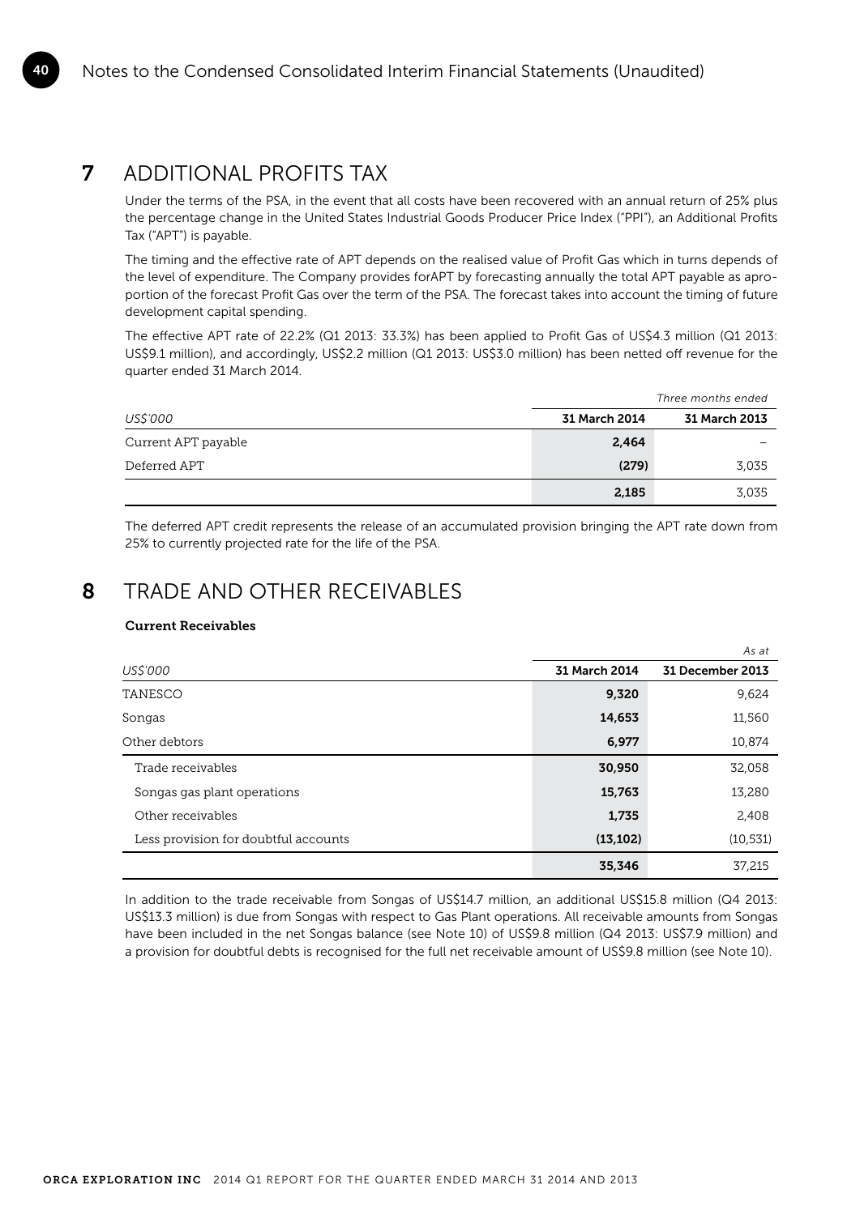## 7 ADDITIONAL PROFITS TAX

Under the terms of the PSA, in the event that all costs have been recovered with an annual return of 25% plus the percentage change in the United States Industrial Goods Producer Price Index ("PPI"), an Additional Profits Tax ("APT") is payable.

The timing and the effective rate of APT depends on the realised value of Profit Gas which in turns depends of the level of expenditure. The Company provides forAPT by forecasting annually the total APT payable as apro-portion of the forecast Profit Gas over the term of the PSA. The forecast takes into account the timing of future development capital spending.

The effective APT rate of 22.2% (Q1 2013: 33.3%) has been applied to Profit Gas of US$4.3 million (Q1 2013: US$9.1 million), and accordingly, US$2.2 million (Q1 2013: US$3.0 million) has been netted off revenue for the quarter ended 31 March 2014.

| | *Three months ended* | |
|---|---|---|
| *US$'000* | **31 March 2014** | **31 March 2013** |
| Current APT payable | **2,464** | – |
| Deferred APT | **(279)** | 3,035 |
| | **2,185** | 3,035 |

The deferred APT credit represents the release of an accumulated provision bringing the APT rate down from 25% to currently projected rate for the life of the PSA.

## 8 TRADE AND OTHER RECEIVABLES

**Current Receivables**

| | *As at* | |
|---|---|---|
| *US$'000* | **31 March 2014** | **31 December 2013** |
| TANESCO | **9,320** | 9,624 |
| Songas | **14,653** | 11,560 |
| Other debtors | **6,977** | 10,874 |
| Trade receivables | **30,950** | 32,058 |
| Songas gas plant operations | **15,763** | 13,280 |
| Other receivables | **1,735** | 2,408 |
| Less provision for doubtful accounts | **(13,102)** | (10,531) |
| | **35,346** | 37,215 |

In addition to the trade receivable from Songas of US$14.7 million, an additional US$15.8 million (Q4 2013: US$13.3 million) is due from Songas with respect to Gas Plant operations. All receivable amounts from Songas have been included in the net Songas balance (see Note 10) of US$9.8 million (Q4 2013: US$7.9 million) and a provision for doubtful debts is recognised for the full net receivable amount of US$9.8 million (see Note 10).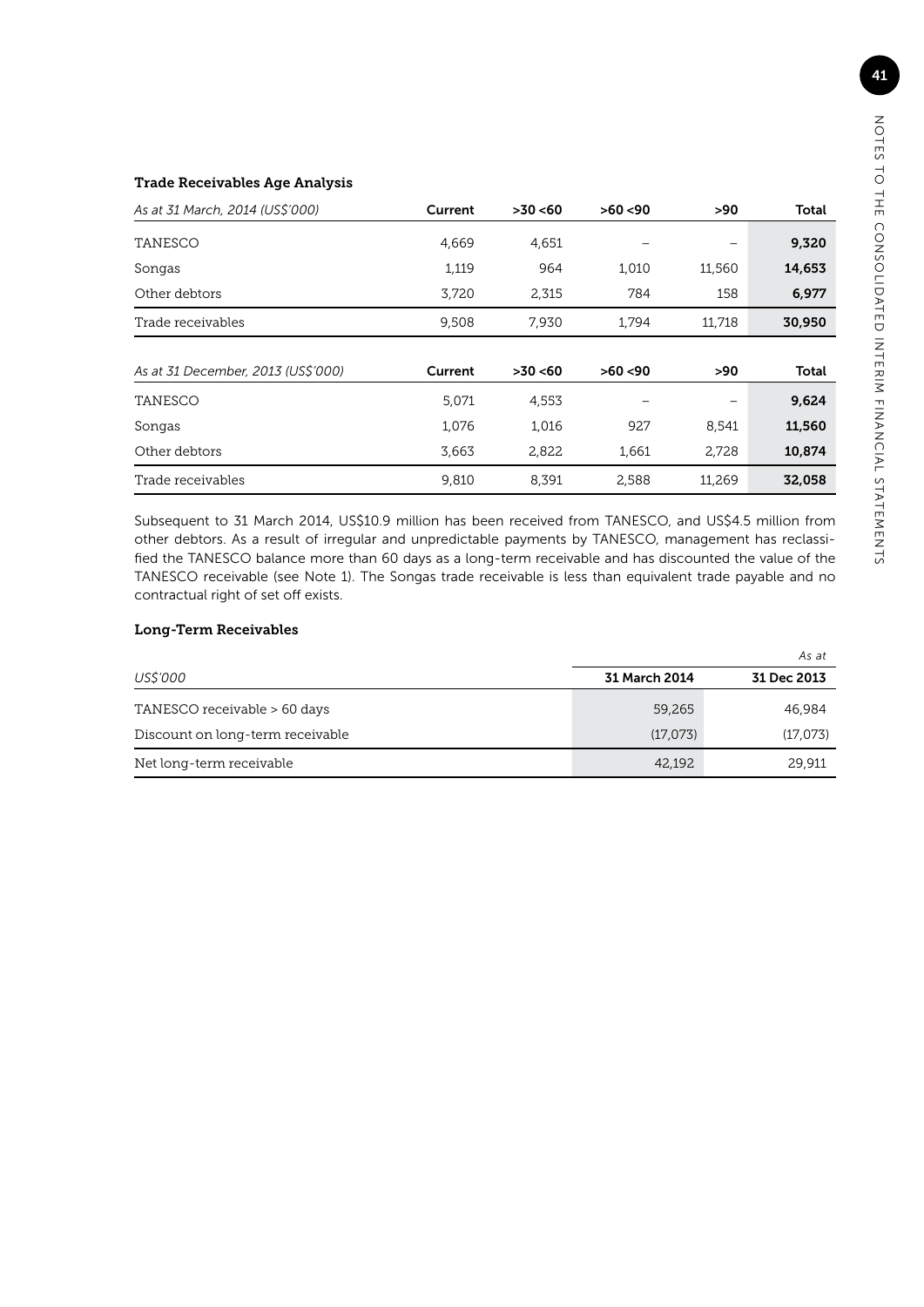### Trade Receivables Age Analysis

| *As at 31 March, 2014 (US$'000)* | Current | >30 <60 | >60 <90 | >90 | Total |
|---|---|---|---|---|---|
| TANESCO | 4,669 | 4,651 | – | – | **9,320** |
| Songas | 1,119 | 964 | 1,010 | 11,560 | **14,653** |
| Other debtors | 3,720 | 2,315 | 784 | 158 | **6,977** |
| Trade receivables | 9,508 | 7,930 | 1,794 | 11,718 | **30,950** |

| *As at 31 December, 2013 (US$'000)* | Current | >30 <60 | >60 <90 | >90 | Total |
|---|---|---|---|---|---|
| TANESCO | 5,071 | 4,553 | – | – | **9,624** |
| Songas | 1,076 | 1,016 | 927 | 8,541 | **11,560** |
| Other debtors | 3,663 | 2,822 | 1,661 | 2,728 | **10,874** |
| Trade receivables | 9,810 | 8,391 | 2,588 | 11,269 | **32,058** |

Subsequent to 31 March 2014, US$10.9 million has been received from TANESCO, and US$4.5 million from other debtors. As a result of irregular and unpredictable payments by TANESCO, management has reclassified the TANESCO balance more than 60 days as a long-term receivable and has discounted the value of the TANESCO receivable (see Note 1). The Songas trade receivable is less than equivalent trade payable and no contractual right of set off exists.

### Long-Term Receivables

| *US$'000* | *As at* 31 March 2014 | 31 Dec 2013 |
|---|---|---|
| TANESCO receivable > 60 days | 59,265 | 46,984 |
| Discount on long-term receivable | (17,073) | (17,073) |
| Net long-term receivable | 42,192 | 29,911 |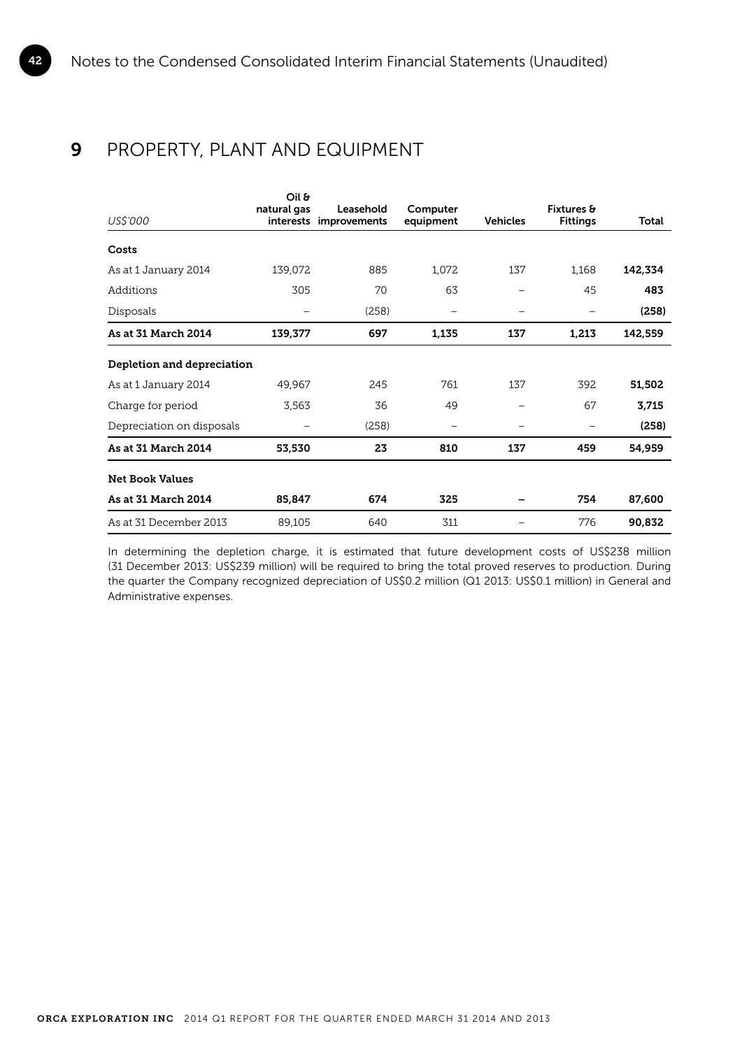## 9 PROPERTY, PLANT AND EQUIPMENT

| US$'000 | Oil & natural gas interests | Leasehold improvements | Computer equipment | Vehicles | Fixtures & Fittings | Total |
|---|---|---|---|---|---|---|
| **Costs** | | | | | | |
| As at 1 January 2014 | 139,072 | 885 | 1,072 | 137 | 1,168 | **142,334** |
| Additions | 305 | 70 | 63 | – | 45 | **483** |
| Disposals | – | (258) | – | – | – | **(258)** |
| **As at 31 March 2014** | **139,377** | **697** | **1,135** | **137** | **1,213** | **142,559** |
| **Depletion and depreciation** | | | | | | |
| As at 1 January 2014 | 49,967 | 245 | 761 | 137 | 392 | **51,502** |
| Charge for period | 3,563 | 36 | 49 | – | 67 | **3,715** |
| Depreciation on disposals | – | (258) | – | – | – | **(258)** |
| **As at 31 March 2014** | **53,530** | **23** | **810** | **137** | **459** | **54,959** |
| **Net Book Values** | | | | | | |
| **As at 31 March 2014** | **85,847** | **674** | **325** | **–** | **754** | **87,600** |
| As at 31 December 2013 | 89,105 | 640 | 311 | – | 776 | **90,832** |

In determining the depletion charge, it is estimated that future development costs of US$238 million (31 December 2013: US$239 million) will be required to bring the total proved reserves to production. During the quarter the Company recognized depreciation of US$0.2 million (Q1 2013: US$0.1 million) in General and Administrative expenses.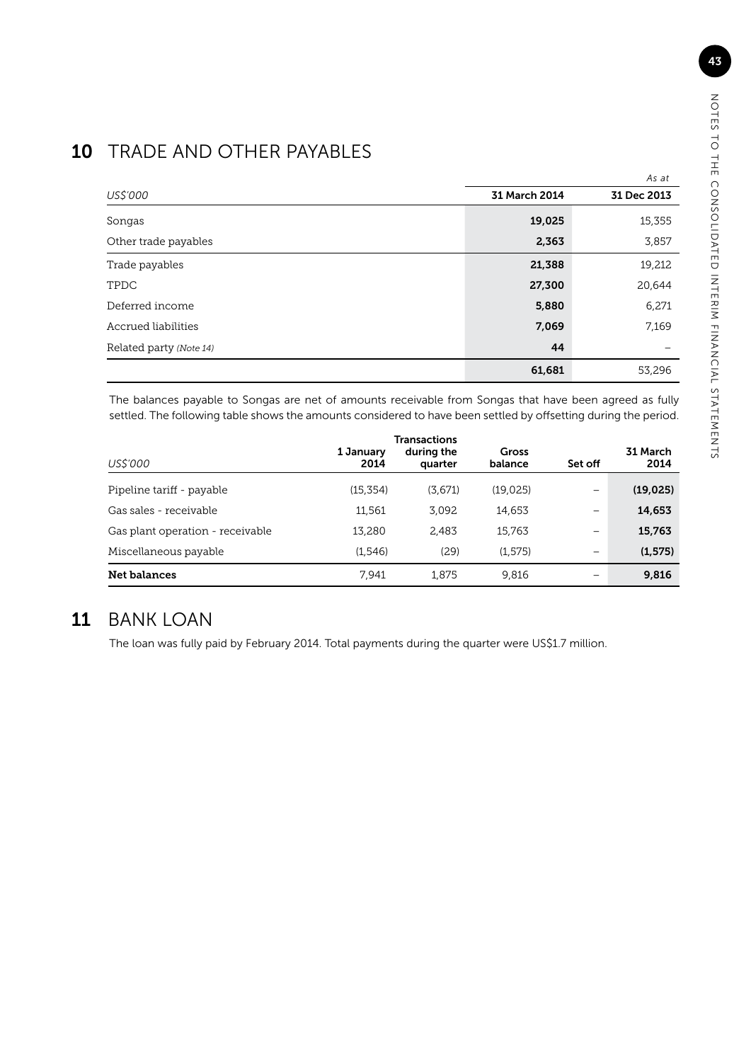## 10 TRADE AND OTHER PAYABLES

| *US$'000* | As at 31 March 2014 | 31 Dec 2013 |
|---|---|---|
| Songas | **19,025** | 15,355 |
| Other trade payables | **2,363** | 3,857 |
| Trade payables | **21,388** | 19,212 |
| TPDC | **27,300** | 20,644 |
| Deferred income | **5,880** | 6,271 |
| Accrued liabilities | **7,069** | 7,169 |
| Related party *(Note 14)* | **44** | – |
| | **61,681** | 53,296 |

The balances payable to Songas are net of amounts receivable from Songas that have been agreed as fully settled. The following table shows the amounts considered to have been settled by offsetting during the period.

| *US$'000* | 1 January 2014 | Transactions during the quarter | Gross balance | Set off | 31 March 2014 |
|---|---|---|---|---|---|
| Pipeline tariff - payable | (15,354) | (3,671) | (19,025) | – | **(19,025)** |
| Gas sales - receivable | 11,561 | 3,092 | 14,653 | – | **14,653** |
| Gas plant operation - receivable | 13,280 | 2,483 | 15,763 | – | **15,763** |
| Miscellaneous payable | (1,546) | (29) | (1,575) | – | **(1,575)** |
| **Net balances** | 7,941 | 1,875 | 9,816 | – | **9,816** |

## 11 BANK LOAN

The loan was fully paid by February 2014. Total payments during the quarter were US$1.7 million.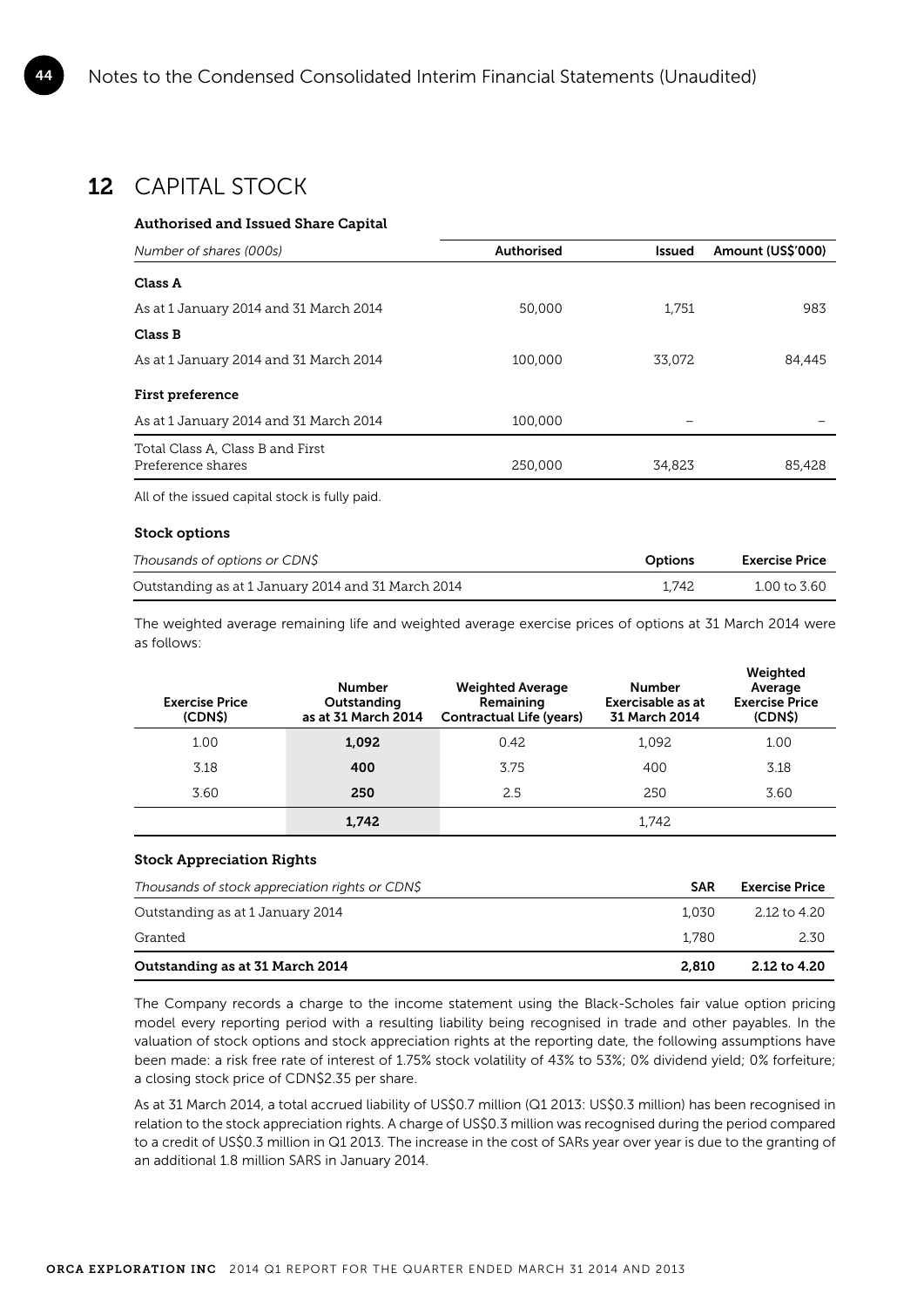## 12 CAPITAL STOCK

### Authorised and Issued Share Capital

| *Number of shares (000s)* | Authorised | Issued | Amount (US$'000) |
|---|---|---|---|
| **Class A** | | | |
| As at 1 January 2014 and 31 March 2014 | 50,000 | 1,751 | 983 |
| **Class B** | | | |
| As at 1 January 2014 and 31 March 2014 | 100,000 | 33,072 | 84,445 |
| **First preference** | | | |
| As at 1 January 2014 and 31 March 2014 | 100,000 | – | – |
| Total Class A, Class B and First Preference shares | 250,000 | 34,823 | 85,428 |

All of the issued capital stock is fully paid.

### Stock options

| *Thousands of options or CDN$* | Options | Exercise Price |
|---|---|---|
| Outstanding as at 1 January 2014 and 31 March 2014 | 1,742 | 1.00 to 3.60 |

The weighted average remaining life and weighted average exercise prices of options at 31 March 2014 were as follows:

| Exercise Price (CDN$) | Number Outstanding as at 31 March 2014 | Weighted Average Remaining Contractual Life (years) | Number Exercisable as at 31 March 2014 | Weighted Average Exercise Price (CDN$) |
|---|---|---|---|---|
| 1.00 | **1,092** | 0.42 | 1,092 | 1.00 |
| 3.18 | **400** | 3.75 | 400 | 3.18 |
| 3.60 | **250** | 2.5 | 250 | 3.60 |
| | **1,742** | | 1,742 | |

### Stock Appreciation Rights

| *Thousands of stock appreciation rights or CDN$* | SAR | Exercise Price |
|---|---|---|
| Outstanding as at 1 January 2014 | 1,030 | 2.12 to 4.20 |
| Granted | 1,780 | 2.30 |
| **Outstanding as at 31 March 2014** | **2,810** | **2.12 to 4.20** |

The Company records a charge to the income statement using the Black-Scholes fair value option pricing model every reporting period with a resulting liability being recognised in trade and other payables. In the valuation of stock options and stock appreciation rights at the reporting date, the following assumptions have been made: a risk free rate of interest of 1.75% stock volatility of 43% to 53%; 0% dividend yield; 0% forfeiture; a closing stock price of CDN$2.35 per share.

As at 31 March 2014, a total accrued liability of US$0.7 million (Q1 2013: US$0.3 million) has been recognised in relation to the stock appreciation rights. A charge of US$0.3 million was recognised during the period compared to a credit of US$0.3 million in Q1 2013. The increase in the cost of SARs year over year is due to the granting of an additional 1.8 million SARS in January 2014.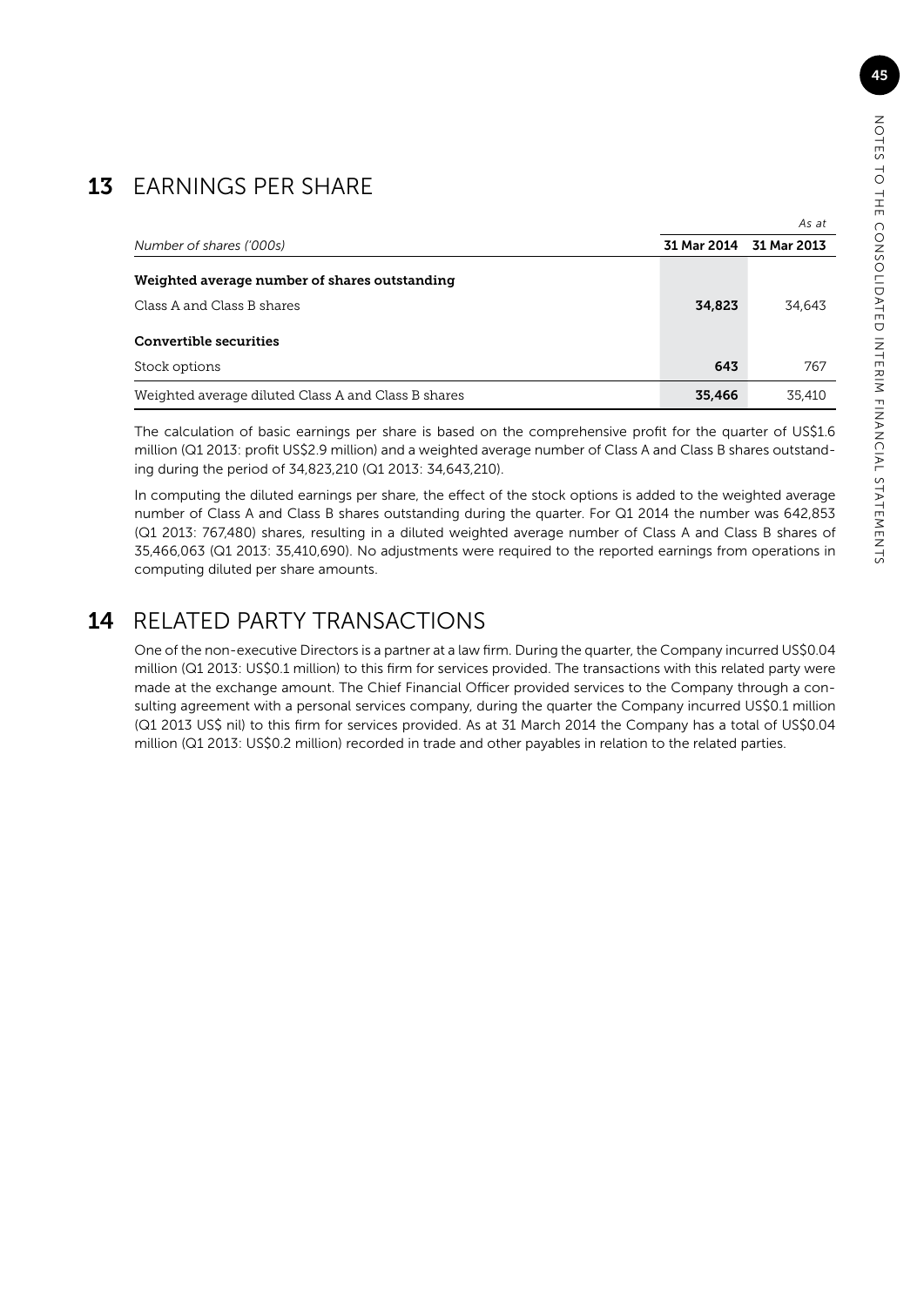## 13 EARNINGS PER SHARE

| *Number of shares ('000s)* | *As at* 31 Mar 2014 | 31 Mar 2013 |
|---|---|---|
| **Weighted average number of shares outstanding** | | |
| Class A and Class B shares | **34,823** | 34,643 |
| **Convertible securities** | | |
| Stock options | **643** | 767 |
| Weighted average diluted Class A and Class B shares | **35,466** | 35,410 |

The calculation of basic earnings per share is based on the comprehensive profit for the quarter of US$1.6 million (Q1 2013: profit US$2.9 million) and a weighted average number of Class A and Class B shares outstanding during the period of 34,823,210 (Q1 2013: 34,643,210).

In computing the diluted earnings per share, the effect of the stock options is added to the weighted average number of Class A and Class B shares outstanding during the quarter. For Q1 2014 the number was 642,853 (Q1 2013: 767,480) shares, resulting in a diluted weighted average number of Class A and Class B shares of 35,466,063 (Q1 2013: 35,410,690). No adjustments were required to the reported earnings from operations in computing diluted per share amounts.

## 14 RELATED PARTY TRANSACTIONS

One of the non-executive Directors is a partner at a law firm. During the quarter, the Company incurred US$0.04 million (Q1 2013: US$0.1 million) to this firm for services provided. The transactions with this related party were made at the exchange amount. The Chief Financial Officer provided services to the Company through a consulting agreement with a personal services company, during the quarter the Company incurred US$0.1 million (Q1 2013 US$ nil) to this firm for services provided. As at 31 March 2014 the Company has a total of US$0.04 million (Q1 2013: US$0.2 million) recorded in trade and other payables in relation to the related parties.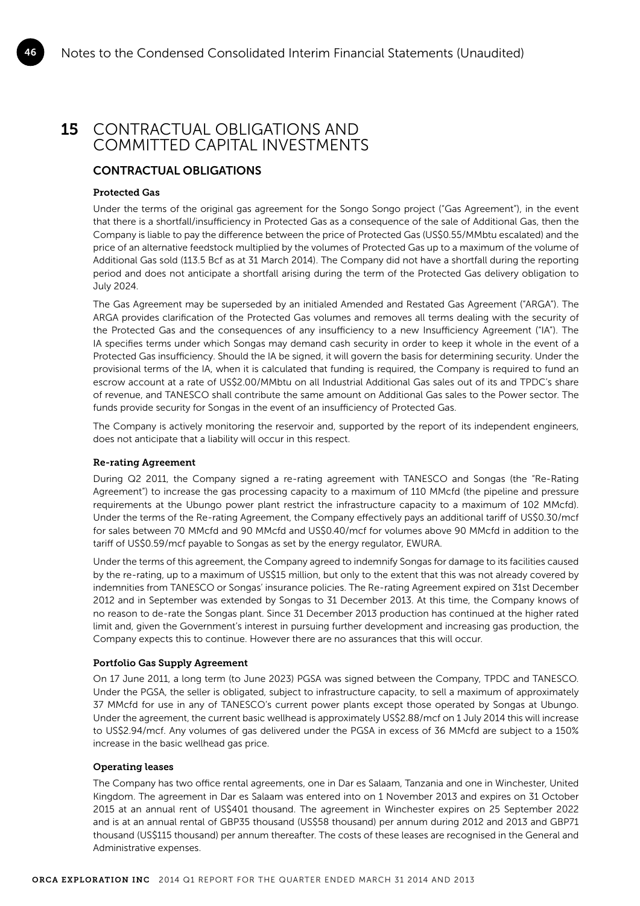# 15 CONTRACTUAL OBLIGATIONS AND COMMITTED CAPITAL INVESTMENTS

## CONTRACTUAL OBLIGATIONS

### Protected Gas

Under the terms of the original gas agreement for the Songo Songo project ("Gas Agreement"), in the event that there is a shortfall/insufficiency in Protected Gas as a consequence of the sale of Additional Gas, then the Company is liable to pay the difference between the price of Protected Gas (US$0.55/MMbtu escalated) and the price of an alternative feedstock multiplied by the volumes of Protected Gas up to a maximum of the volume of Additional Gas sold (113.5 Bcf as at 31 March 2014). The Company did not have a shortfall during the reporting period and does not anticipate a shortfall arising during the term of the Protected Gas delivery obligation to July 2024.

The Gas Agreement may be superseded by an initialed Amended and Restated Gas Agreement ("ARGA"). The ARGA provides clarification of the Protected Gas volumes and removes all terms dealing with the security of the Protected Gas and the consequences of any insufficiency to a new Insufficiency Agreement ("IA"). The IA specifies terms under which Songas may demand cash security in order to keep it whole in the event of a Protected Gas insufficiency. Should the IA be signed, it will govern the basis for determining security. Under the provisional terms of the IA, when it is calculated that funding is required, the Company is required to fund an escrow account at a rate of US$2.00/MMbtu on all Industrial Additional Gas sales out of its and TPDC's share of revenue, and TANESCO shall contribute the same amount on Additional Gas sales to the Power sector. The funds provide security for Songas in the event of an insufficiency of Protected Gas.

The Company is actively monitoring the reservoir and, supported by the report of its independent engineers, does not anticipate that a liability will occur in this respect.

### Re-rating Agreement

During Q2 2011, the Company signed a re-rating agreement with TANESCO and Songas (the "Re-Rating Agreement") to increase the gas processing capacity to a maximum of 110 MMcfd (the pipeline and pressure requirements at the Ubungo power plant restrict the infrastructure capacity to a maximum of 102 MMcfd). Under the terms of the Re-rating Agreement, the Company effectively pays an additional tariff of US$0.30/mcf for sales between 70 MMcfd and 90 MMcfd and US$0.40/mcf for volumes above 90 MMcfd in addition to the tariff of US$0.59/mcf payable to Songas as set by the energy regulator, EWURA.

Under the terms of this agreement, the Company agreed to indemnify Songas for damage to its facilities caused by the re-rating, up to a maximum of US$15 million, but only to the extent that this was not already covered by indemnities from TANESCO or Songas' insurance policies. The Re-rating Agreement expired on 31st December 2012 and in September was extended by Songas to 31 December 2013. At this time, the Company knows of no reason to de-rate the Songas plant. Since 31 December 2013 production has continued at the higher rated limit and, given the Government's interest in pursuing further development and increasing gas production, the Company expects this to continue. However there are no assurances that this will occur.

### Portfolio Gas Supply Agreement

On 17 June 2011, a long term (to June 2023) PGSA was signed between the Company, TPDC and TANESCO. Under the PGSA, the seller is obligated, subject to infrastructure capacity, to sell a maximum of approximately 37 MMcfd for use in any of TANESCO's current power plants except those operated by Songas at Ubungo. Under the agreement, the current basic wellhead is approximately US$2.88/mcf on 1 July 2014 this will increase to US$2.94/mcf. Any volumes of gas delivered under the PGSA in excess of 36 MMcfd are subject to a 150% increase in the basic wellhead gas price.

### Operating leases

The Company has two office rental agreements, one in Dar es Salaam, Tanzania and one in Winchester, United Kingdom. The agreement in Dar es Salaam was entered into on 1 November 2013 and expires on 31 October 2015 at an annual rent of US$401 thousand. The agreement in Winchester expires on 25 September 2022 and is at an annual rental of GBP35 thousand (US$58 thousand) per annum during 2012 and 2013 and GBP71 thousand (US$115 thousand) per annum thereafter. The costs of these leases are recognised in the General and Administrative expenses.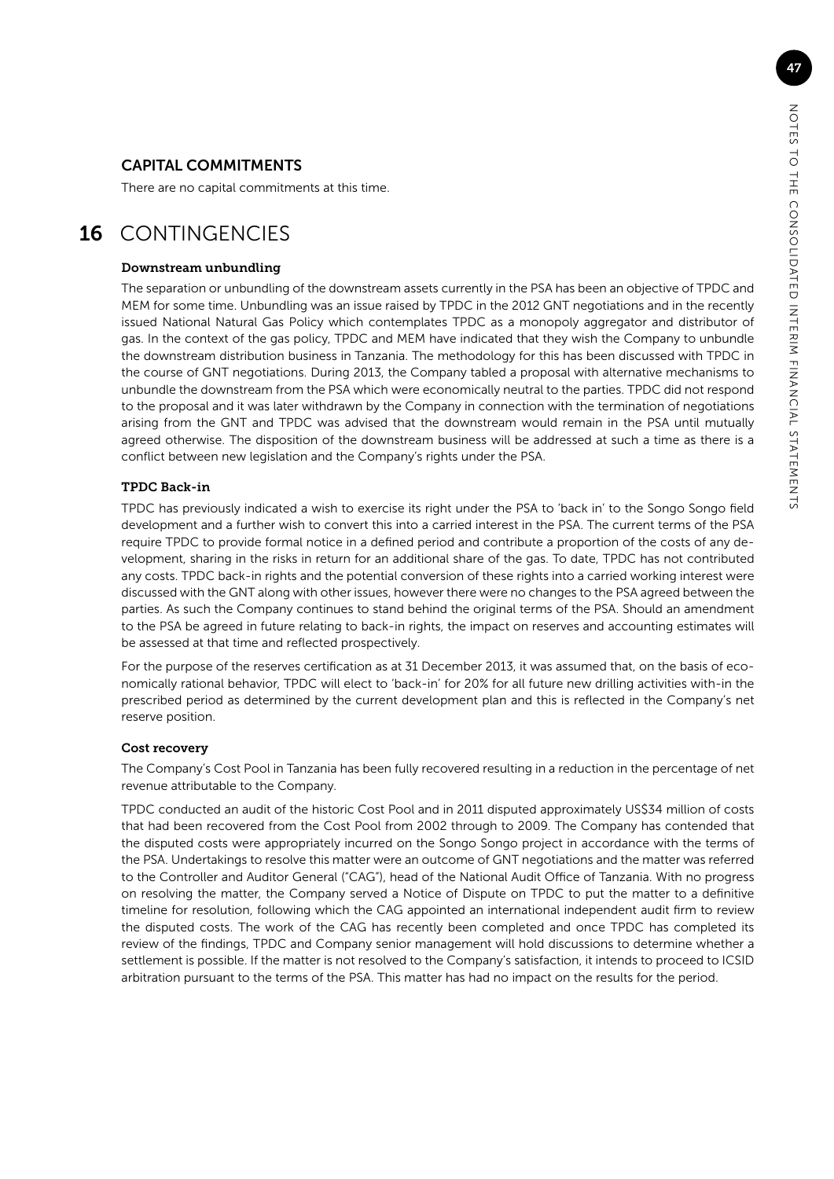## CAPITAL COMMITMENTS

There are no capital commitments at this time.

# 16 CONTINGENCIES

### Downstream unbundling

The separation or unbundling of the downstream assets currently in the PSA has been an objective of TPDC and MEM for some time. Unbundling was an issue raised by TPDC in the 2012 GNT negotiations and in the recently issued National Natural Gas Policy which contemplates TPDC as a monopoly aggregator and distributor of gas. In the context of the gas policy, TPDC and MEM have indicated that they wish the Company to unbundle the downstream distribution business in Tanzania. The methodology for this has been discussed with TPDC in the course of GNT negotiations. During 2013, the Company tabled a proposal with alternative mechanisms to unbundle the downstream from the PSA which were economically neutral to the parties. TPDC did not respond to the proposal and it was later withdrawn by the Company in connection with the termination of negotiations arising from the GNT and TPDC was advised that the downstream would remain in the PSA until mutually agreed otherwise. The disposition of the downstream business will be addressed at such a time as there is a conflict between new legislation and the Company's rights under the PSA.

### TPDC Back-in

TPDC has previously indicated a wish to exercise its right under the PSA to 'back in' to the Songo Songo field development and a further wish to convert this into a carried interest in the PSA. The current terms of the PSA require TPDC to provide formal notice in a defined period and contribute a proportion of the costs of any development, sharing in the risks in return for an additional share of the gas. To date, TPDC has not contributed any costs. TPDC back-in rights and the potential conversion of these rights into a carried working interest were discussed with the GNT along with other issues, however there were no changes to the PSA agreed between the parties. As such the Company continues to stand behind the original terms of the PSA. Should an amendment to the PSA be agreed in future relating to back-in rights, the impact on reserves and accounting estimates will be assessed at that time and reflected prospectively.

For the purpose of the reserves certification as at 31 December 2013, it was assumed that, on the basis of economically rational behavior, TPDC will elect to 'back-in' for 20% for all future new drilling activities with-in the prescribed period as determined by the current development plan and this is reflected in the Company's net reserve position.

### Cost recovery

The Company's Cost Pool in Tanzania has been fully recovered resulting in a reduction in the percentage of net revenue attributable to the Company.

TPDC conducted an audit of the historic Cost Pool and in 2011 disputed approximately US$34 million of costs that had been recovered from the Cost Pool from 2002 through to 2009. The Company has contended that the disputed costs were appropriately incurred on the Songo Songo project in accordance with the terms of the PSA. Undertakings to resolve this matter were an outcome of GNT negotiations and the matter was referred to the Controller and Auditor General ("CAG"), head of the National Audit Office of Tanzania. With no progress on resolving the matter, the Company served a Notice of Dispute on TPDC to put the matter to a definitive timeline for resolution, following which the CAG appointed an international independent audit firm to review the disputed costs. The work of the CAG has recently been completed and once TPDC has completed its review of the findings, TPDC and Company senior management will hold discussions to determine whether a settlement is possible. If the matter is not resolved to the Company's satisfaction, it intends to proceed to ICSID arbitration pursuant to the terms of the PSA. This matter has had no impact on the results for the period.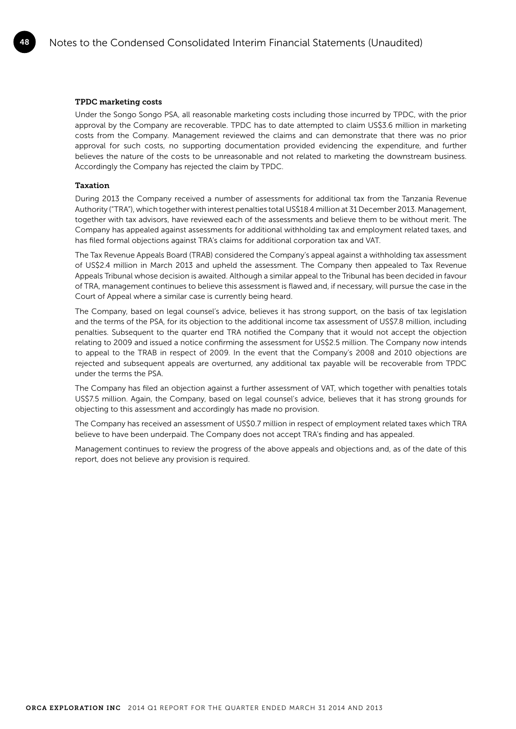### TPDC marketing costs

Under the Songo Songo PSA, all reasonable marketing costs including those incurred by TPDC, with the prior approval by the Company are recoverable. TPDC has to date attempted to claim US$3.6 million in marketing costs from the Company. Management reviewed the claims and can demonstrate that there was no prior approval for such costs, no supporting documentation provided evidencing the expenditure, and further believes the nature of the costs to be unreasonable and not related to marketing the downstream business. Accordingly the Company has rejected the claim by TPDC.

### Taxation

During 2013 the Company received a number of assessments for additional tax from the Tanzania Revenue Authority ("TRA"), which together with interest penalties total US$18.4 million at 31 December 2013. Management, together with tax advisors, have reviewed each of the assessments and believe them to be without merit. The Company has appealed against assessments for additional withholding tax and employment related taxes, and has filed formal objections against TRA's claims for additional corporation tax and VAT.

The Tax Revenue Appeals Board (TRAB) considered the Company's appeal against a withholding tax assessment of US$2.4 million in March 2013 and upheld the assessment. The Company then appealed to Tax Revenue Appeals Tribunal whose decision is awaited. Although a similar appeal to the Tribunal has been decided in favour of TRA, management continues to believe this assessment is flawed and, if necessary, will pursue the case in the Court of Appeal where a similar case is currently being heard.

The Company, based on legal counsel's advice, believes it has strong support, on the basis of tax legislation and the terms of the PSA, for its objection to the additional income tax assessment of US$7.8 million, including penalties. Subsequent to the quarter end TRA notified the Company that it would not accept the objection relating to 2009 and issued a notice confirming the assessment for US$2.5 million. The Company now intends to appeal to the TRAB in respect of 2009. In the event that the Company's 2008 and 2010 objections are rejected and subsequent appeals are overturned, any additional tax payable will be recoverable from TPDC under the terms the PSA.

The Company has filed an objection against a further assessment of VAT, which together with penalties totals US$7.5 million. Again, the Company, based on legal counsel's advice, believes that it has strong grounds for objecting to this assessment and accordingly has made no provision.

The Company has received an assessment of US$0.7 million in respect of employment related taxes which TRA believe to have been underpaid. The Company does not accept TRA's finding and has appealed.

Management continues to review the progress of the above appeals and objections and, as of the date of this report, does not believe any provision is required.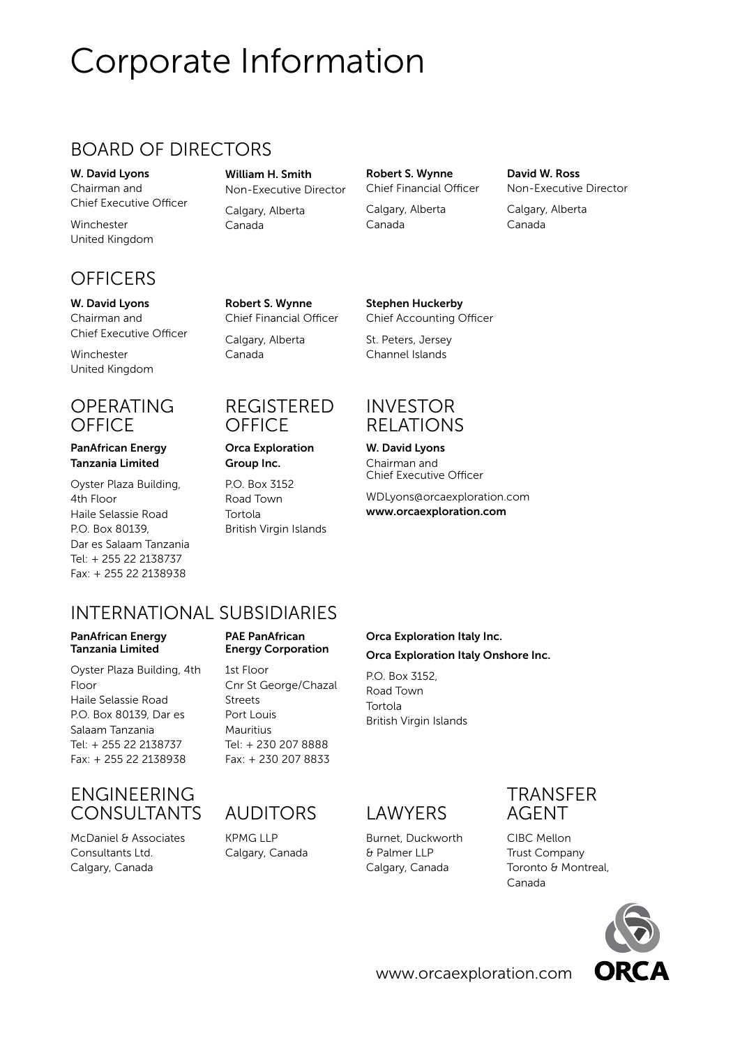# Corporate Information

## BOARD OF DIRECTORS

**W. David Lyons**
Chairman and
Chief Executive Officer

Winchester
United Kingdom

**William H. Smith**
Non-Executive Director

Calgary, Alberta
Canada

**Robert S. Wynne**
Chief Financial Officer

Calgary, Alberta
Canada

**David W. Ross**
Non-Executive Director

Calgary, Alberta
Canada

## OFFICERS

**W. David Lyons**
Chairman and
Chief Executive Officer

Winchester
United Kingdom

**Robert S. Wynne**
Chief Financial Officer

Calgary, Alberta
Canada

**Stephen Huckerby**
Chief Accounting Officer

St. Peters, Jersey
Channel Islands

## OPERATING OFFICE

**PanAfrican Energy Tanzania Limited**

Oyster Plaza Building,
4th Floor
Haile Selassie Road
P.O. Box 80139,
Dar es Salaam Tanzania
Tel: + 255 22 2138737
Fax: + 255 22 2138938

## REGISTERED OFFICE

**Orca Exploration Group Inc.**

P.O. Box 3152
Road Town
Tortola
British Virgin Islands

## INVESTOR RELATIONS

**W. David Lyons**
Chairman and
Chief Executive Officer

WDLyons@orcaexploration.com
**www.orcaexploration.com**

## INTERNATIONAL SUBSIDIARIES

**PanAfrican Energy Tanzania Limited**

Oyster Plaza Building, 4th Floor
Haile Selassie Road
P.O. Box 80139, Dar es Salaam Tanzania
Tel: + 255 22 2138737
Fax: + 255 22 2138938

**PAE PanAfrican Energy Corporation**

1st Floor
Cnr St George/Chazal Streets
Port Louis
Mauritius
Tel: + 230 207 8888
Fax: + 230 207 8833

**Orca Exploration Italy Inc.**

**Orca Exploration Italy Onshore Inc.**

P.O. Box 3152,
Road Town
Tortola
British Virgin Islands

## ENGINEERING CONSULTANTS

McDaniel & Associates
Consultants Ltd.
Calgary, Canada

## AUDITORS

KPMG LLP
Calgary, Canada

## LAWYERS

Burnet, Duckworth
& Palmer LLP
Calgary, Canada

## TRANSFER AGENT

CIBC Mellon
Trust Company
Toronto & Montreal,
Canada

www.orcaexploration.com ORCA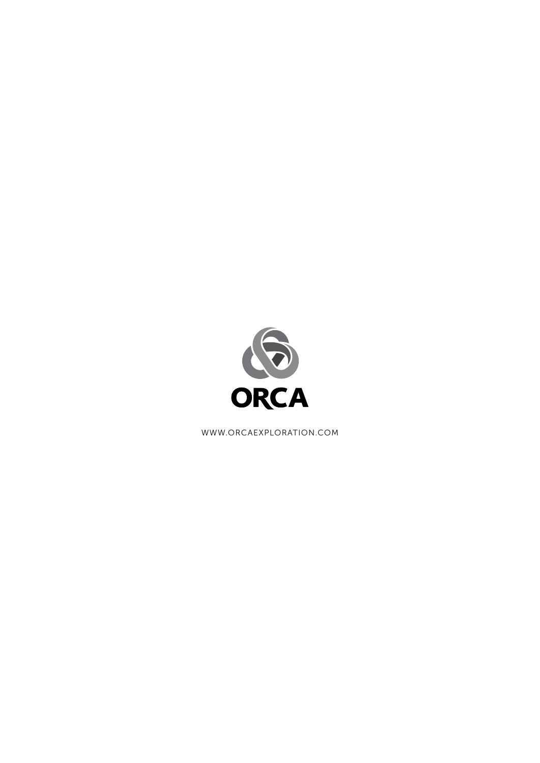ORCA

WWW.ORCAEXPLORATION.COM